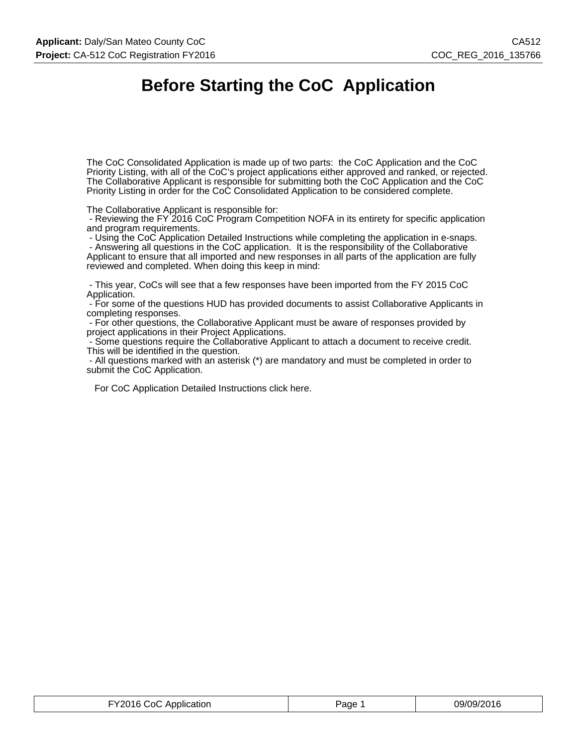# Before Starting the CoC Application

The CoC Consolidated Application is made up of two parts: the CoC Application and the CoC Priority Listing, with all of the CoC's project applications either approved and ranked, or rejected. The Collaborative Applicant is responsible for submitting both the CoC Application and the CoC Priority Listing in order for the CoC Consolidated Application to be considered complete.

The Collaborative Applicant is responsible for:

- Reviewing the FY 2016 CoC Program Competition NOFA in its entirety for specific application and program requirements.
- Using the CoC Application Detailed Instructions while completing the application in e-snaps.
- Answering all questions in the CoC application. It is the responsibility of the Collaborative Applicant to ensure that all imported and new responses in all parts of the application are fully reviewed and completed. When doing this keep in mind:

- This year, CoCs will see that a few responses have been imported from the FY 2015 CoC Application.
- For some of the questions HUD has provided documents to assist Collaborative Applicants in completing responses.
- For other questions, the Collaborative Applicant must be aware of responses provided by project applications in their Project Applications.
- Some questions require the Collaborative Applicant to attach a document to receive credit. This will be identified in the question.
- All questions marked with an asterisk (*) are mandatory and must be completed in order to submit the CoC Application.

For CoC Application Detailed Instructions click here.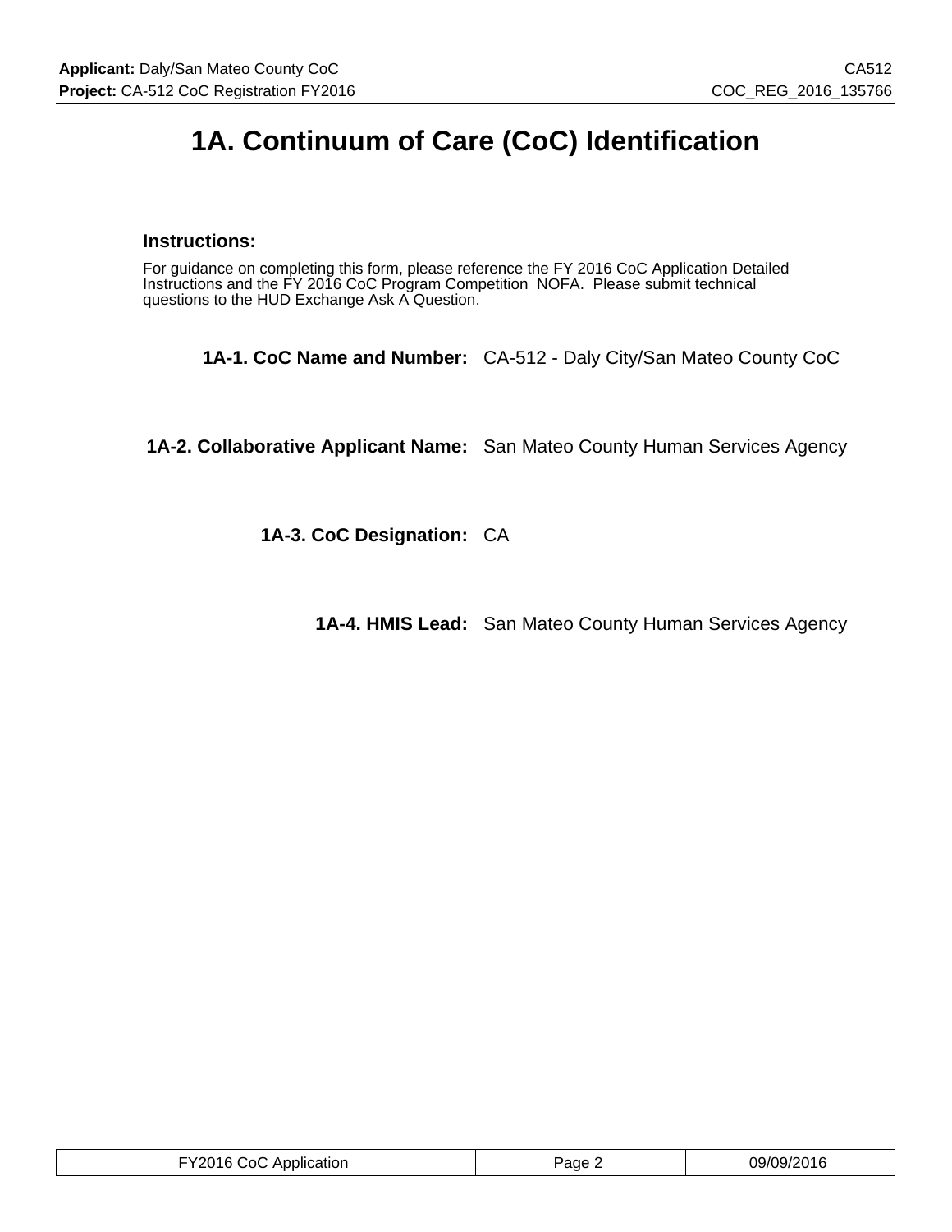# 1A. Continuum of Care (CoC) Identification

### Instructions:

For guidance on completing this form, please reference the FY 2016 CoC Application Detailed Instructions and the FY 2016 CoC Program Competition NOFA. Please submit technical questions to the HUD Exchange Ask A Question.

**1A-1. CoC Name and Number:** CA-512 - Daly City/San Mateo County CoC

**1A-2. Collaborative Applicant Name:** San Mateo County Human Services Agency

**1A-3. CoC Designation:** CA

**1A-4. HMIS Lead:** San Mateo County Human Services Agency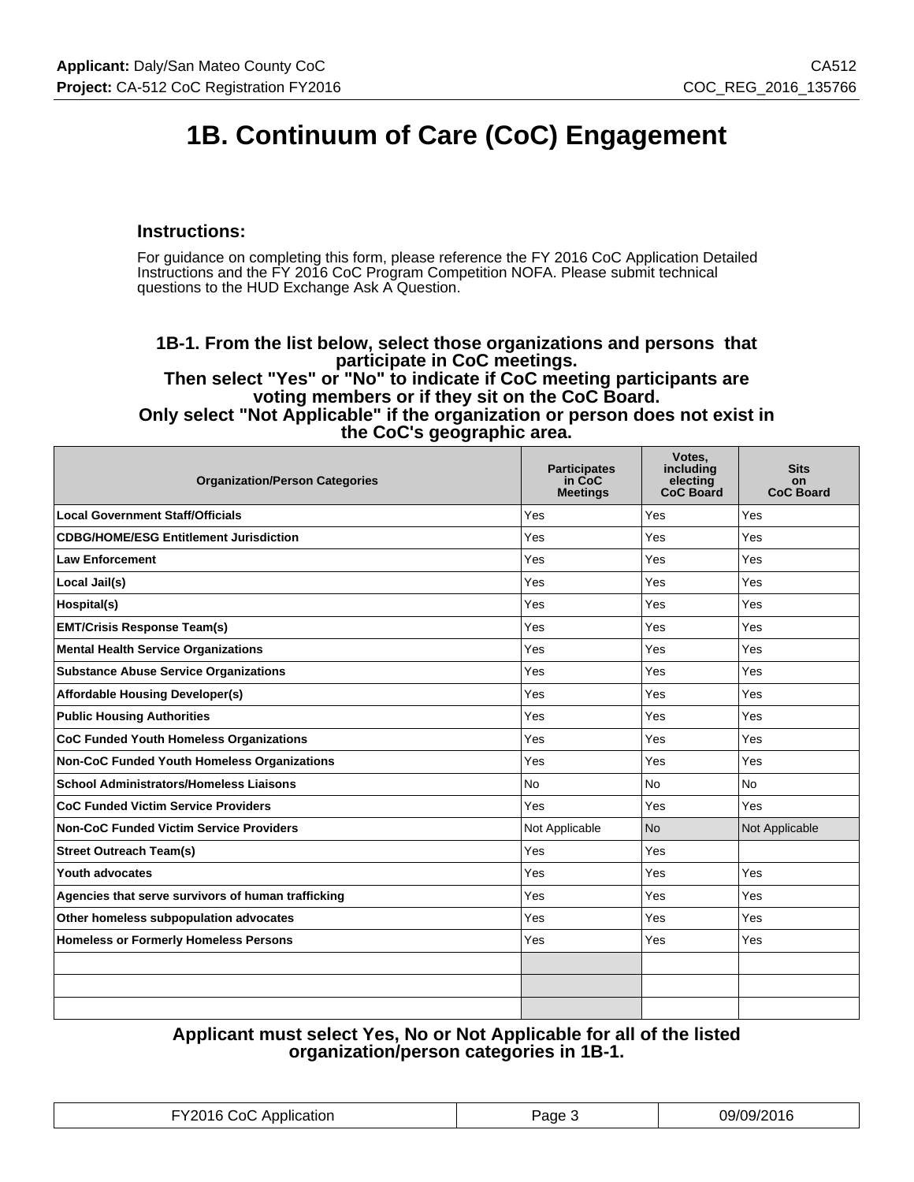# 1B. Continuum of Care (CoC) Engagement

### Instructions:

For guidance on completing this form, please reference the FY 2016 CoC Application Detailed Instructions and the FY 2016 CoC Program Competition NOFA. Please submit technical questions to the HUD Exchange Ask A Question.

### 1B-1. From the list below, select those organizations and persons that participate in CoC meetings. Then select "Yes" or "No" to indicate if CoC meeting participants are voting members or if they sit on the CoC Board. Only select "Not Applicable" if the organization or person does not exist in the CoC's geographic area.

| Organization/Person Categories | Participates in CoC Meetings | Votes, including electing CoC Board | Sits on CoC Board |
|---|---|---|---|
| **Local Government Staff/Officials** | Yes | Yes | Yes |
| **CDBG/HOME/ESG Entitlement Jurisdiction** | Yes | Yes | Yes |
| **Law Enforcement** | Yes | Yes | Yes |
| **Local Jail(s)** | Yes | Yes | Yes |
| **Hospital(s)** | Yes | Yes | Yes |
| **EMT/Crisis Response Team(s)** | Yes | Yes | Yes |
| **Mental Health Service Organizations** | Yes | Yes | Yes |
| **Substance Abuse Service Organizations** | Yes | Yes | Yes |
| **Affordable Housing Developer(s)** | Yes | Yes | Yes |
| **Public Housing Authorities** | Yes | Yes | Yes |
| **CoC Funded Youth Homeless Organizations** | Yes | Yes | Yes |
| **Non-CoC Funded Youth Homeless Organizations** | Yes | Yes | Yes |
| **School Administrators/Homeless Liaisons** | No | No | No |
| **CoC Funded Victim Service Providers** | Yes | Yes | Yes |
| **Non-CoC Funded Victim Service Providers** | Not Applicable | No | Not Applicable |
| **Street Outreach Team(s)** | Yes | Yes | |
| **Youth advocates** | Yes | Yes | Yes |
| **Agencies that serve survivors of human trafficking** | Yes | Yes | Yes |
| **Other homeless subpopulation advocates** | Yes | Yes | Yes |
| **Homeless or Formerly Homeless Persons** | Yes | Yes | Yes |
| | | | |
| | | | |
| | | | |

**Applicant must select Yes, No or Not Applicable for all of the listed organization/person categories in 1B-1.**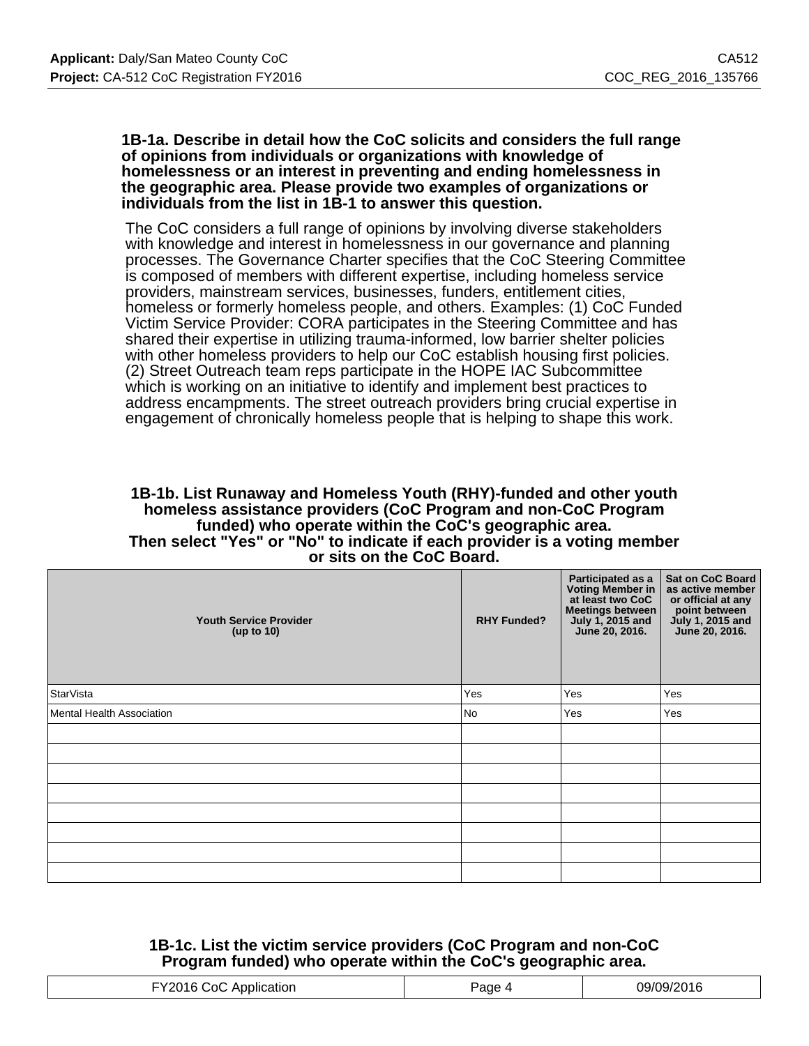**1B-1a. Describe in detail how the CoC solicits and considers the full range of opinions from individuals or organizations with knowledge of homelessness or an interest in preventing and ending homelessness in the geographic area. Please provide two examples of organizations or individuals from the list in 1B-1 to answer this question.**

The CoC considers a full range of opinions by involving diverse stakeholders with knowledge and interest in homelessness in our governance and planning processes. The Governance Charter specifies that the CoC Steering Committee is composed of members with different expertise, including homeless service providers, mainstream services, businesses, funders, entitlement cities, homeless or formerly homeless people, and others. Examples: (1) CoC Funded Victim Service Provider: CORA participates in the Steering Committee and has shared their expertise in utilizing trauma-informed, low barrier shelter policies with other homeless providers to help our CoC establish housing first policies. (2) Street Outreach team reps participate in the HOPE IAC Subcommittee which is working on an initiative to identify and implement best practices to address encampments. The street outreach providers bring crucial expertise in engagement of chronically homeless people that is helping to shape this work.

**1B-1b. List Runaway and Homeless Youth (RHY)-funded and other youth homeless assistance providers (CoC Program and non-CoC Program funded) who operate within the CoC's geographic area. Then select "Yes" or "No" to indicate if each provider is a voting member or sits on the CoC Board.**

| Youth Service Provider (up to 10) | RHY Funded? | Participated as a Voting Member in at least two CoC Meetings between July 1, 2015 and June 20, 2016. | Sat on CoC Board as active member or official at any point between July 1, 2015 and June 20, 2016. |
|---|---|---|---|
| StarVista | Yes | Yes | Yes |
| Mental Health Association | No | Yes | Yes |
| | | | |
| | | | |
| | | | |
| | | | |
| | | | |
| | | | |
| | | | |
| | | | |

**1B-1c. List the victim service providers (CoC Program and non-CoC Program funded) who operate within the CoC's geographic area.**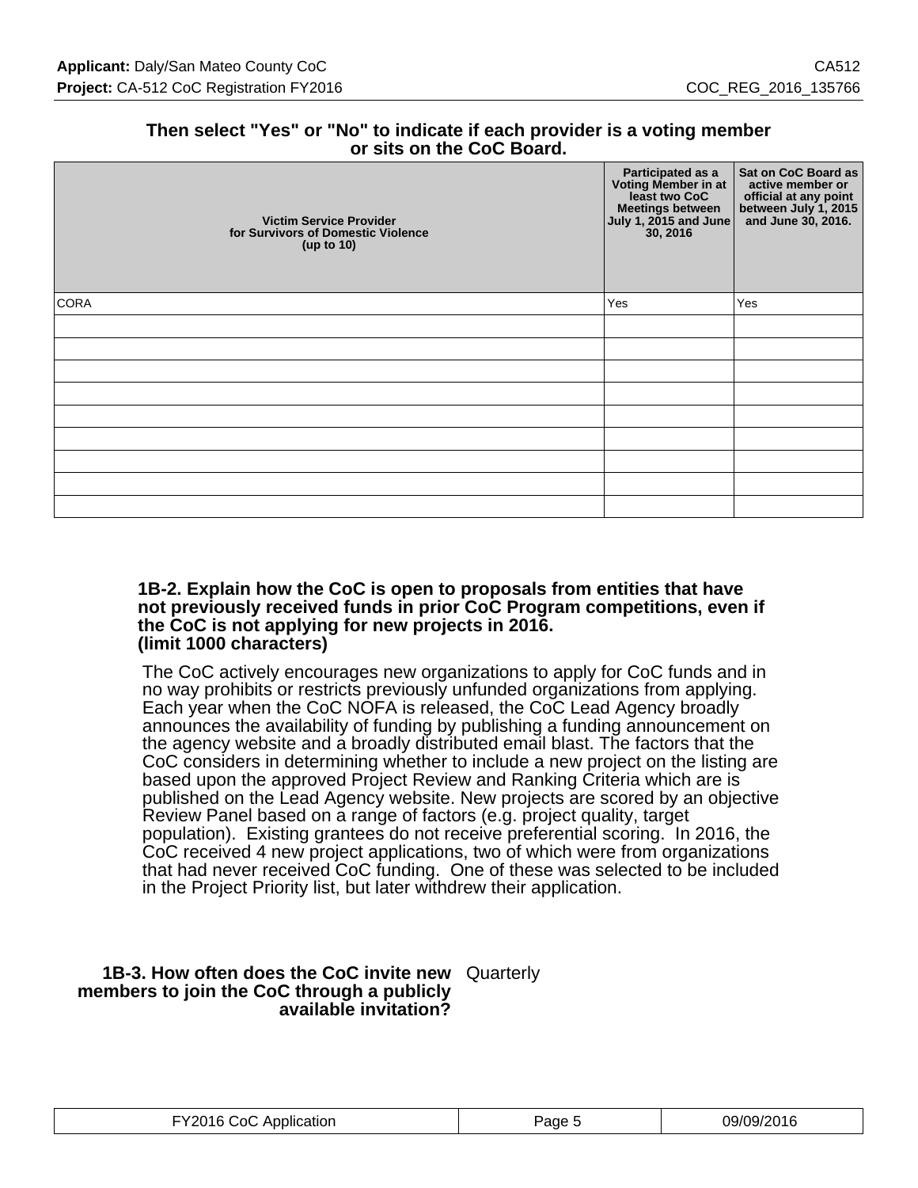**Then select "Yes" or "No" to indicate if each provider is a voting member or sits on the CoC Board.**

| Victim Service Provider for Survivors of Domestic Violence (up to 10) | Participated as a Voting Member in at least two CoC Meetings between July 1, 2015 and June 30, 2016 | Sat on CoC Board as active member or official at any point between July 1, 2015 and June 30, 2016. |
|---|---|---|
| CORA | Yes | Yes |
| | | |
| | | |
| | | |
| | | |
| | | |
| | | |
| | | |
| | | |
| | | |

**1B-2. Explain how the CoC is open to proposals from entities that have not previously received funds in prior CoC Program competitions, even if the CoC is not applying for new projects in 2016. (limit 1000 characters)**

The CoC actively encourages new organizations to apply for CoC funds and in no way prohibits or restricts previously unfunded organizations from applying. Each year when the CoC NOFA is released, the CoC Lead Agency broadly announces the availability of funding by publishing a funding announcement on the agency website and a broadly distributed email blast. The factors that the CoC considers in determining whether to include a new project on the listing are based upon the approved Project Review and Ranking Criteria which are is published on the Lead Agency website. New projects are scored by an objective Review Panel based on a range of factors (e.g. project quality, target population). Existing grantees do not receive preferential scoring. In 2016, the CoC received 4 new project applications, two of which were from organizations that had never received CoC funding. One of these was selected to be included in the Project Priority list, but later withdrew their application.

**1B-3. How often does the CoC invite new members to join the CoC through a publicly available invitation?** Quarterly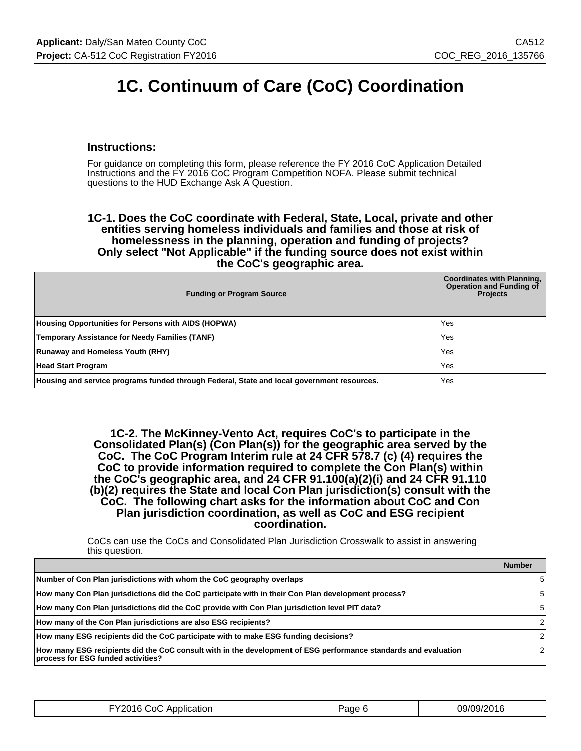# 1C. Continuum of Care (CoC) Coordination

### Instructions:

For guidance on completing this form, please reference the FY 2016 CoC Application Detailed Instructions and the FY 2016 CoC Program Competition NOFA. Please submit technical questions to the HUD Exchange Ask A Question.

**1C-1. Does the CoC coordinate with Federal, State, Local, private and other entities serving homeless individuals and families and those at risk of homelessness in the planning, operation and funding of projects? Only select "Not Applicable" if the funding source does not exist within the CoC's geographic area.**

| Funding or Program Source | Coordinates with Planning, Operation and Funding of Projects |
|---|---|
| **Housing Opportunities for Persons with AIDS (HOPWA)** | Yes |
| **Temporary Assistance for Needy Families (TANF)** | Yes |
| **Runaway and Homeless Youth (RHY)** | Yes |
| **Head Start Program** | Yes |
| **Housing and service programs funded through Federal, State and local government resources.** | Yes |

**1C-2. The McKinney-Vento Act, requires CoC's to participate in the Consolidated Plan(s) (Con Plan(s)) for the geographic area served by the CoC. The CoC Program Interim rule at 24 CFR 578.7 (c) (4) requires the CoC to provide information required to complete the Con Plan(s) within the CoC's geographic area, and 24 CFR 91.100(a)(2)(i) and 24 CFR 91.110 (b)(2) requires the State and local Con Plan jurisdiction(s) consult with the CoC. The following chart asks for the information about CoC and Con Plan jurisdiction coordination, as well as CoC and ESG recipient coordination.**

CoCs can use the CoCs and Consolidated Plan Jurisdiction Crosswalk to assist in answering this question.

| | Number |
|---|---|
| **Number of Con Plan jurisdictions with whom the CoC geography overlaps** | 5 |
| **How many Con Plan jurisdictions did the CoC participate with in their Con Plan development process?** | 5 |
| **How many Con Plan jurisdictions did the CoC provide with Con Plan jurisdiction level PIT data?** | 5 |
| **How many of the Con Plan jurisdictions are also ESG recipients?** | 2 |
| **How many ESG recipients did the CoC participate with to make ESG funding decisions?** | 2 |
| **How many ESG recipients did the CoC consult with in the development of ESG performance standards and evaluation process for ESG funded activities?** | 2 |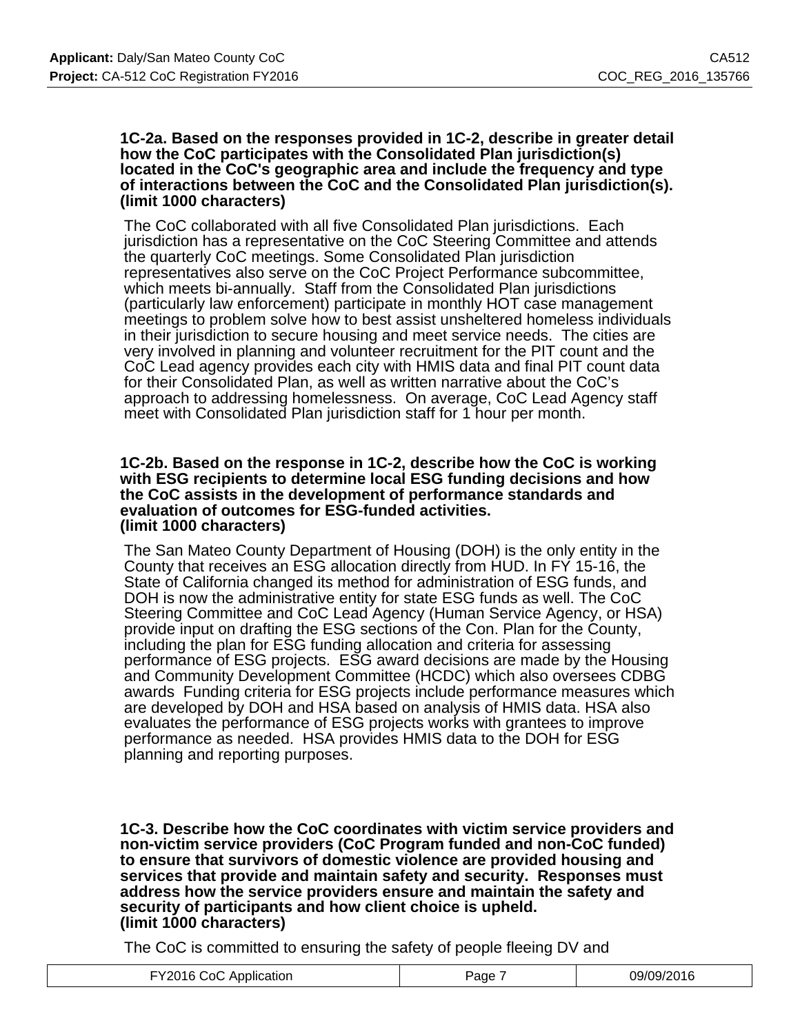**1C-2a. Based on the responses provided in 1C-2, describe in greater detail how the CoC participates with the Consolidated Plan jurisdiction(s) located in the CoC's geographic area and include the frequency and type of interactions between the CoC and the Consolidated Plan jurisdiction(s). (limit 1000 characters)**

The CoC collaborated with all five Consolidated Plan jurisdictions. Each jurisdiction has a representative on the CoC Steering Committee and attends the quarterly CoC meetings. Some Consolidated Plan jurisdiction representatives also serve on the CoC Project Performance subcommittee, which meets bi-annually. Staff from the Consolidated Plan jurisdictions (particularly law enforcement) participate in monthly HOT case management meetings to problem solve how to best assist unsheltered homeless individuals in their jurisdiction to secure housing and meet service needs. The cities are very involved in planning and volunteer recruitment for the PIT count and the CoC Lead agency provides each city with HMIS data and final PIT count data for their Consolidated Plan, as well as written narrative about the CoC's approach to addressing homelessness. On average, CoC Lead Agency staff meet with Consolidated Plan jurisdiction staff for 1 hour per month.

**1C-2b. Based on the response in 1C-2, describe how the CoC is working with ESG recipients to determine local ESG funding decisions and how the CoC assists in the development of performance standards and evaluation of outcomes for ESG-funded activities. (limit 1000 characters)**

The San Mateo County Department of Housing (DOH) is the only entity in the County that receives an ESG allocation directly from HUD. In FY 15-16, the State of California changed its method for administration of ESG funds, and DOH is now the administrative entity for state ESG funds as well. The CoC Steering Committee and CoC Lead Agency (Human Service Agency, or HSA) provide input on drafting the ESG sections of the Con. Plan for the County, including the plan for ESG funding allocation and criteria for assessing performance of ESG projects. ESG award decisions are made by the Housing and Community Development Committee (HCDC) which also oversees CDBG awards Funding criteria for ESG projects include performance measures which are developed by DOH and HSA based on analysis of HMIS data. HSA also evaluates the performance of ESG projects works with grantees to improve performance as needed. HSA provides HMIS data to the DOH for ESG planning and reporting purposes.

**1C-3. Describe how the CoC coordinates with victim service providers and non-victim service providers (CoC Program funded and non-CoC funded) to ensure that survivors of domestic violence are provided housing and services that provide and maintain safety and security. Responses must address how the service providers ensure and maintain the safety and security of participants and how client choice is upheld. (limit 1000 characters)**

The CoC is committed to ensuring the safety of people fleeing DV and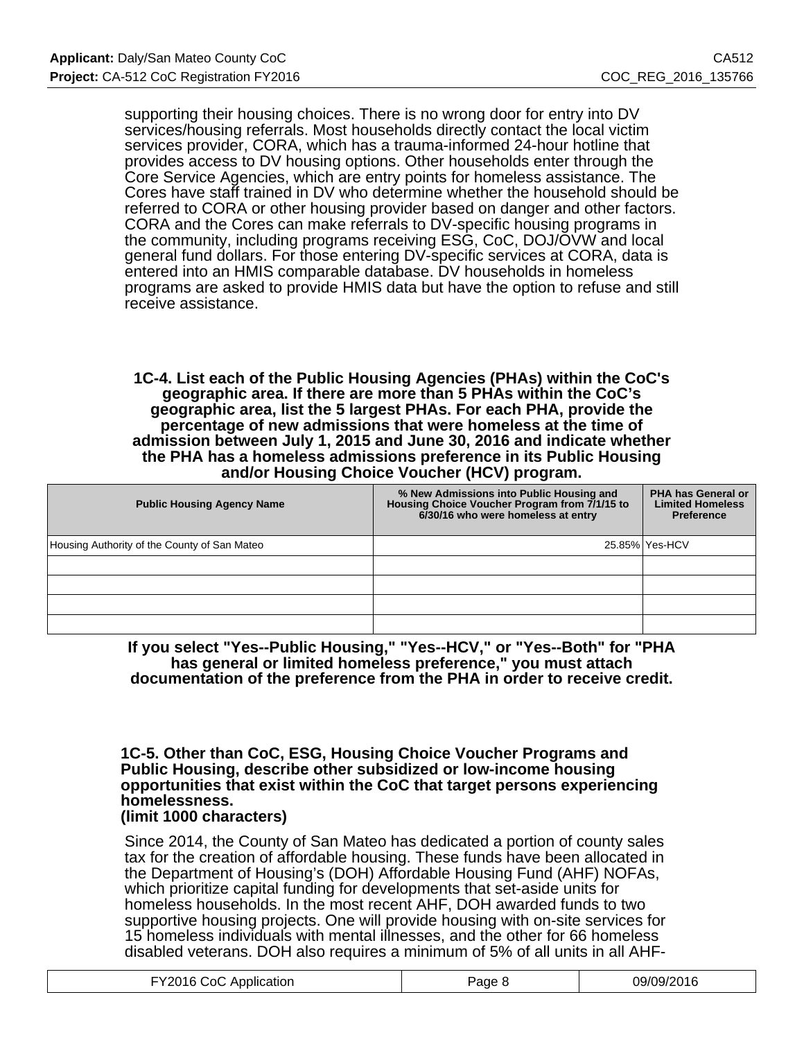supporting their housing choices. There is no wrong door for entry into DV services/housing referrals. Most households directly contact the local victim services provider, CORA, which has a trauma-informed 24-hour hotline that provides access to DV housing options. Other households enter through the Core Service Agencies, which are entry points for homeless assistance. The Cores have staff trained in DV who determine whether the household should be referred to CORA or other housing provider based on danger and other factors. CORA and the Cores can make referrals to DV-specific housing programs in the community, including programs receiving ESG, CoC, DOJ/OVW and local general fund dollars. For those entering DV-specific services at CORA, data is entered into an HMIS comparable database. DV households in homeless programs are asked to provide HMIS data but have the option to refuse and still receive assistance.

**1C-4. List each of the Public Housing Agencies (PHAs) within the CoC's geographic area. If there are more than 5 PHAs within the CoC's geographic area, list the 5 largest PHAs. For each PHA, provide the percentage of new admissions that were homeless at the time of admission between July 1, 2015 and June 30, 2016 and indicate whether the PHA has a homeless admissions preference in its Public Housing and/or Housing Choice Voucher (HCV) program.**

| Public Housing Agency Name | % New Admissions into Public Housing and Housing Choice Voucher Program from 7/1/15 to 6/30/16 who were homeless at entry | PHA has General or Limited Homeless Preference |
|---|---|---|
| Housing Authority of the County of San Mateo | 25.85% | Yes-HCV |
| | | |
| | | |
| | | |
| | | |

**If you select "Yes--Public Housing," "Yes--HCV," or "Yes--Both" for "PHA has general or limited homeless preference," you must attach documentation of the preference from the PHA in order to receive credit.**

**1C-5. Other than CoC, ESG, Housing Choice Voucher Programs and Public Housing, describe other subsidized or low-income housing opportunities that exist within the CoC that target persons experiencing homelessness.**
**(limit 1000 characters)**

Since 2014, the County of San Mateo has dedicated a portion of county sales tax for the creation of affordable housing. These funds have been allocated in the Department of Housing's (DOH) Affordable Housing Fund (AHF) NOFAs, which prioritize capital funding for developments that set-aside units for homeless households. In the most recent AHF, DOH awarded funds to two supportive housing projects. One will provide housing with on-site services for 15 homeless individuals with mental illnesses, and the other for 66 homeless disabled veterans. DOH also requires a minimum of 5% of all units in all AHF-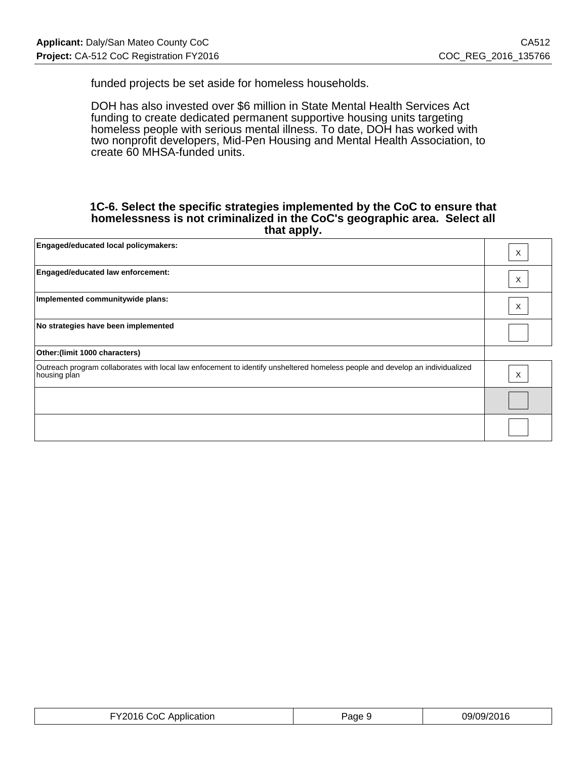funded projects be set aside for homeless households.

DOH has also invested over $6 million in State Mental Health Services Act funding to create dedicated permanent supportive housing units targeting homeless people with serious mental illness. To date, DOH has worked with two nonprofit developers, Mid-Pen Housing and Mental Health Association, to create 60 MHSA-funded units.

### 1C-6. Select the specific strategies implemented by the CoC to ensure that homelessness is not criminalized in the CoC's geographic area. Select all that apply.

| | |
|---|---|
| **Engaged/educated local policymakers:** | X |
| **Engaged/educated law enforcement:** | X |
| **Implemented communitywide plans:** | X |
| **No strategies have been implemented** | |
| **Other:(limit 1000 characters)** | |
| Outreach program collaborates with local law enfocement to identify unsheltered homeless people and develop an individualized housing plan | X |
| | |
| | |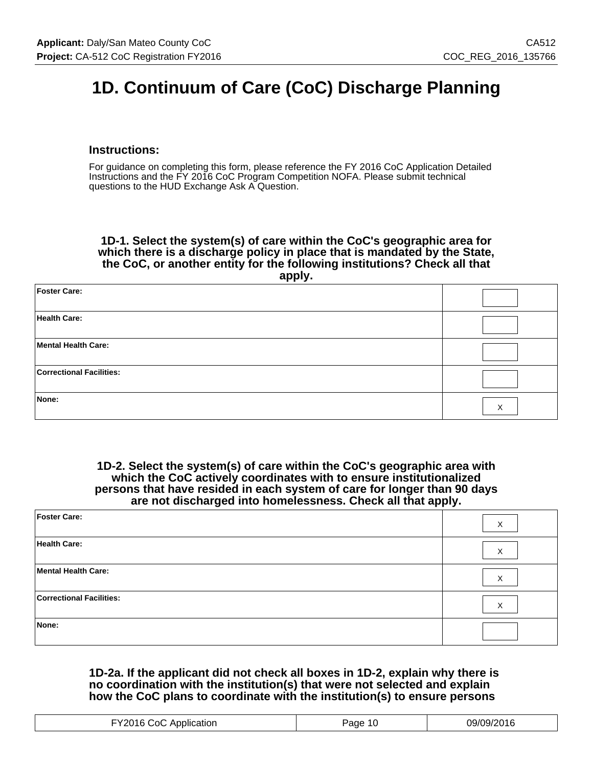# 1D. Continuum of Care (CoC) Discharge Planning

### Instructions:

For guidance on completing this form, please reference the FY 2016 CoC Application Detailed Instructions and the FY 2016 CoC Program Competition NOFA. Please submit technical questions to the HUD Exchange Ask A Question.

**1D-1. Select the system(s) of care within the CoC's geographic area for which there is a discharge policy in place that is mandated by the State, the CoC, or another entity for the following institutions? Check all that apply.**

| | |
|---|---|
| **Foster Care:** | |
| **Health Care:** | |
| **Mental Health Care:** | |
| **Correctional Facilities:** | |
| **None:** | X |

**1D-2. Select the system(s) of care within the CoC's geographic area with which the CoC actively coordinates with to ensure institutionalized persons that have resided in each system of care for longer than 90 days are not discharged into homelessness. Check all that apply.**

| | |
|---|---|
| **Foster Care:** | X |
| **Health Care:** | X |
| **Mental Health Care:** | X |
| **Correctional Facilities:** | X |
| **None:** | |

**1D-2a. If the applicant did not check all boxes in 1D-2, explain why there is no coordination with the institution(s) that were not selected and explain how the CoC plans to coordinate with the institution(s) to ensure persons**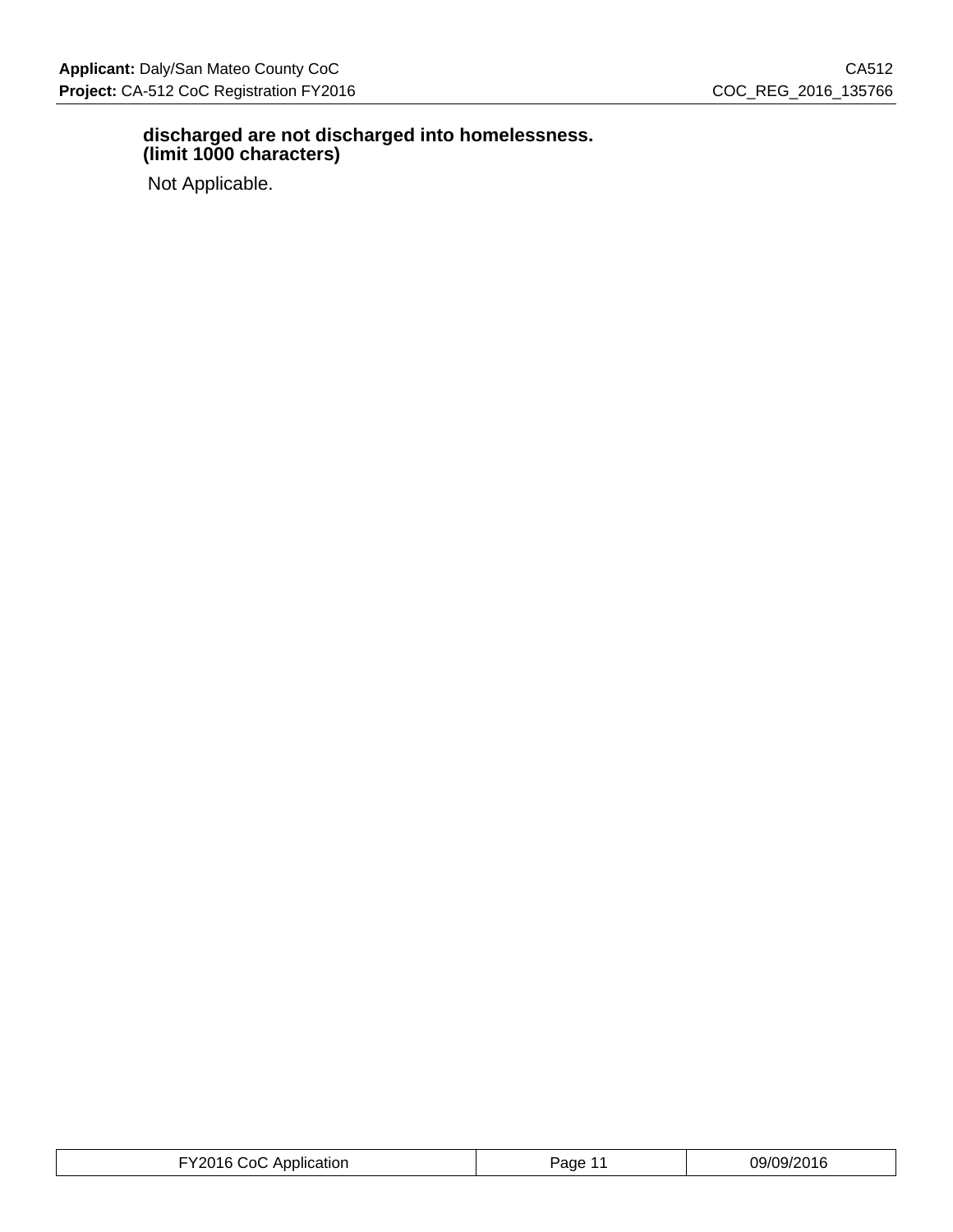**discharged are not discharged into homelessness. (limit 1000 characters)**

Not Applicable.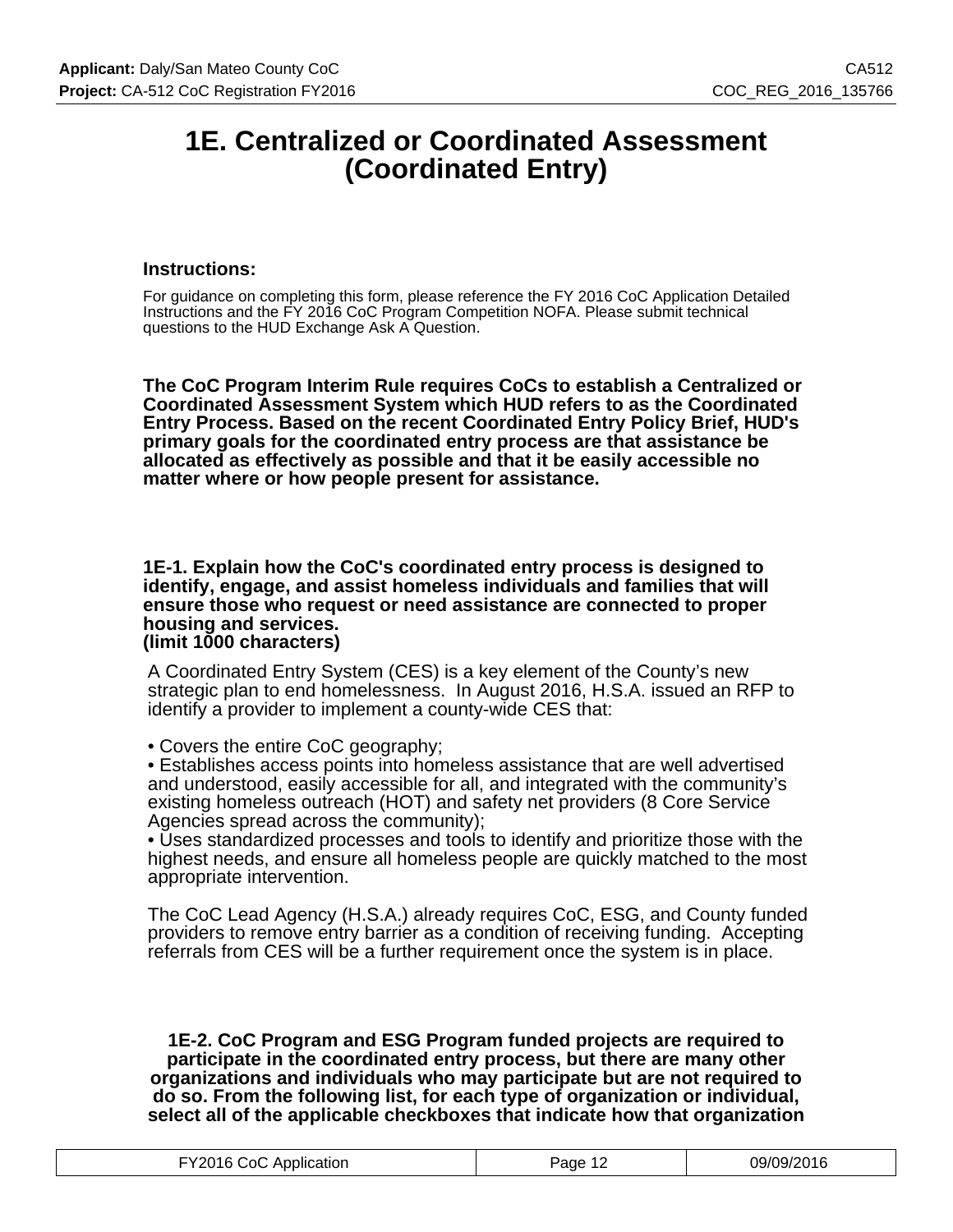# 1E. Centralized or Coordinated Assessment (Coordinated Entry)

### Instructions:

For guidance on completing this form, please reference the FY 2016 CoC Application Detailed Instructions and the FY 2016 CoC Program Competition NOFA. Please submit technical questions to the HUD Exchange Ask A Question.

**The CoC Program Interim Rule requires CoCs to establish a Centralized or Coordinated Assessment System which HUD refers to as the Coordinated Entry Process. Based on the recent Coordinated Entry Policy Brief, HUD's primary goals for the coordinated entry process are that assistance be allocated as effectively as possible and that it be easily accessible no matter where or how people present for assistance.**

**1E-1. Explain how the CoC's coordinated entry process is designed to identify, engage, and assist homeless individuals and families that will ensure those who request or need assistance are connected to proper housing and services.**
**(limit 1000 characters)**

A Coordinated Entry System (CES) is a key element of the County's new strategic plan to end homelessness. In August 2016, H.S.A. issued an RFP to identify a provider to implement a county-wide CES that:

• Covers the entire CoC geography;
• Establishes access points into homeless assistance that are well advertised and understood, easily accessible for all, and integrated with the community's existing homeless outreach (HOT) and safety net providers (8 Core Service Agencies spread across the community);
• Uses standardized processes and tools to identify and prioritize those with the highest needs, and ensure all homeless people are quickly matched to the most appropriate intervention.

The CoC Lead Agency (H.S.A.) already requires CoC, ESG, and County funded providers to remove entry barrier as a condition of receiving funding. Accepting referrals from CES will be a further requirement once the system is in place.

**1E-2. CoC Program and ESG Program funded projects are required to participate in the coordinated entry process, but there are many other organizations and individuals who may participate but are not required to do so. From the following list, for each type of organization or individual, select all of the applicable checkboxes that indicate how that organization**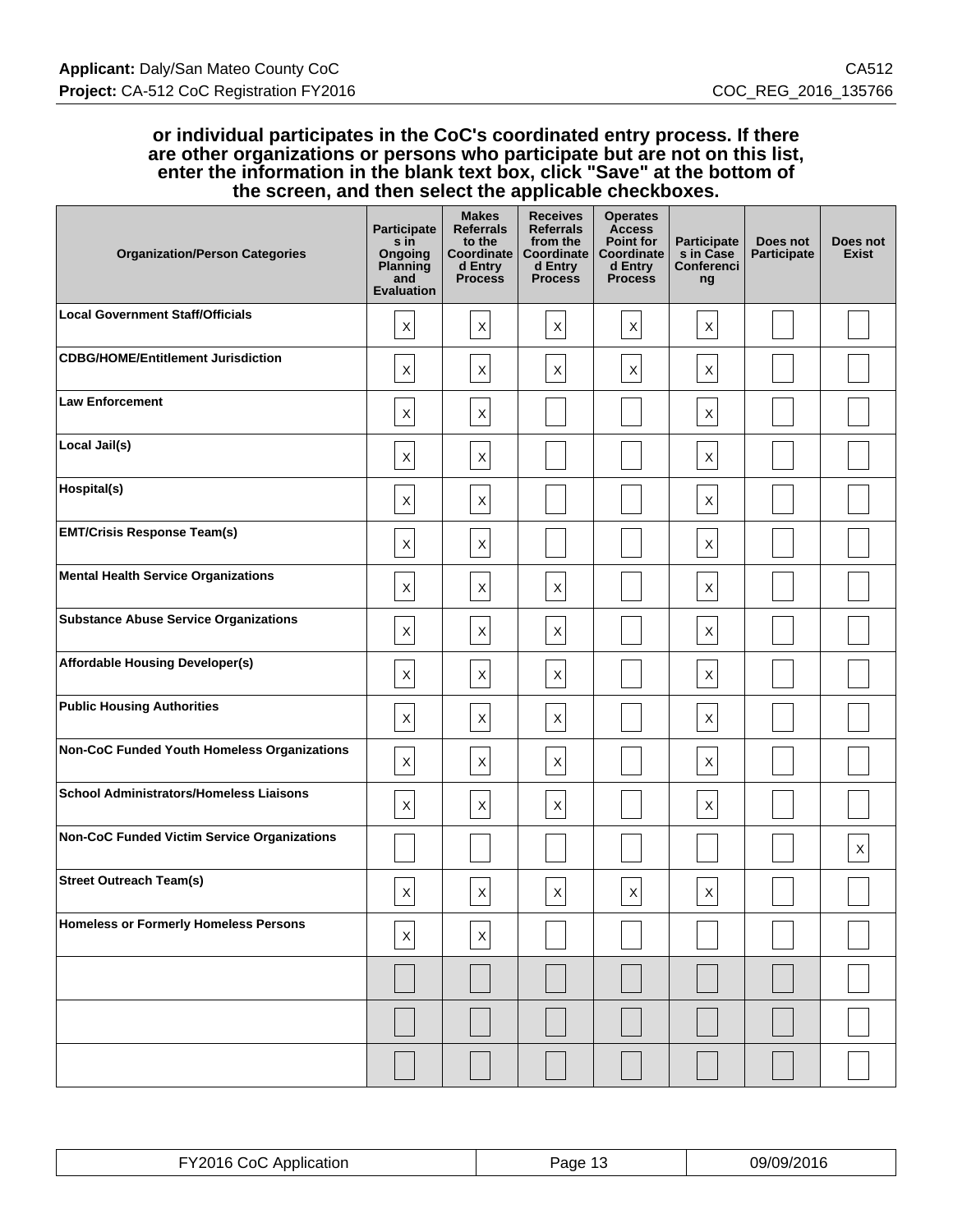**or individual participates in the CoC's coordinated entry process. If there are other organizations or persons who participate but are not on this list, enter the information in the blank text box, click "Save" at the bottom of the screen, and then select the applicable checkboxes.**

| Organization/Person Categories | Participates in Ongoing Planning and Evaluation | Makes Referrals to the Coordinated Entry Process | Receives Referrals from the Coordinated Entry Process | Operates Access Point for Coordinated Entry Process | Participates in Case Conferencing | Does not Participate | Does not Exist |
|---|---|---|---|---|---|---|---|
| Local Government Staff/Officials | X | X | X | X | X | | |
| CDBG/HOME/Entitlement Jurisdiction | X | X | X | X | X | | |
| Law Enforcement | X | X | | | X | | |
| Local Jail(s) | X | X | | | X | | |
| Hospital(s) | X | X | | | X | | |
| EMT/Crisis Response Team(s) | X | X | | | X | | |
| Mental Health Service Organizations | X | X | X | | X | | |
| Substance Abuse Service Organizations | X | X | X | | X | | |
| Affordable Housing Developer(s) | X | X | X | | X | | |
| Public Housing Authorities | X | X | X | | X | | |
| Non-CoC Funded Youth Homeless Organizations | X | X | X | | X | | |
| School Administrators/Homeless Liaisons | X | X | X | | X | | |
| Non-CoC Funded Victim Service Organizations | | | | | | | X |
| Street Outreach Team(s) | X | X | X | X | X | | |
| Homeless or Formerly Homeless Persons | X | X | | | | | |
| | | | | | | | |
| | | | | | | | |
| | | | | | | | |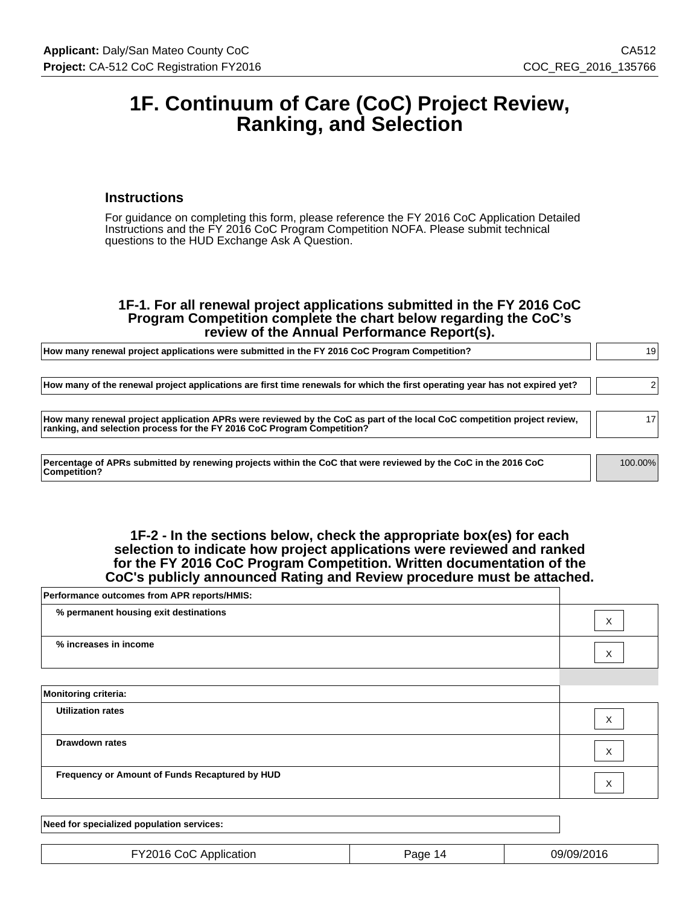# 1F. Continuum of Care (CoC) Project Review, Ranking, and Selection

## Instructions

For guidance on completing this form, please reference the FY 2016 CoC Application Detailed Instructions and the FY 2016 CoC Program Competition NOFA. Please submit technical questions to the HUD Exchange Ask A Question.

### 1F-1. For all renewal project applications submitted in the FY 2016 CoC Program Competition complete the chart below regarding the CoC's review of the Annual Performance Report(s).

| | |
|---|---|
| How many renewal project applications were submitted in the FY 2016 CoC Program Competition? | 19 |
| How many of the renewal project applications are first time renewals for which the first operating year has not expired yet? | 2 |
| How many renewal project application APRs were reviewed by the CoC as part of the local CoC competition project review, ranking, and selection process for the FY 2016 CoC Program Competition? | 17 |
| Percentage of APRs submitted by renewing projects within the CoC that were reviewed by the CoC in the 2016 CoC Competition? | 100.00% |

### 1F-2 - In the sections below, check the appropriate box(es) for each selection to indicate how project applications were reviewed and ranked for the FY 2016 CoC Program Competition. Written documentation of the CoC's publicly announced Rating and Review procedure must be attached.

| | |
|---|---|
| **Performance outcomes from APR reports/HMIS:** | |
| % permanent housing exit destinations | X |
| % increases in income | X |
| | |
| **Monitoring criteria:** | |
| Utilization rates | X |
| Drawdown rates | X |
| Frequency or Amount of Funds Recaptured by HUD | X |
| | |
| **Need for specialized population services:** | |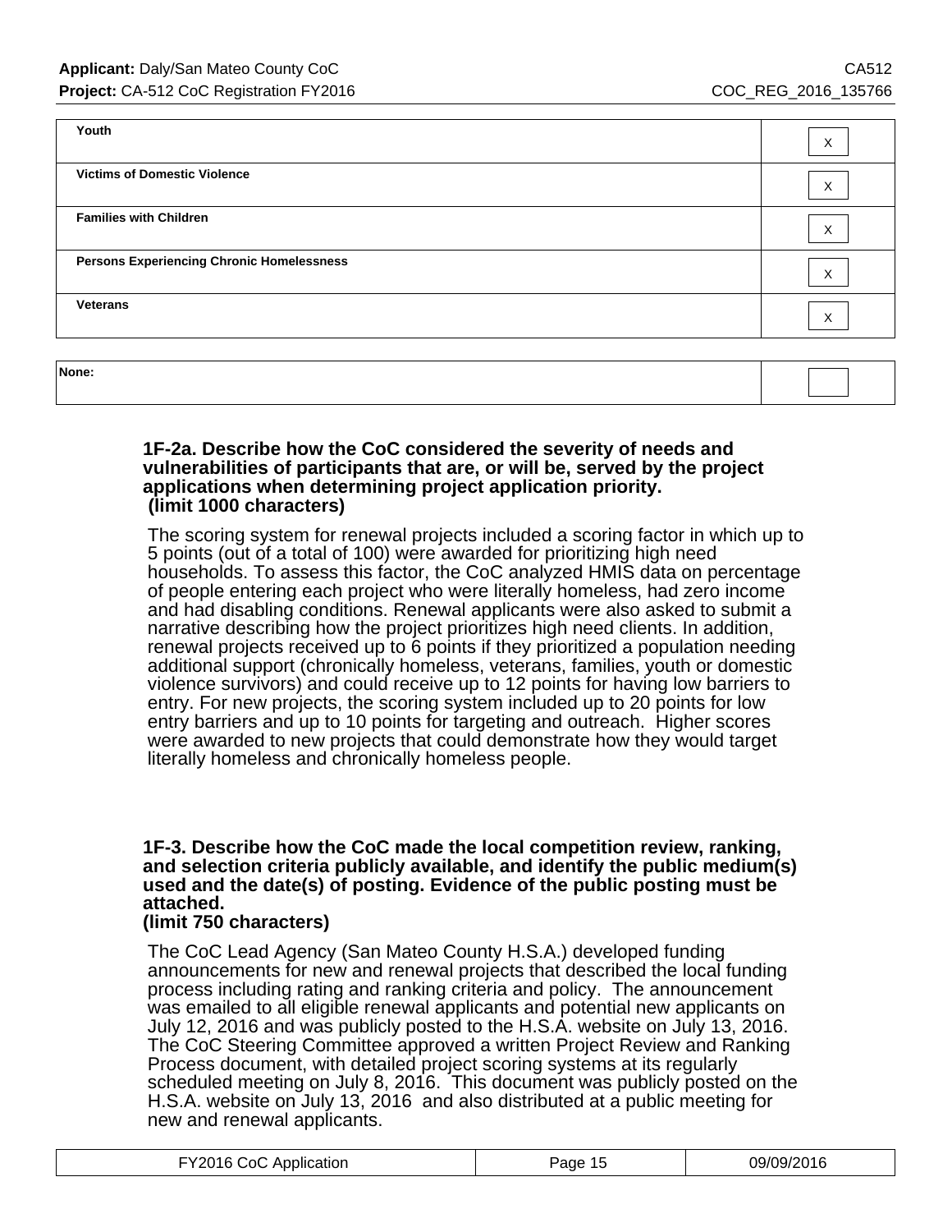| | |
|---|---|
| **Youth** | X |
| **Victims of Domestic Violence** | X |
| **Families with Children** | X |
| **Persons Experiencing Chronic Homelessness** | X |
| **Veterans** | X |

| | |
|---|---|
| **None:** | |

**1F-2a. Describe how the CoC considered the severity of needs and vulnerabilities of participants that are, or will be, served by the project applications when determining project application priority. (limit 1000 characters)**

The scoring system for renewal projects included a scoring factor in which up to 5 points (out of a total of 100) were awarded for prioritizing high need households. To assess this factor, the CoC analyzed HMIS data on percentage of people entering each project who were literally homeless, had zero income and had disabling conditions. Renewal applicants were also asked to submit a narrative describing how the project prioritizes high need clients. In addition, renewal projects received up to 6 points if they prioritized a population needing additional support (chronically homeless, veterans, families, youth or domestic violence survivors) and could receive up to 12 points for having low barriers to entry. For new projects, the scoring system included up to 20 points for low entry barriers and up to 10 points for targeting and outreach. Higher scores were awarded to new projects that could demonstrate how they would target literally homeless and chronically homeless people.

**1F-3. Describe how the CoC made the local competition review, ranking, and selection criteria publicly available, and identify the public medium(s) used and the date(s) of posting. Evidence of the public posting must be attached. (limit 750 characters)**

The CoC Lead Agency (San Mateo County H.S.A.) developed funding announcements for new and renewal projects that described the local funding process including rating and ranking criteria and policy. The announcement was emailed to all eligible renewal applicants and potential new applicants on July 12, 2016 and was publicly posted to the H.S.A. website on July 13, 2016. The CoC Steering Committee approved a written Project Review and Ranking Process document, with detailed project scoring systems at its regularly scheduled meeting on July 8, 2016. This document was publicly posted on the H.S.A. website on July 13, 2016 and also distributed at a public meeting for new and renewal applicants.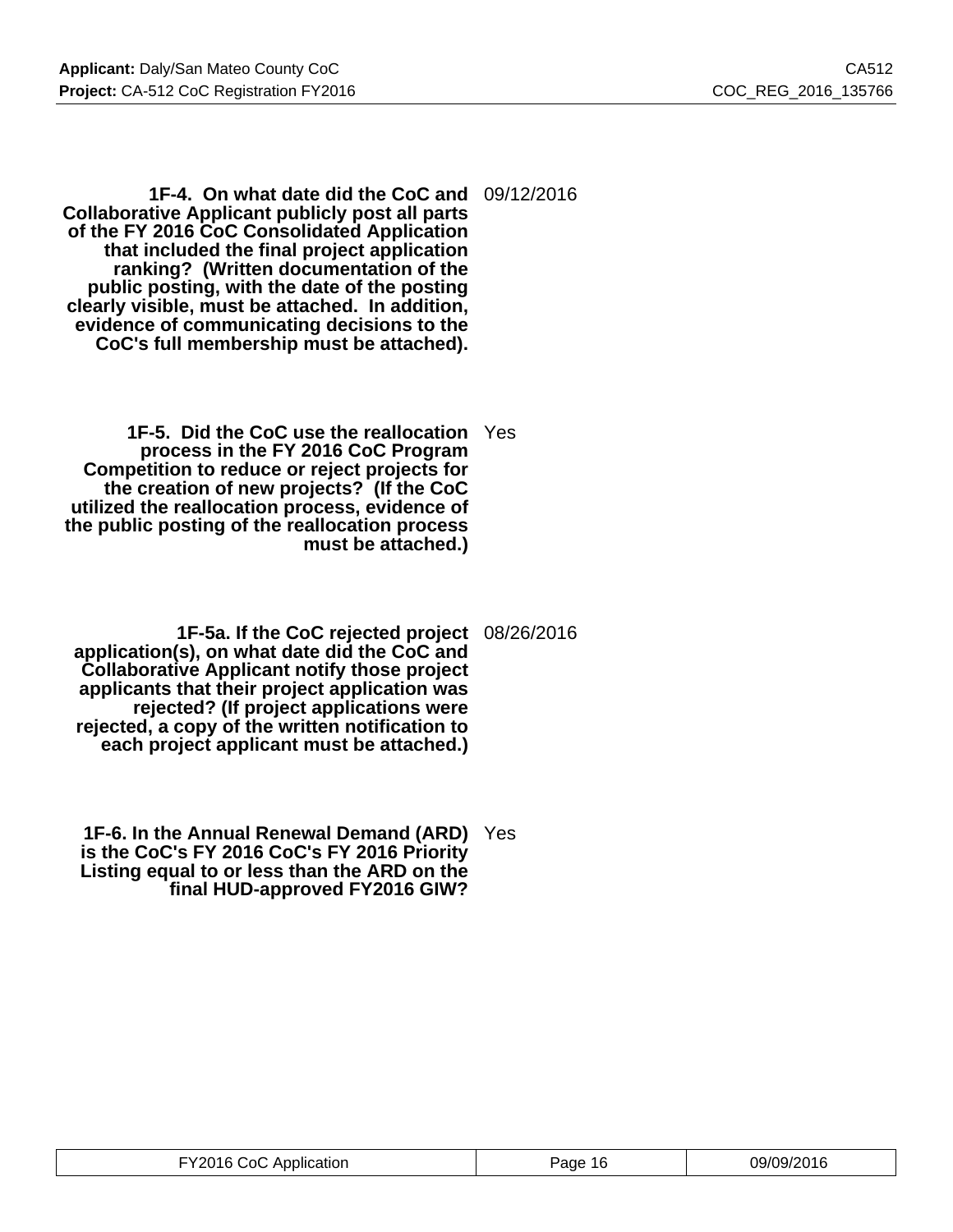**1F-4. On what date did the CoC and Collaborative Applicant publicly post all parts of the FY 2016 CoC Consolidated Application that included the final project application ranking? (Written documentation of the public posting, with the date of the posting clearly visible, must be attached. In addition, evidence of communicating decisions to the CoC's full membership must be attached).**

09/12/2016

**1F-5. Did the CoC use the reallocation process in the FY 2016 CoC Program Competition to reduce or reject projects for the creation of new projects? (If the CoC utilized the reallocation process, evidence of the public posting of the reallocation process must be attached.)**

Yes

**1F-5a. If the CoC rejected project application(s), on what date did the CoC and Collaborative Applicant notify those project applicants that their project application was rejected? (If project applications were rejected, a copy of the written notification to each project applicant must be attached.)**

08/26/2016

**1F-6. In the Annual Renewal Demand (ARD) is the CoC's FY 2016 CoC's FY 2016 Priority Listing equal to or less than the ARD on the final HUD-approved FY2016 GIW?**

Yes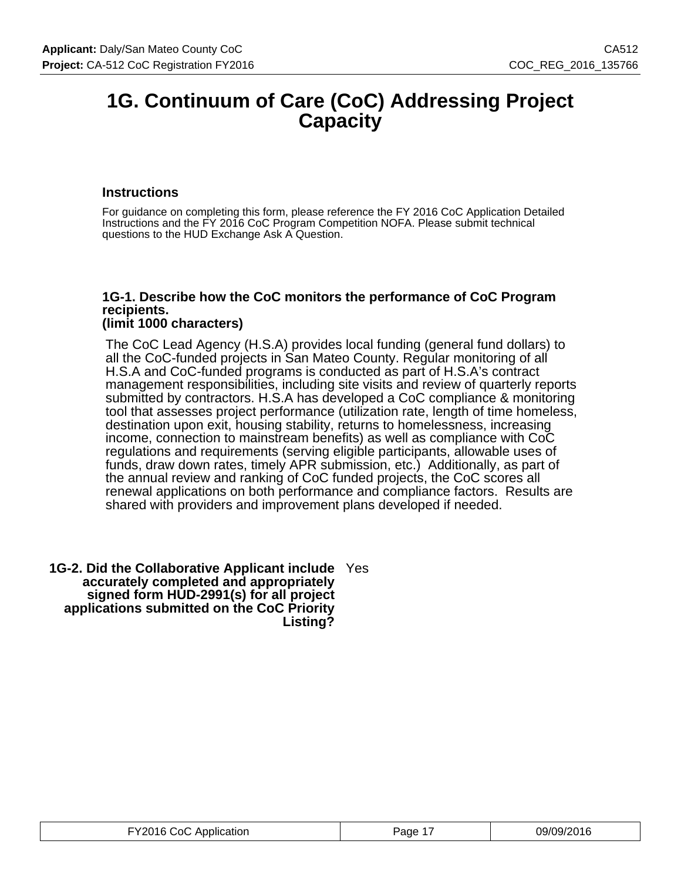# 1G. Continuum of Care (CoC) Addressing Project Capacity

### Instructions

For guidance on completing this form, please reference the FY 2016 CoC Application Detailed Instructions and the FY 2016 CoC Program Competition NOFA. Please submit technical questions to the HUD Exchange Ask A Question.

**1G-1. Describe how the CoC monitors the performance of CoC Program recipients.**
**(limit 1000 characters)**

The CoC Lead Agency (H.S.A) provides local funding (general fund dollars) to all the CoC-funded projects in San Mateo County. Regular monitoring of all H.S.A and CoC-funded programs is conducted as part of H.S.A's contract management responsibilities, including site visits and review of quarterly reports submitted by contractors. H.S.A has developed a CoC compliance & monitoring tool that assesses project performance (utilization rate, length of time homeless, destination upon exit, housing stability, returns to homelessness, increasing income, connection to mainstream benefits) as well as compliance with CoC regulations and requirements (serving eligible participants, allowable uses of funds, draw down rates, timely APR submission, etc.) Additionally, as part of the annual review and ranking of CoC funded projects, the CoC scores all renewal applications on both performance and compliance factors. Results are shared with providers and improvement plans developed if needed.

**1G-2. Did the Collaborative Applicant include accurately completed and appropriately signed form HUD-2991(s) for all project applications submitted on the CoC Priority Listing?** Yes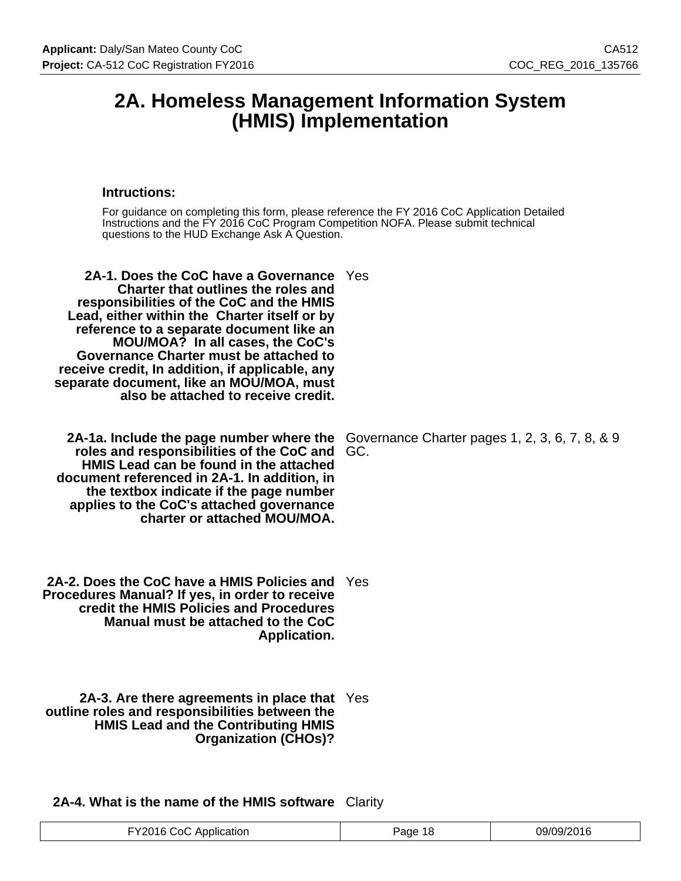# 2A. Homeless Management Information System (HMIS) Implementation

**Intructions:**

For guidance on completing this form, please reference the FY 2016 CoC Application Detailed Instructions and the FY 2016 CoC Program Competition NOFA. Please submit technical questions to the HUD Exchange Ask A Question.

| | |
|---|---|
| **2A-1. Does the CoC have a Governance Charter that outlines the roles and responsibilities of the CoC and the HMIS Lead, either within the Charter itself or by reference to a separate document like an MOU/MOA? In all cases, the CoC's Governance Charter must be attached to receive credit, In addition, if applicable, any separate document, like an MOU/MOA, must also be attached to receive credit.** | Yes |
| **2A-1a. Include the page number where the roles and responsibilities of the CoC and HMIS Lead can be found in the attached document referenced in 2A-1. In addition, in the textbox indicate if the page number applies to the CoC's attached governance charter or attached MOU/MOA.** | Governance Charter pages 1, 2, 3, 6, 7, 8, & 9 GC. |
| **2A-2. Does the CoC have a HMIS Policies and Procedures Manual? If yes, in order to receive credit the HMIS Policies and Procedures Manual must be attached to the CoC Application.** | Yes |
| **2A-3. Are there agreements in place that outline roles and responsibilities between the HMIS Lead and the Contributing HMIS Organization (CHOs)?** | Yes |
| **2A-4. What is the name of the HMIS software** | Clarity |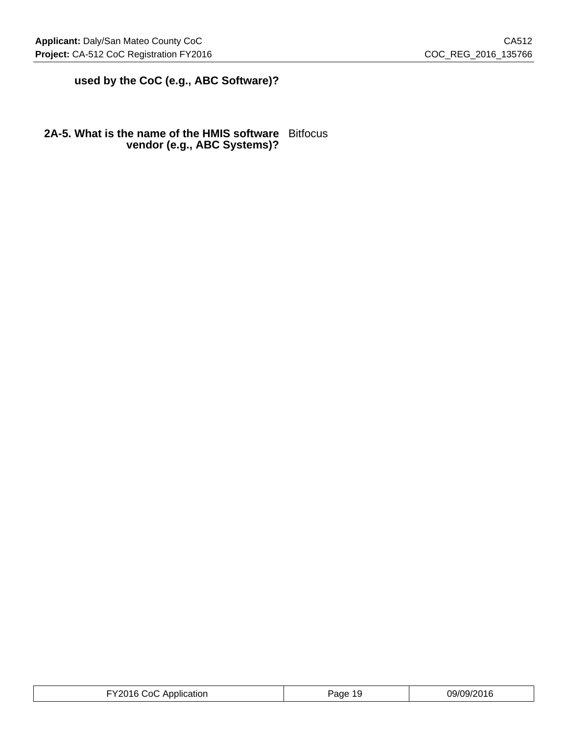**used by the CoC (e.g., ABC Software)?**

| | |
|---|---|
| **2A-5. What is the name of the HMIS software vendor (e.g., ABC Systems)?** | Bitfocus |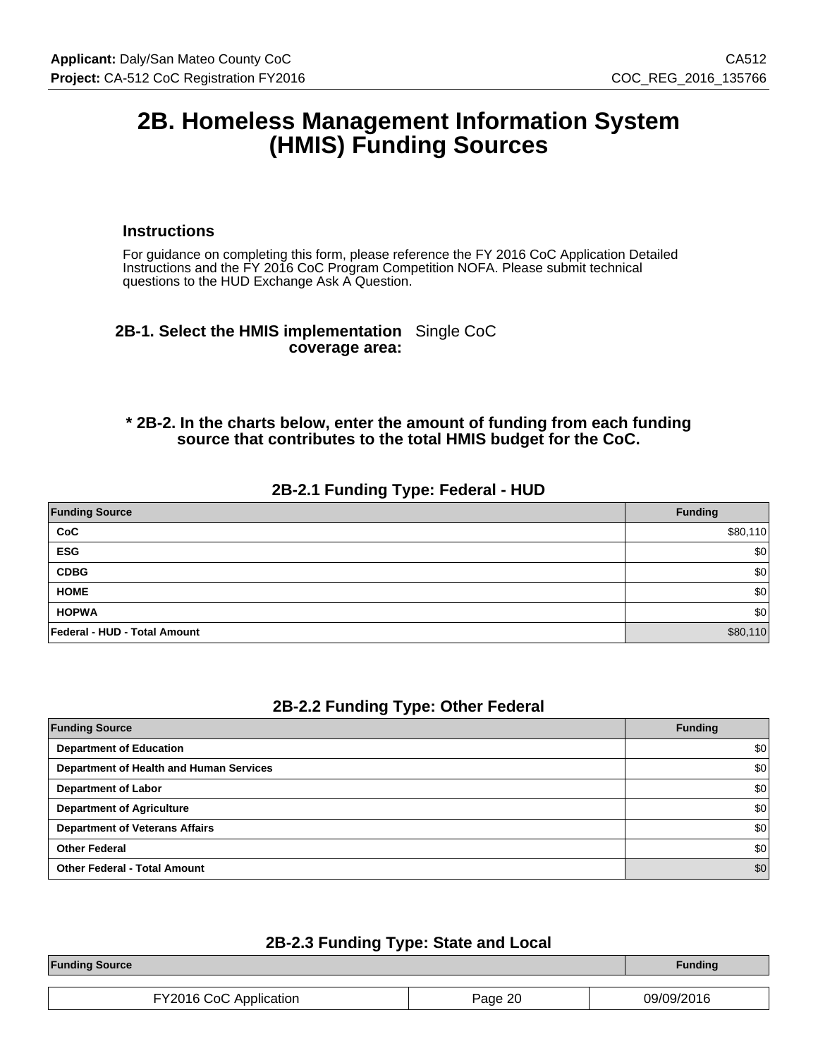# 2B. Homeless Management Information System (HMIS) Funding Sources

### Instructions

For guidance on completing this form, please reference the FY 2016 CoC Application Detailed Instructions and the FY 2016 CoC Program Competition NOFA. Please submit technical questions to the HUD Exchange Ask A Question.

**2B-1. Select the HMIS implementation coverage area:** Single CoC

**\* 2B-2. In the charts below, enter the amount of funding from each funding source that contributes to the total HMIS budget for the CoC.**

### 2B-2.1 Funding Type: Federal - HUD

| Funding Source | Funding |
|---|---|
| CoC | $80,110 |
| ESG | $0 |
| CDBG | $0 |
| HOME | $0 |
| HOPWA | $0 |
| Federal - HUD - Total Amount | $80,110 |

### 2B-2.2 Funding Type: Other Federal

| Funding Source | Funding |
|---|---|
| Department of Education | $0 |
| Department of Health and Human Services | $0 |
| Department of Labor | $0 |
| Department of Agriculture | $0 |
| Department of Veterans Affairs | $0 |
| Other Federal | $0 |
| Other Federal - Total Amount | $0 |

### 2B-2.3 Funding Type: State and Local

| Funding Source | Funding |
|---|---|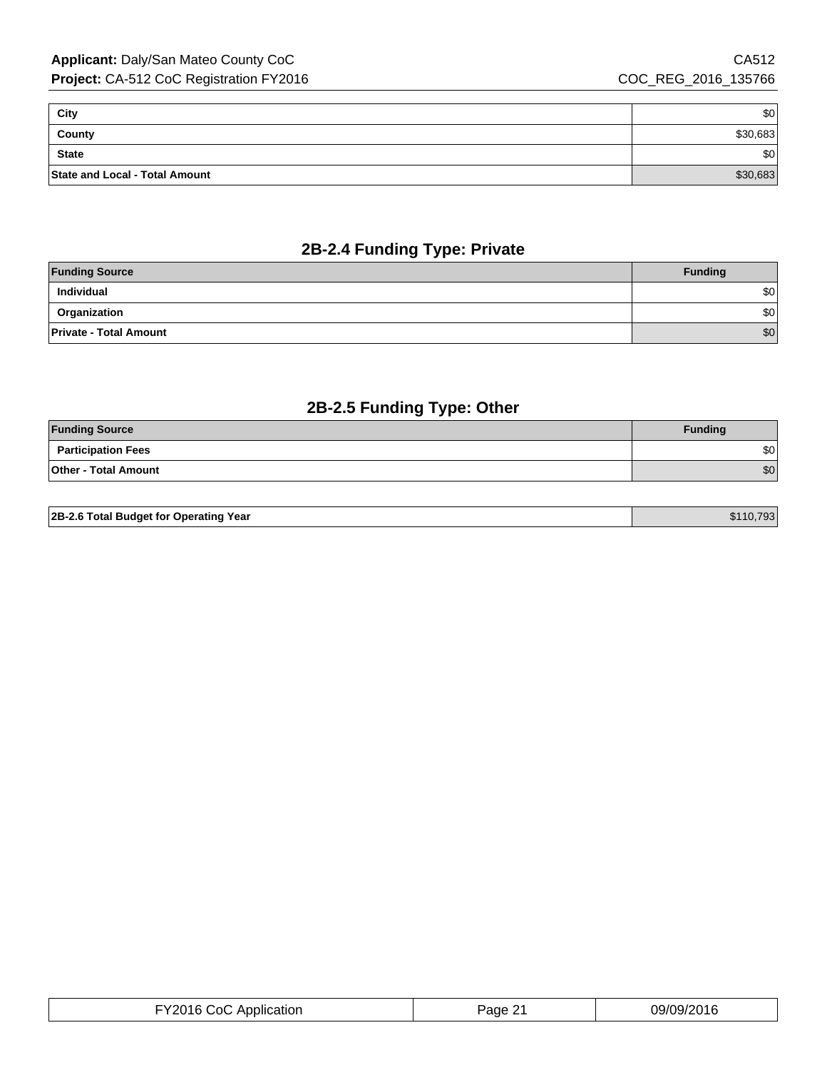| City | $0 |
|---|---|
| County | $30,683 |
| State | $0 |
| State and Local - Total Amount | $30,683 |

## 2B-2.4 Funding Type: Private

| Funding Source | Funding |
|---|---|
| Individual | $0 |
| Organization | $0 |
| Private - Total Amount | $0 |

## 2B-2.5 Funding Type: Other

| Funding Source | Funding |
|---|---|
| Participation Fees | $0 |
| Other - Total Amount | $0 |

| 2B-2.6 Total Budget for Operating Year | $110,793 |
|---|---|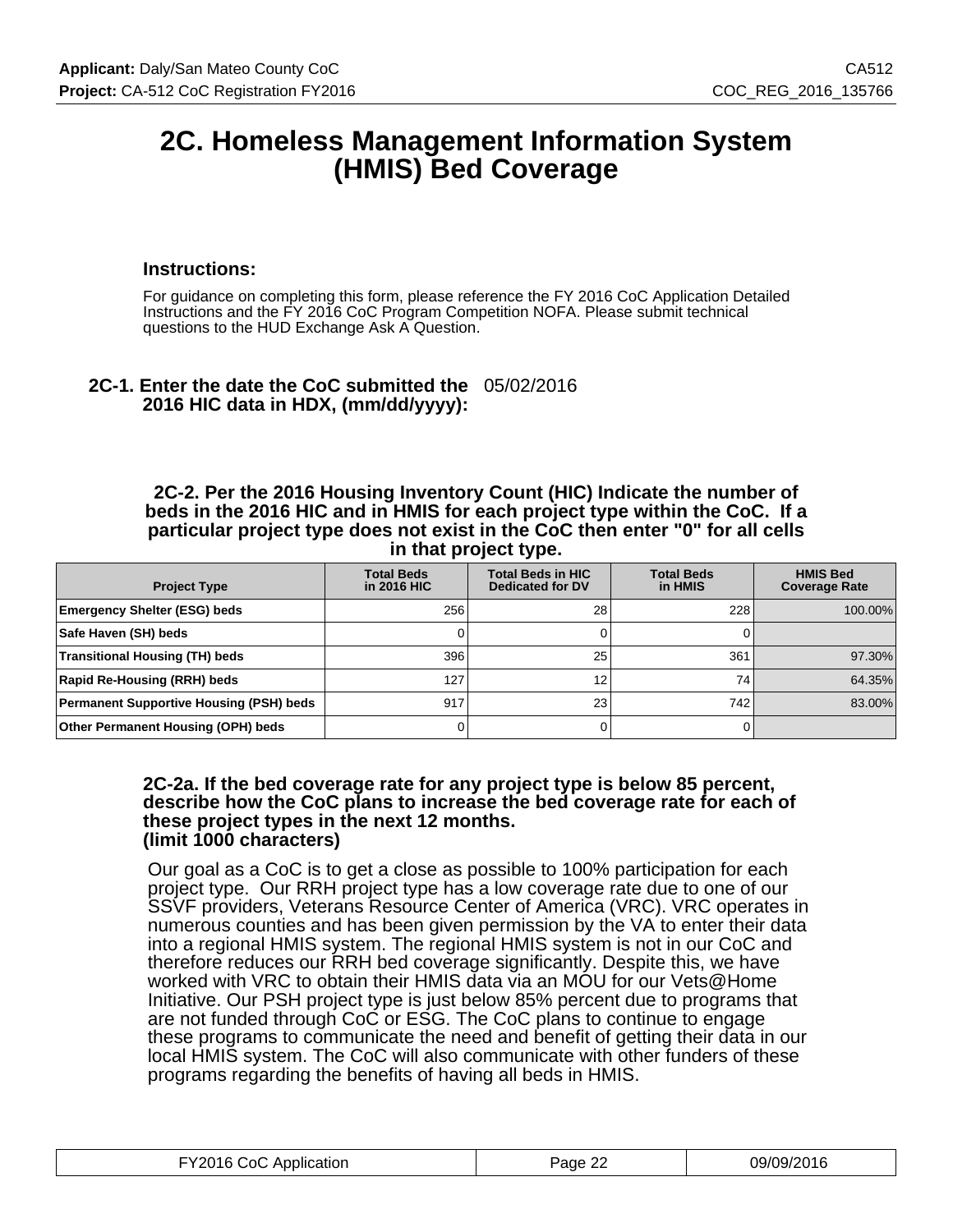# 2C. Homeless Management Information System (HMIS) Bed Coverage

### Instructions:

For guidance on completing this form, please reference the FY 2016 CoC Application Detailed Instructions and the FY 2016 CoC Program Competition NOFA. Please submit technical questions to the HUD Exchange Ask A Question.

**2C-1. Enter the date the CoC submitted the 2016 HIC data in HDX, (mm/dd/yyyy):** 05/02/2016

**2C-2. Per the 2016 Housing Inventory Count (HIC) Indicate the number of beds in the 2016 HIC and in HMIS for each project type within the CoC. If a particular project type does not exist in the CoC then enter "0" for all cells in that project type.**

| Project Type | Total Beds in 2016 HIC | Total Beds in HIC Dedicated for DV | Total Beds in HMIS | HMIS Bed Coverage Rate |
|---|---|---|---|---|
| Emergency Shelter (ESG) beds | 256 | 28 | 228 | 100.00% |
| Safe Haven (SH) beds | 0 | 0 | 0 | |
| Transitional Housing (TH) beds | 396 | 25 | 361 | 97.30% |
| Rapid Re-Housing (RRH) beds | 127 | 12 | 74 | 64.35% |
| Permanent Supportive Housing (PSH) beds | 917 | 23 | 742 | 83.00% |
| Other Permanent Housing (OPH) beds | 0 | 0 | 0 | |

**2C-2a. If the bed coverage rate for any project type is below 85 percent, describe how the CoC plans to increase the bed coverage rate for each of these project types in the next 12 months.**
**(limit 1000 characters)**

Our goal as a CoC is to get a close as possible to 100% participation for each project type. Our RRH project type has a low coverage rate due to one of our SSVF providers, Veterans Resource Center of America (VRC). VRC operates in numerous counties and has been given permission by the VA to enter their data into a regional HMIS system. The regional HMIS system is not in our CoC and therefore reduces our RRH bed coverage significantly. Despite this, we have worked with VRC to obtain their HMIS data via an MOU for our Vets@Home Initiative. Our PSH project type is just below 85% percent due to programs that are not funded through CoC or ESG. The CoC plans to continue to engage these programs to communicate the need and benefit of getting their data in our local HMIS system. The CoC will also communicate with other funders of these programs regarding the benefits of having all beds in HMIS.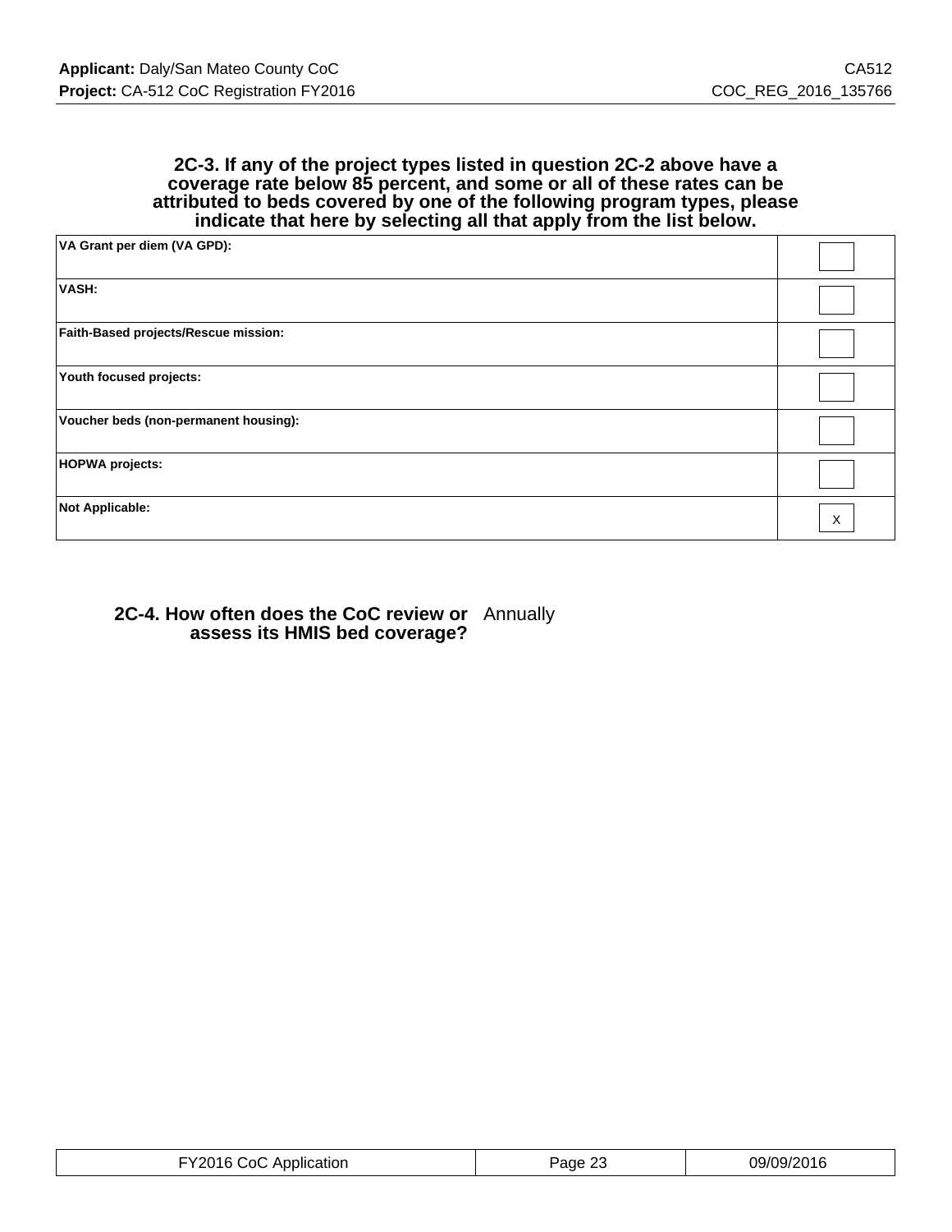**2C-3. If any of the project types listed in question 2C-2 above have a coverage rate below 85 percent, and some or all of these rates can be attributed to beds covered by one of the following program types, please indicate that here by selecting all that apply from the list below.**

| | |
|---|---|
| VA Grant per diem (VA GPD): | |
| VASH: | |
| Faith-Based projects/Rescue mission: | |
| Youth focused projects: | |
| Voucher beds (non-permanent housing): | |
| HOPWA projects: | |
| Not Applicable: | X |

**2C-4. How often does the CoC review or assess its HMIS bed coverage?** Annually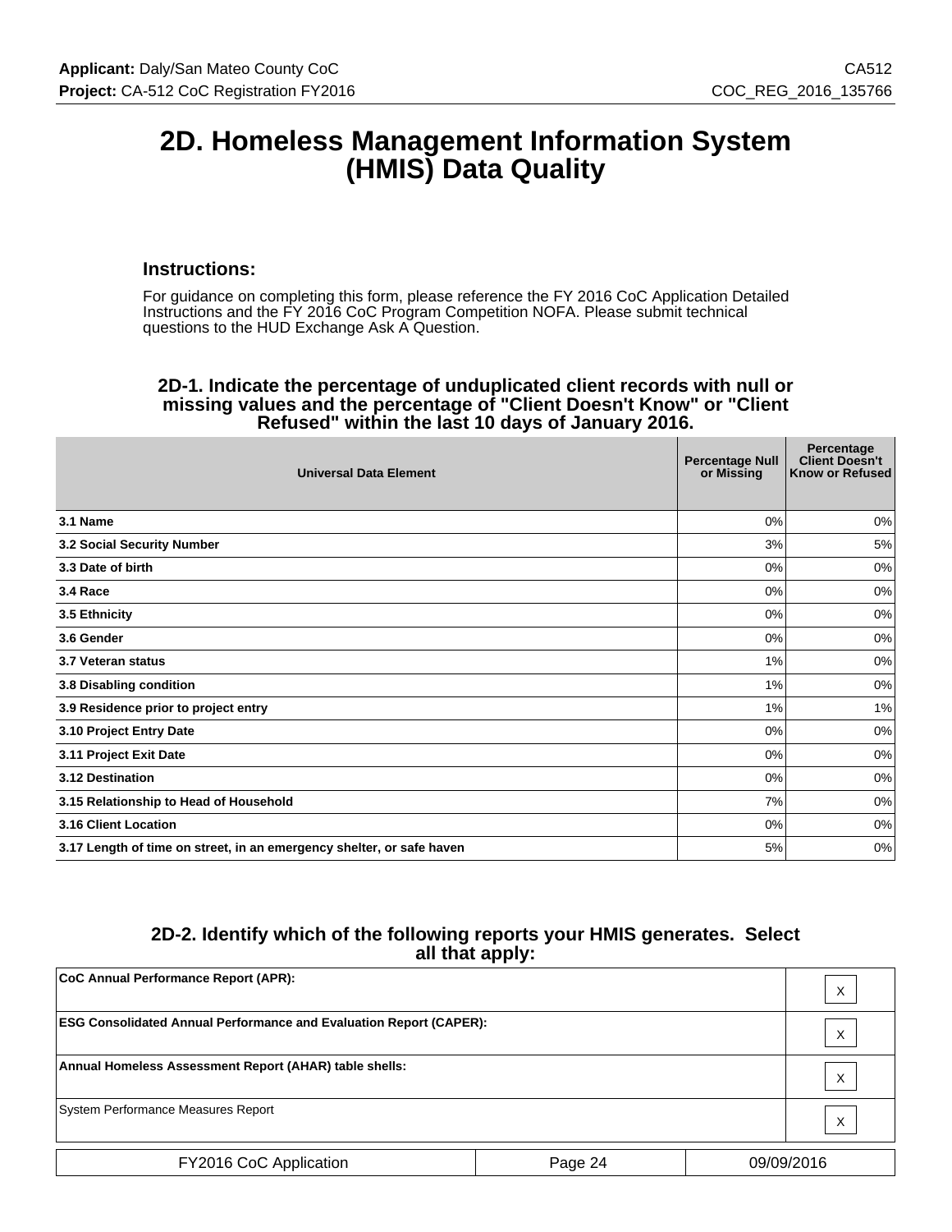# 2D. Homeless Management Information System (HMIS) Data Quality

### Instructions:

For guidance on completing this form, please reference the FY 2016 CoC Application Detailed Instructions and the FY 2016 CoC Program Competition NOFA. Please submit technical questions to the HUD Exchange Ask A Question.

### 2D-1. Indicate the percentage of unduplicated client records with null or missing values and the percentage of "Client Doesn't Know" or "Client Refused" within the last 10 days of January 2016.

| Universal Data Element | Percentage Null or Missing | Percentage Client Doesn't Know or Refused |
|---|---|---|
| **3.1 Name** | 0% | 0% |
| **3.2 Social Security Number** | 3% | 5% |
| **3.3 Date of birth** | 0% | 0% |
| **3.4 Race** | 0% | 0% |
| **3.5 Ethnicity** | 0% | 0% |
| **3.6 Gender** | 0% | 0% |
| **3.7 Veteran status** | 1% | 0% |
| **3.8 Disabling condition** | 1% | 0% |
| **3.9 Residence prior to project entry** | 1% | 1% |
| **3.10 Project Entry Date** | 0% | 0% |
| **3.11 Project Exit Date** | 0% | 0% |
| **3.12 Destination** | 0% | 0% |
| **3.15 Relationship to Head of Household** | 7% | 0% |
| **3.16 Client Location** | 0% | 0% |
| **3.17 Length of time on street, in an emergency shelter, or safe haven** | 5% | 0% |

### 2D-2. Identify which of the following reports your HMIS generates. Select all that apply:

| Report | |
|---|---|
| **CoC Annual Performance Report (APR):** | X |
| **ESG Consolidated Annual Performance and Evaluation Report (CAPER):** | X |
| **Annual Homeless Assessment Report (AHAR) table shells:** | X |
| System Performance Measures Report | X |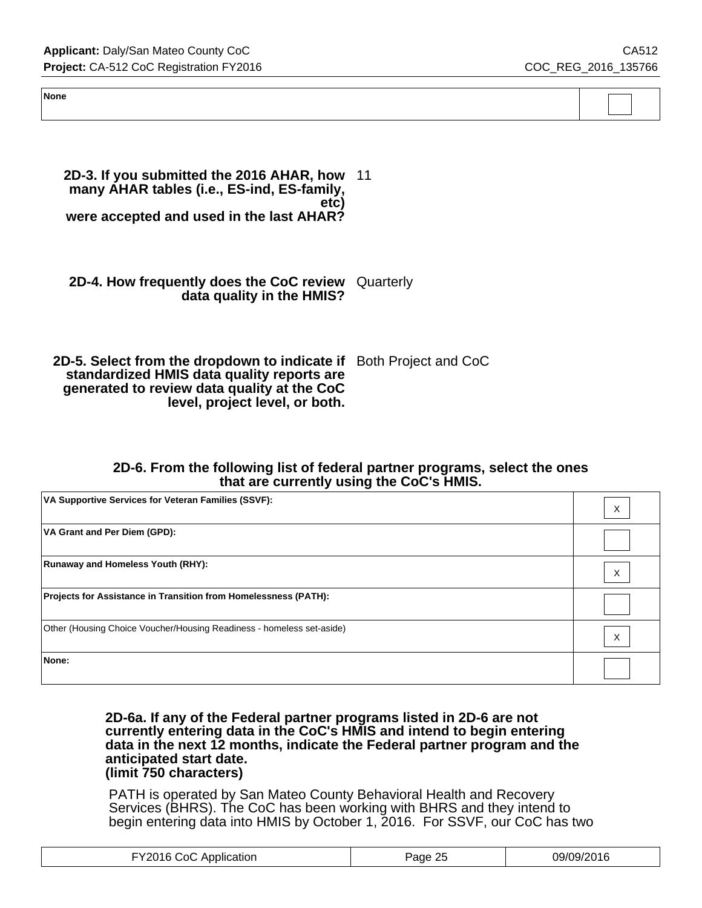| None | |
|---|---|

**2D-3. If you submitted the 2016 AHAR, how many AHAR tables (i.e., ES-ind, ES-family, etc) were accepted and used in the last AHAR?** 11

**2D-4. How frequently does the CoC review data quality in the HMIS?** Quarterly

**2D-5. Select from the dropdown to indicate if standardized HMIS data quality reports are generated to review data quality at the CoC level, project level, or both.** Both Project and CoC

**2D-6. From the following list of federal partner programs, select the ones that are currently using the CoC's HMIS.**

| Program | |
|---|---|
| **VA Supportive Services for Veteran Families (SSVF):** | X |
| **VA Grant and Per Diem (GPD):** | |
| **Runaway and Homeless Youth (RHY):** | X |
| **Projects for Assistance in Transition from Homelessness (PATH):** | |
| Other (Housing Choice Voucher/Housing Readiness - homeless set-aside) | X |
| **None:** | |

**2D-6a. If any of the Federal partner programs listed in 2D-6 are not currently entering data in the CoC's HMIS and intend to begin entering data in the next 12 months, indicate the Federal partner program and the anticipated start date.**
**(limit 750 characters)**

PATH is operated by San Mateo County Behavioral Health and Recovery Services (BHRS). The CoC has been working with BHRS and they intend to begin entering data into HMIS by October 1, 2016. For SSVF, our CoC has two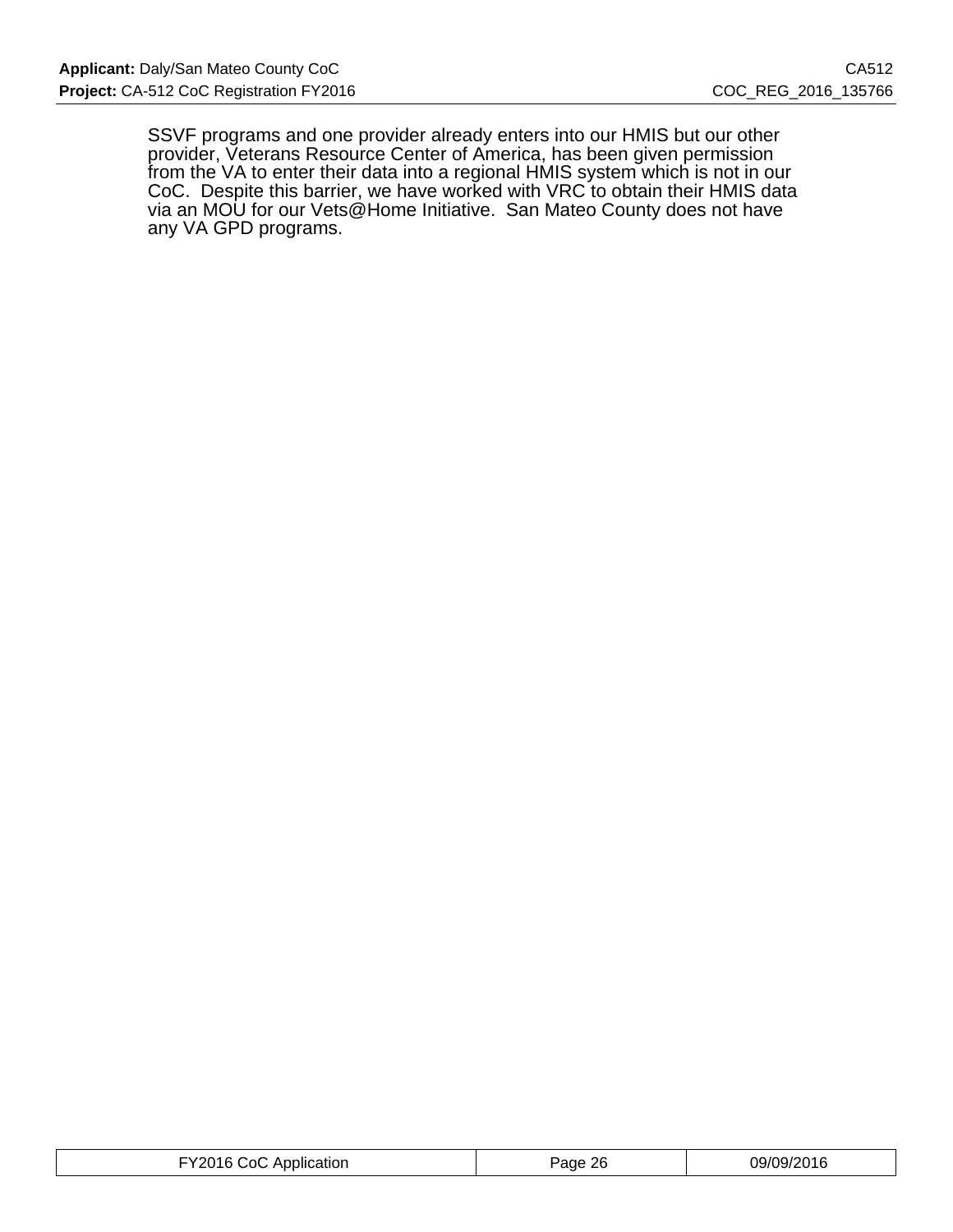SSVF programs and one provider already enters into our HMIS but our other provider, Veterans Resource Center of America, has been given permission from the VA to enter their data into a regional HMIS system which is not in our CoC.  Despite this barrier, we have worked with VRC to obtain their HMIS data via an MOU for our Vets@Home Initiative.  San Mateo County does not have any VA GPD programs.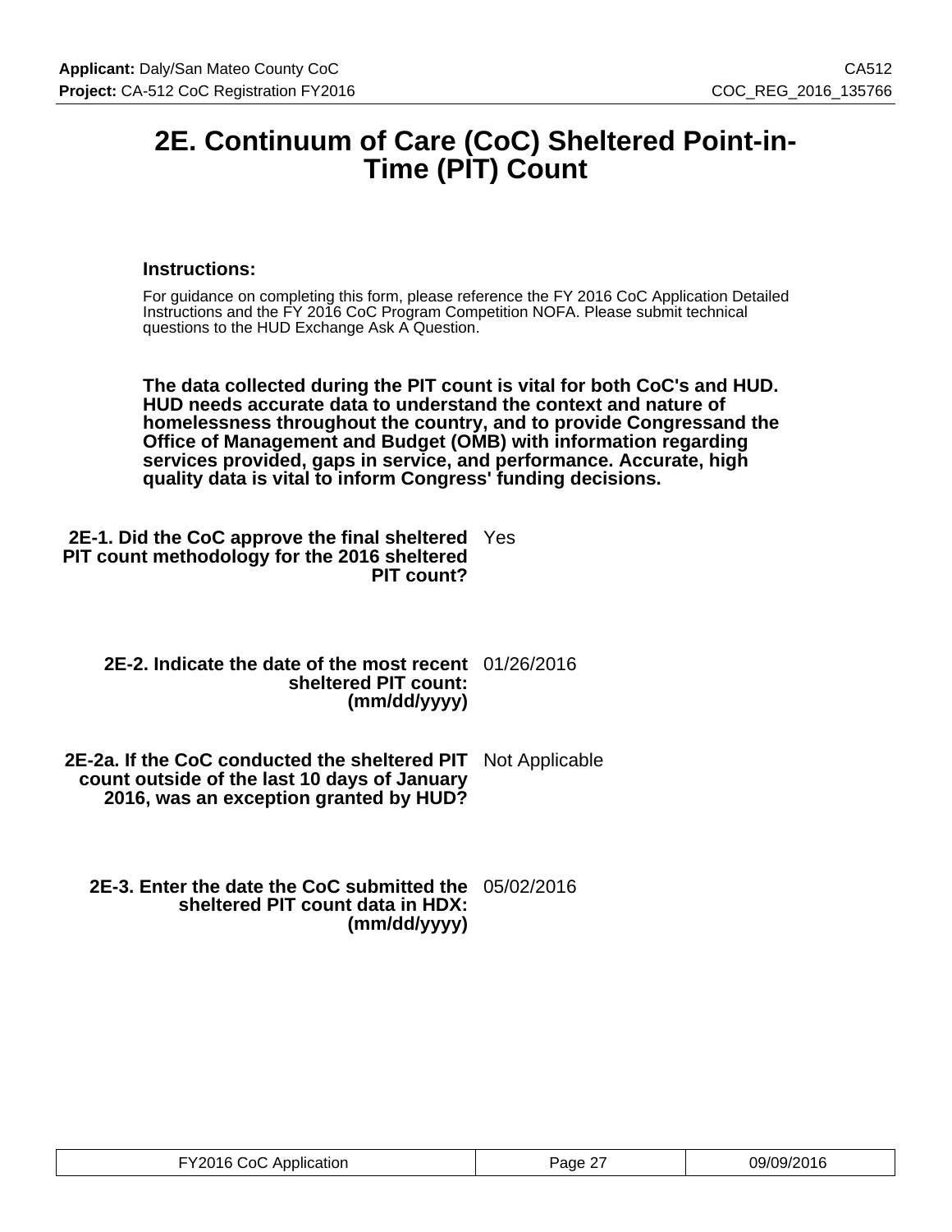# 2E. Continuum of Care (CoC) Sheltered Point-in-Time (PIT) Count

### Instructions:

For guidance on completing this form, please reference the FY 2016 CoC Application Detailed Instructions and the FY 2016 CoC Program Competition NOFA. Please submit technical questions to the HUD Exchange Ask A Question.

**The data collected during the PIT count is vital for both CoC's and HUD. HUD needs accurate data to understand the context and nature of homelessness throughout the country, and to provide Congressand the Office of Management and Budget (OMB) with information regarding services provided, gaps in service, and performance. Accurate, high quality data is vital to inform Congress' funding decisions.**

**2E-1. Did the CoC approve the final sheltered PIT count methodology for the 2016 sheltered PIT count?** Yes

**2E-2. Indicate the date of the most recent sheltered PIT count: (mm/dd/yyyy)** 01/26/2016

**2E-2a. If the CoC conducted the sheltered PIT count outside of the last 10 days of January 2016, was an exception granted by HUD?** Not Applicable

**2E-3. Enter the date the CoC submitted the sheltered PIT count data in HDX: (mm/dd/yyyy)** 05/02/2016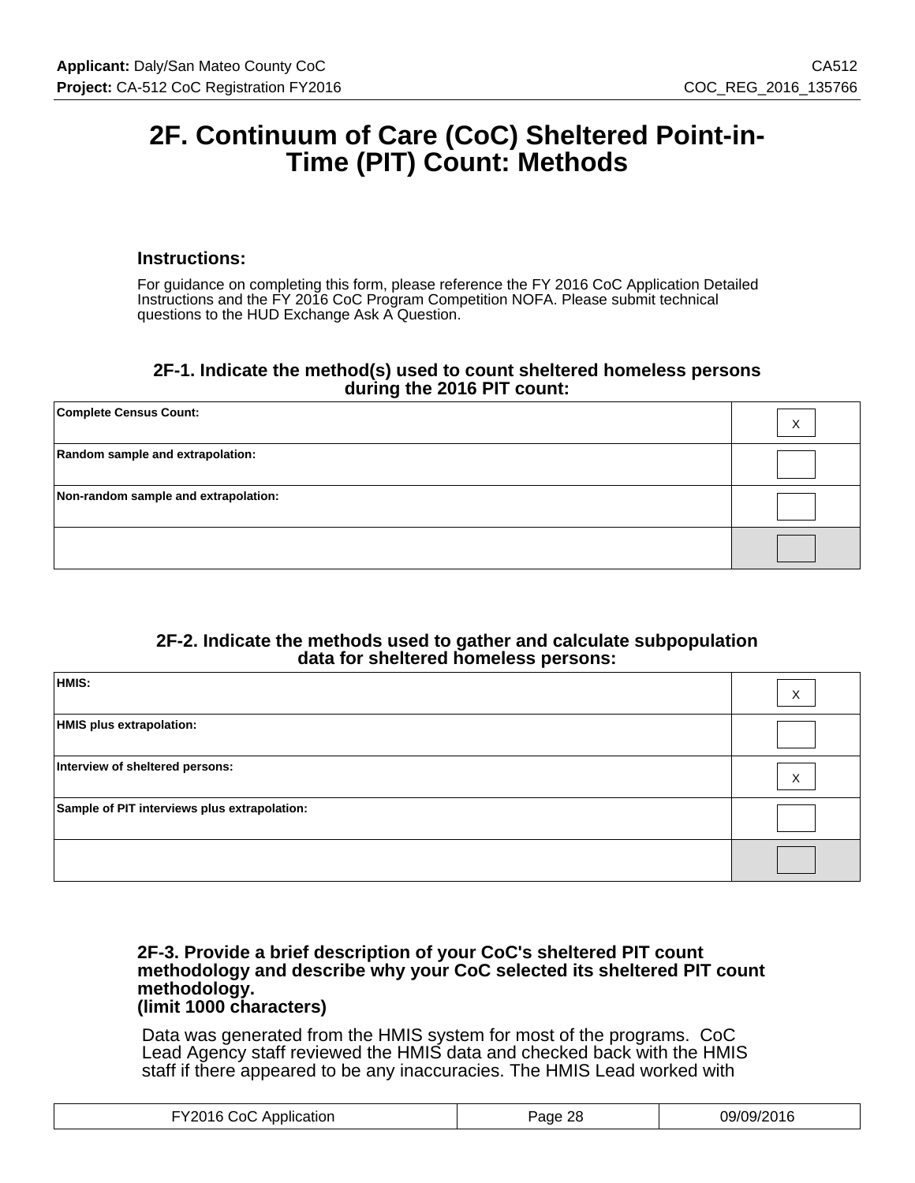# 2F. Continuum of Care (CoC) Sheltered Point-in-Time (PIT) Count: Methods

### Instructions:

For guidance on completing this form, please reference the FY 2016 CoC Application Detailed Instructions and the FY 2016 CoC Program Competition NOFA. Please submit technical questions to the HUD Exchange Ask A Question.

### 2F-1. Indicate the method(s) used to count sheltered homeless persons during the 2016 PIT count:

| | |
|---|---|
| **Complete Census Count:** | X |
| **Random sample and extrapolation:** | |
| **Non-random sample and extrapolation:** | |
| | |

### 2F-2. Indicate the methods used to gather and calculate subpopulation data for sheltered homeless persons:

| | |
|---|---|
| **HMIS:** | X |
| **HMIS plus extrapolation:** | |
| **Interview of sheltered persons:** | X |
| **Sample of PIT interviews plus extrapolation:** | |
| | |

### 2F-3. Provide a brief description of your CoC's sheltered PIT count methodology and describe why your CoC selected its sheltered PIT count methodology. (limit 1000 characters)

Data was generated from the HMIS system for most of the programs. CoC Lead Agency staff reviewed the HMIS data and checked back with the HMIS staff if there appeared to be any inaccuracies. The HMIS Lead worked with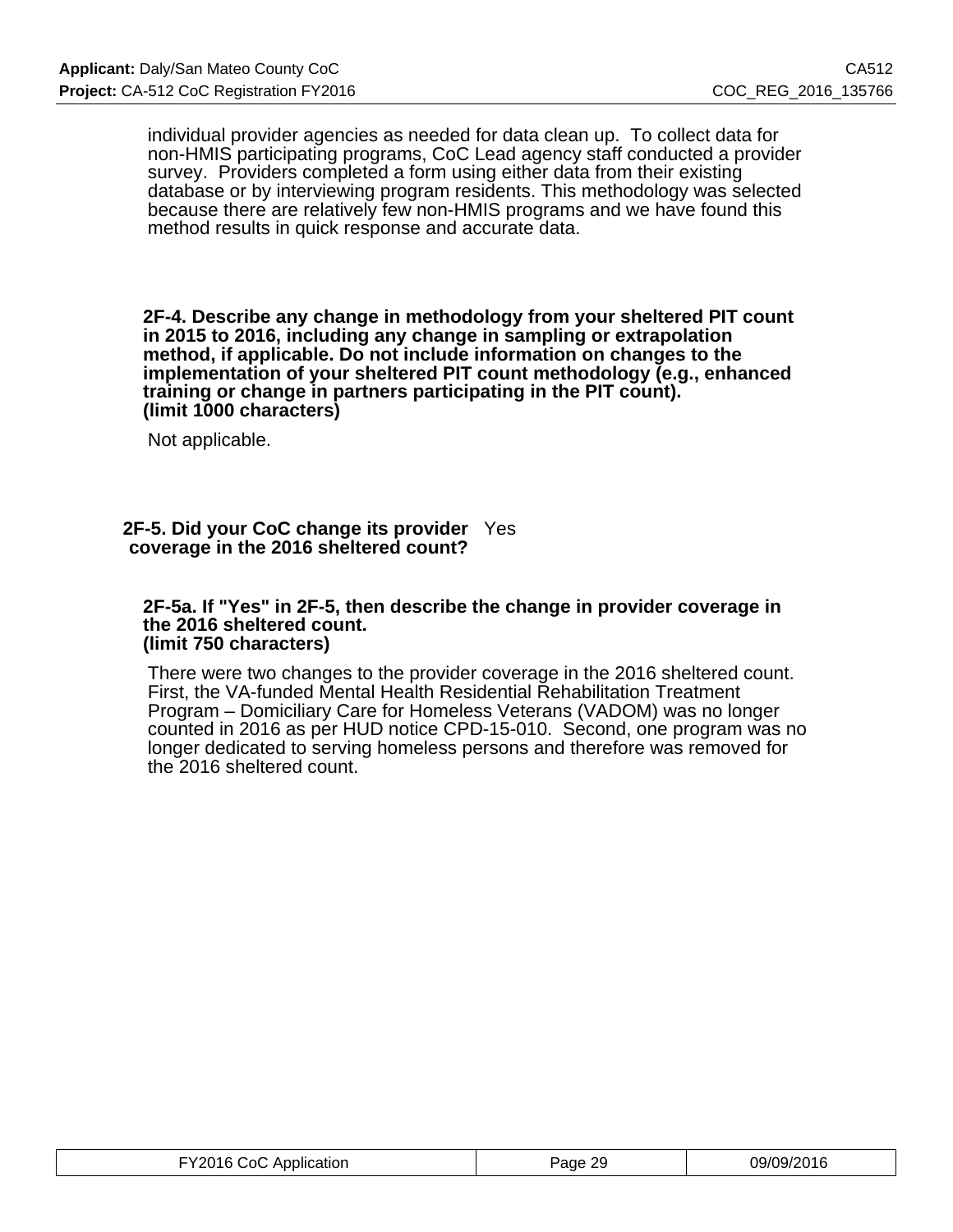individual provider agencies as needed for data clean up. To collect data for non-HMIS participating programs, CoC Lead agency staff conducted a provider survey. Providers completed a form using either data from their existing database or by interviewing program residents. This methodology was selected because there are relatively few non-HMIS programs and we have found this method results in quick response and accurate data.

**2F-4. Describe any change in methodology from your sheltered PIT count in 2015 to 2016, including any change in sampling or extrapolation method, if applicable. Do not include information on changes to the implementation of your sheltered PIT count methodology (e.g., enhanced training or change in partners participating in the PIT count).**
**(limit 1000 characters)**

Not applicable.

**2F-5. Did your CoC change its provider coverage in the 2016 sheltered count?** Yes

**2F-5a. If "Yes" in 2F-5, then describe the change in provider coverage in the 2016 sheltered count.**
**(limit 750 characters)**

There were two changes to the provider coverage in the 2016 sheltered count. First, the VA-funded Mental Health Residential Rehabilitation Treatment Program – Domiciliary Care for Homeless Veterans (VADOM) was no longer counted in 2016 as per HUD notice CPD-15-010. Second, one program was no longer dedicated to serving homeless persons and therefore was removed for the 2016 sheltered count.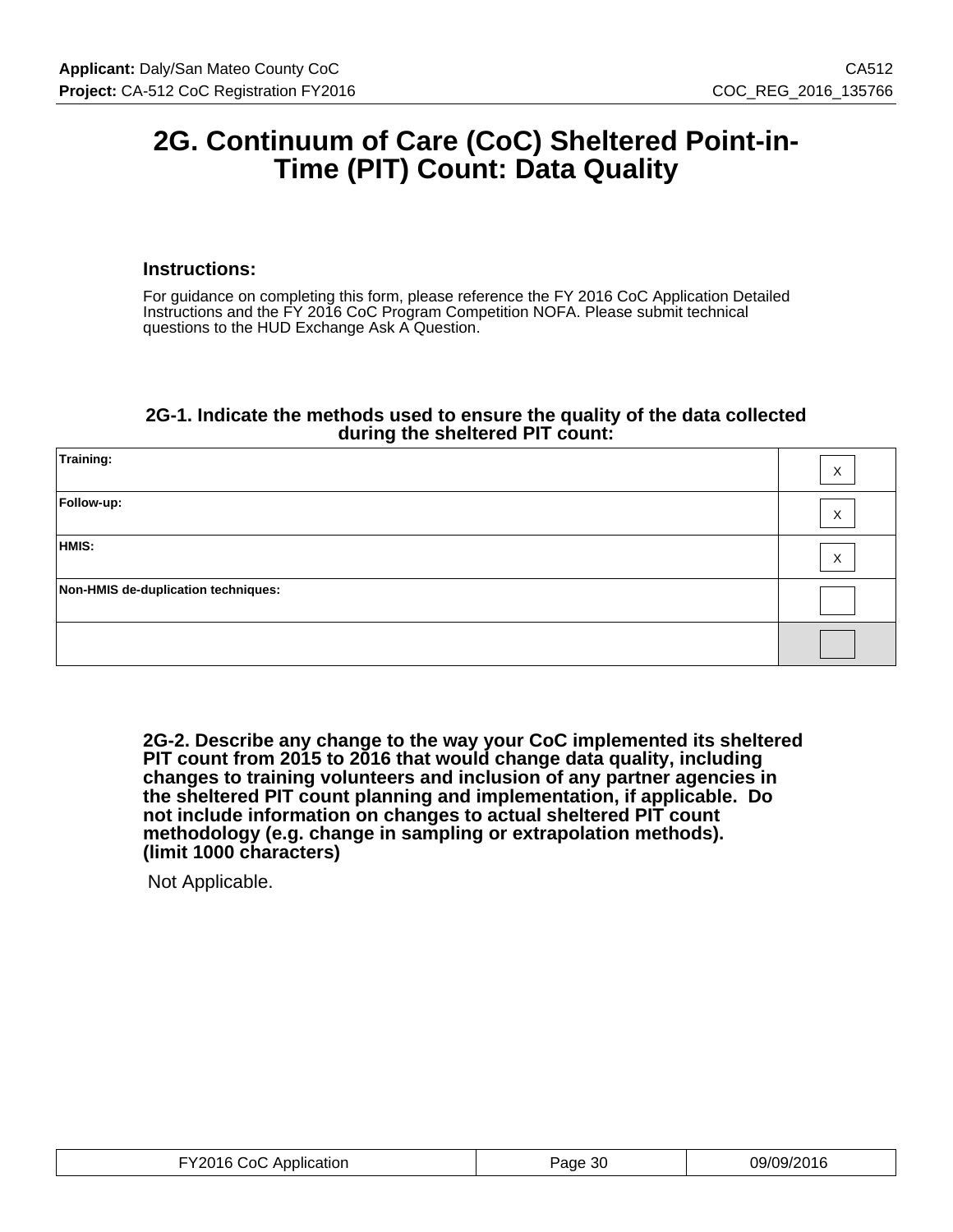# 2G. Continuum of Care (CoC) Sheltered Point-in-Time (PIT) Count: Data Quality

### Instructions:

For guidance on completing this form, please reference the FY 2016 CoC Application Detailed Instructions and the FY 2016 CoC Program Competition NOFA. Please submit technical questions to the HUD Exchange Ask A Question.

### 2G-1. Indicate the methods used to ensure the quality of the data collected during the sheltered PIT count:

| | |
|---|---|
| Training: | X |
| Follow-up: | X |
| HMIS: | X |
| Non-HMIS de-duplication techniques: | |
| | |

**2G-2. Describe any change to the way your CoC implemented its sheltered PIT count from 2015 to 2016 that would change data quality, including changes to training volunteers and inclusion of any partner agencies in the sheltered PIT count planning and implementation, if applicable. Do not include information on changes to actual sheltered PIT count methodology (e.g. change in sampling or extrapolation methods). (limit 1000 characters)**

Not Applicable.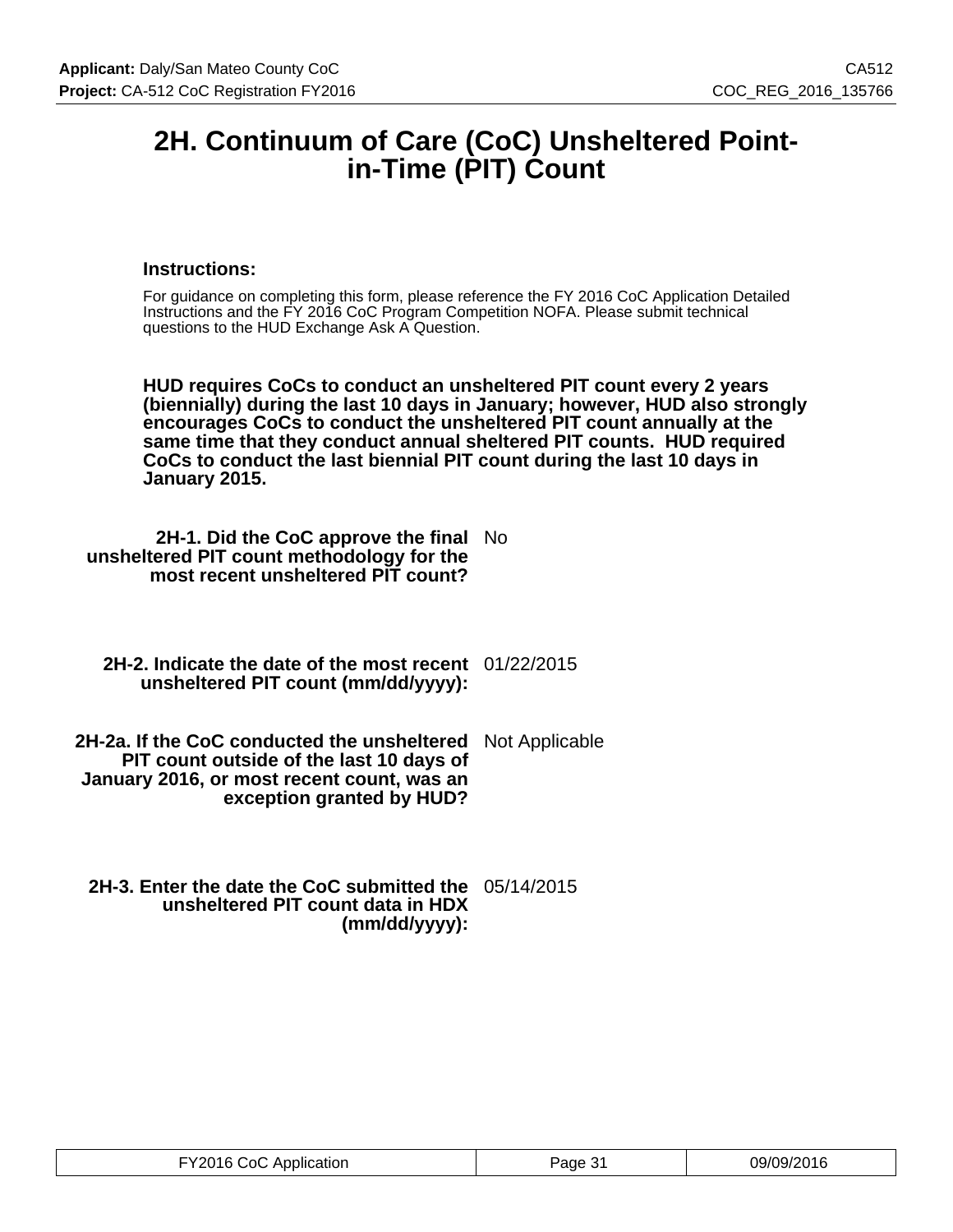# 2H. Continuum of Care (CoC) Unsheltered Point-in-Time (PIT) Count

### Instructions:

For guidance on completing this form, please reference the FY 2016 CoC Application Detailed Instructions and the FY 2016 CoC Program Competition NOFA. Please submit technical questions to the HUD Exchange Ask A Question.

**HUD requires CoCs to conduct an unsheltered PIT count every 2 years (biennially) during the last 10 days in January; however, HUD also strongly encourages CoCs to conduct the unsheltered PIT count annually at the same time that they conduct annual sheltered PIT counts. HUD required CoCs to conduct the last biennial PIT count during the last 10 days in January 2015.**

| | |
|---|---|
| **2H-1. Did the CoC approve the final unsheltered PIT count methodology for the most recent unsheltered PIT count?** | No |
| **2H-2. Indicate the date of the most recent unsheltered PIT count (mm/dd/yyyy):** | 01/22/2015 |
| **2H-2a. If the CoC conducted the unsheltered PIT count outside of the last 10 days of January 2016, or most recent count, was an exception granted by HUD?** | Not Applicable |
| **2H-3. Enter the date the CoC submitted the unsheltered PIT count data in HDX (mm/dd/yyyy):** | 05/14/2015 |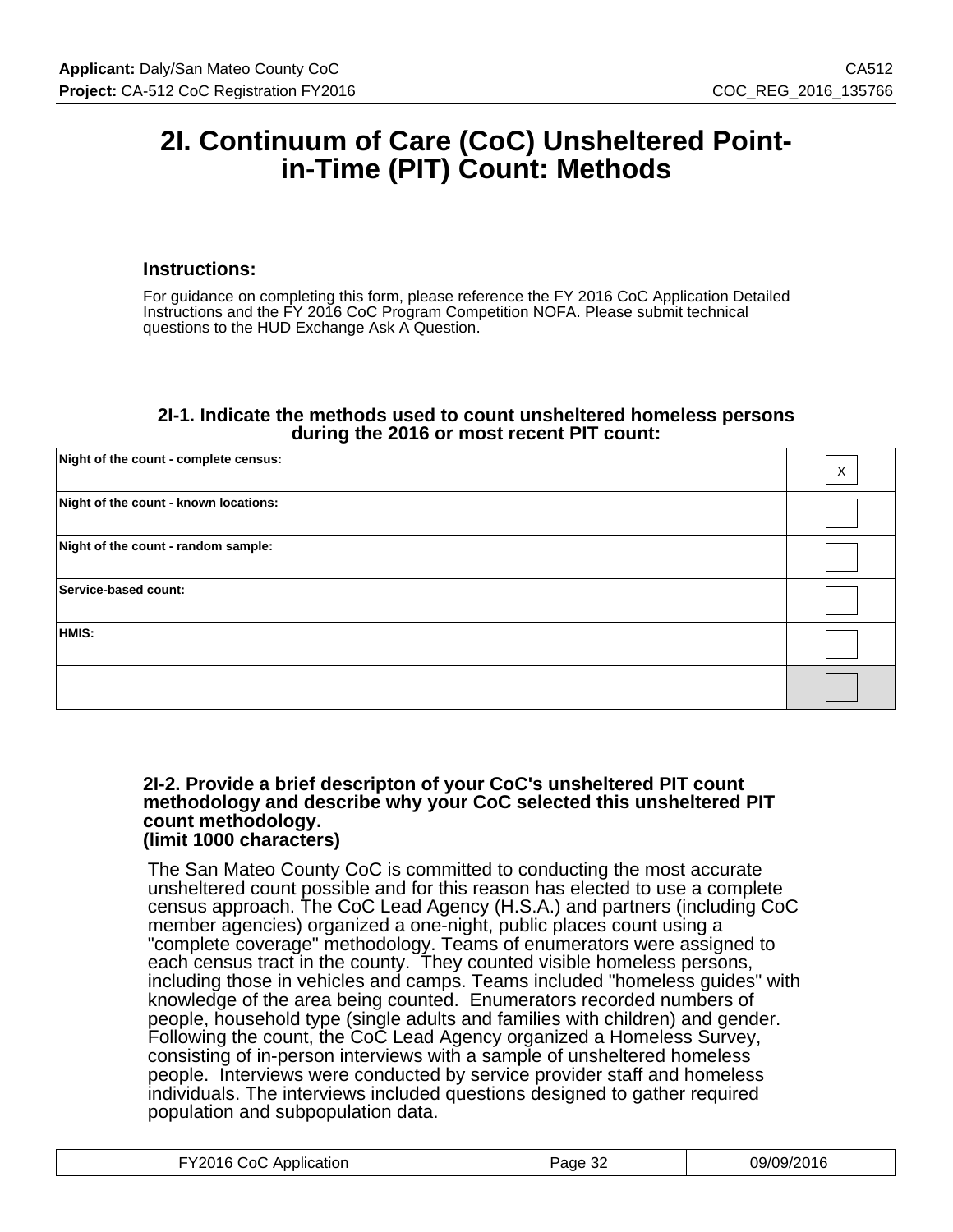# 2I. Continuum of Care (CoC) Unsheltered Point-in-Time (PIT) Count: Methods

### Instructions:

For guidance on completing this form, please reference the FY 2016 CoC Application Detailed Instructions and the FY 2016 CoC Program Competition NOFA. Please submit technical questions to the HUD Exchange Ask A Question.

### 2I-1. Indicate the methods used to count unsheltered homeless persons during the 2016 or most recent PIT count:

| | |
|---|---|
| **Night of the count - complete census:** | X |
| **Night of the count - known locations:** | |
| **Night of the count - random sample:** | |
| **Service-based count:** | |
| **HMIS:** | |
| | |

### 2I-2. Provide a brief descripton of your CoC's unsheltered PIT count methodology and describe why your CoC selected this unsheltered PIT count methodology. (limit 1000 characters)

The San Mateo County CoC is committed to conducting the most accurate unsheltered count possible and for this reason has elected to use a complete census approach. The CoC Lead Agency (H.S.A.) and partners (including CoC member agencies) organized a one-night, public places count using a "complete coverage" methodology. Teams of enumerators were assigned to each census tract in the county. They counted visible homeless persons, including those in vehicles and camps. Teams included "homeless guides" with knowledge of the area being counted. Enumerators recorded numbers of people, household type (single adults and families with children) and gender. Following the count, the CoC Lead Agency organized a Homeless Survey, consisting of in-person interviews with a sample of unsheltered homeless people. Interviews were conducted by service provider staff and homeless individuals. The interviews included questions designed to gather required population and subpopulation data.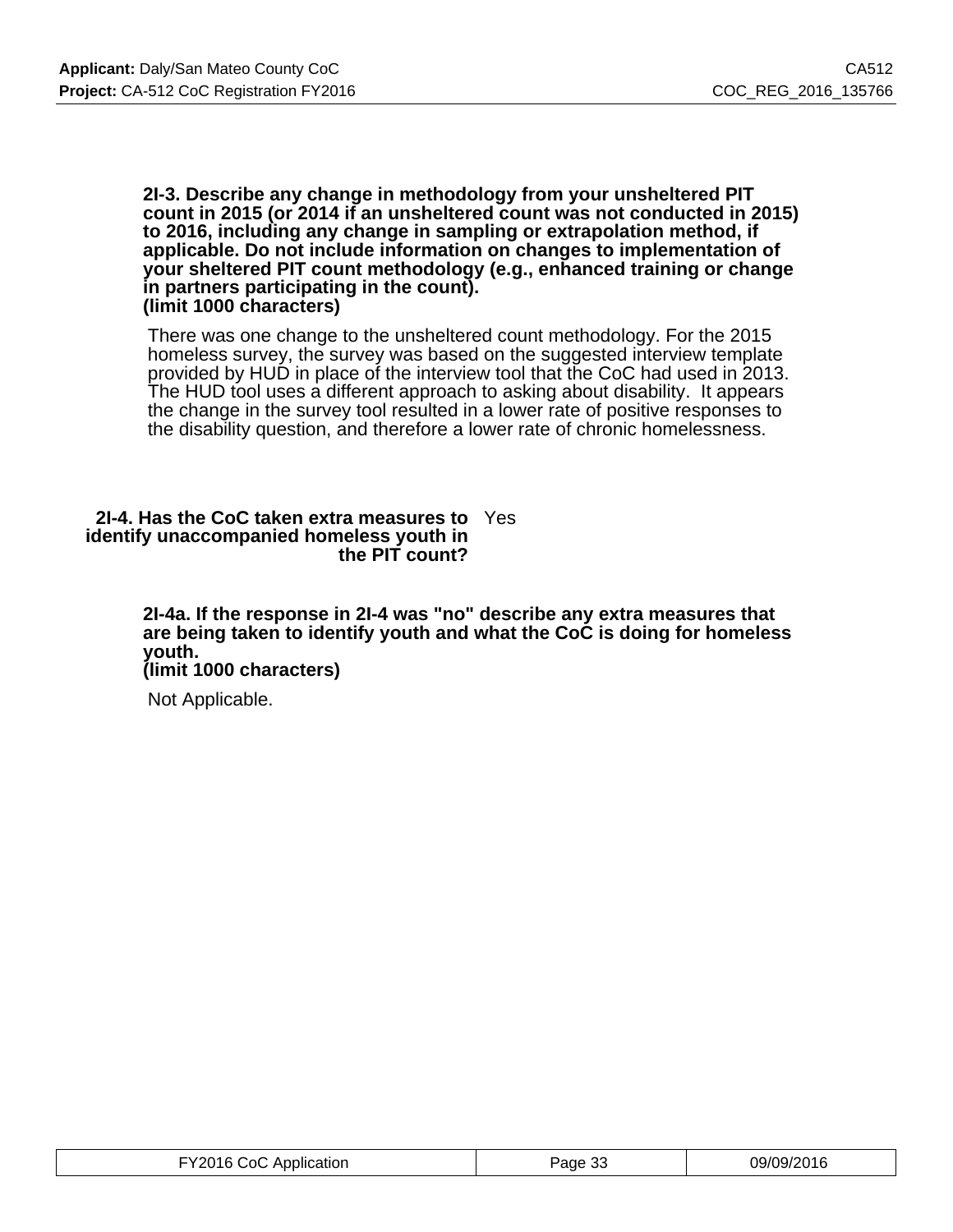**2I-3. Describe any change in methodology from your unsheltered PIT count in 2015 (or 2014 if an unsheltered count was not conducted in 2015) to 2016, including any change in sampling or extrapolation method, if applicable. Do not include information on changes to implementation of your sheltered PIT count methodology (e.g., enhanced training or change in partners participating in the count).**
**(limit 1000 characters)**

There was one change to the unsheltered count methodology. For the 2015 homeless survey, the survey was based on the suggested interview template provided by HUD in place of the interview tool that the CoC had used in 2013. The HUD tool uses a different approach to asking about disability. It appears the change in the survey tool resulted in a lower rate of positive responses to the disability question, and therefore a lower rate of chronic homelessness.

**2I-4. Has the CoC taken extra measures to identify unaccompanied homeless youth in the PIT count?** Yes

**2I-4a. If the response in 2I-4 was "no" describe any extra measures that are being taken to identify youth and what the CoC is doing for homeless youth.**
**(limit 1000 characters)**

Not Applicable.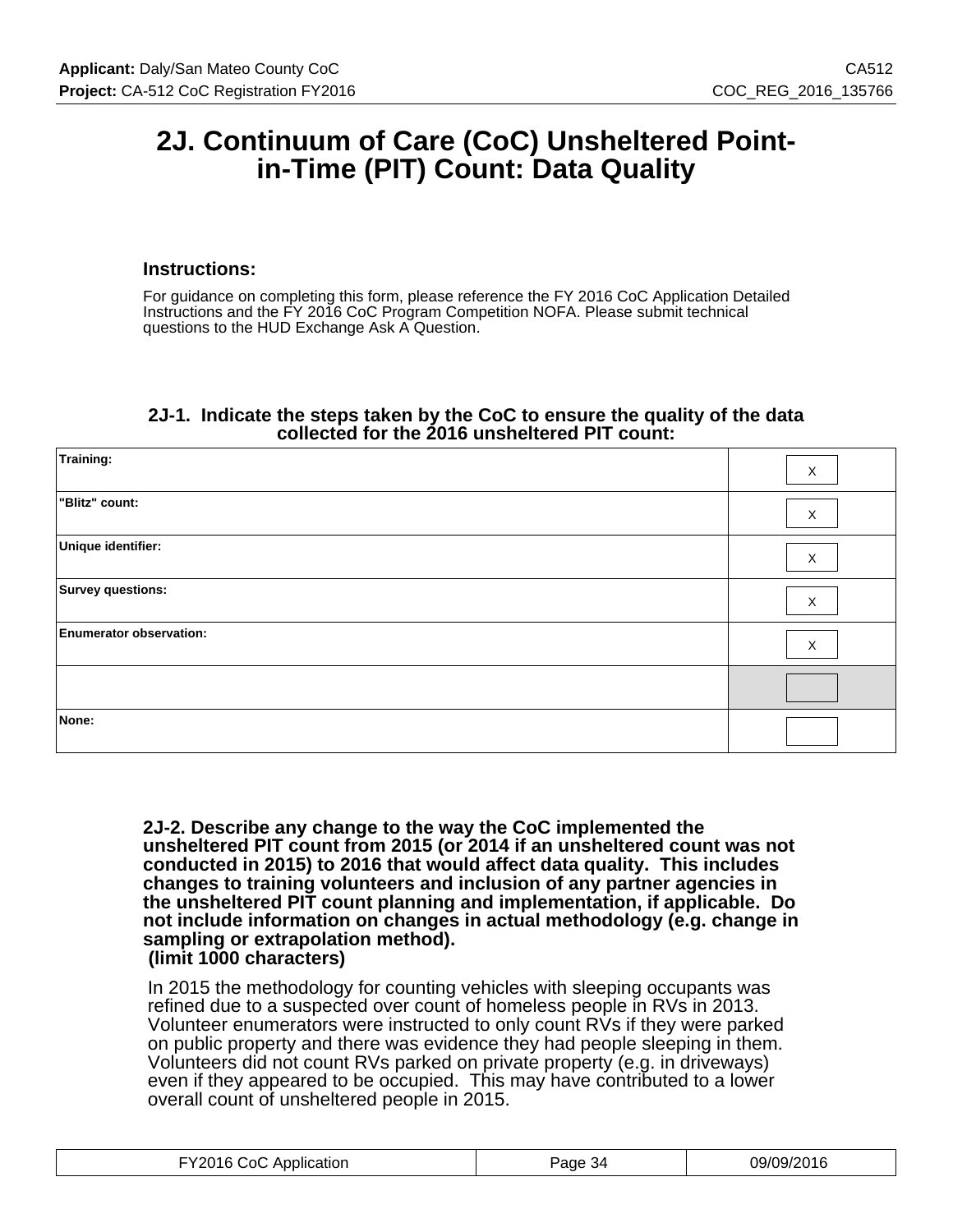# 2J. Continuum of Care (CoC) Unsheltered Point-in-Time (PIT) Count: Data Quality

### Instructions:

For guidance on completing this form, please reference the FY 2016 CoC Application Detailed Instructions and the FY 2016 CoC Program Competition NOFA. Please submit technical questions to the HUD Exchange Ask A Question.

### 2J-1. Indicate the steps taken by the CoC to ensure the quality of the data collected for the 2016 unsheltered PIT count:

| | |
|---|---|
| Training: | X |
| "Blitz" count: | X |
| Unique identifier: | X |
| Survey questions: | X |
| Enumerator observation: | X |
| | |
| None: | |

**2J-2. Describe any change to the way the CoC implemented the unsheltered PIT count from 2015 (or 2014 if an unsheltered count was not conducted in 2015) to 2016 that would affect data quality. This includes changes to training volunteers and inclusion of any partner agencies in the unsheltered PIT count planning and implementation, if applicable. Do not include information on changes in actual methodology (e.g. change in sampling or extrapolation method).**
**(limit 1000 characters)**

In 2015 the methodology for counting vehicles with sleeping occupants was refined due to a suspected over count of homeless people in RVs in 2013. Volunteer enumerators were instructed to only count RVs if they were parked on public property and there was evidence they had people sleeping in them. Volunteers did not count RVs parked on private property (e.g. in driveways) even if they appeared to be occupied. This may have contributed to a lower overall count of unsheltered people in 2015.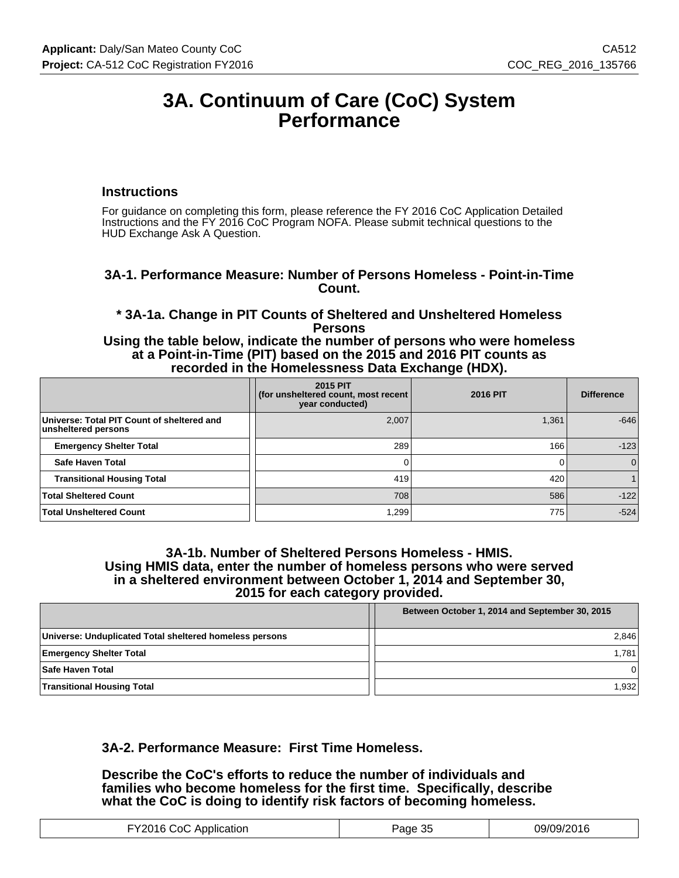# 3A. Continuum of Care (CoC) System Performance

### Instructions

For guidance on completing this form, please reference the FY 2016 CoC Application Detailed Instructions and the FY 2016 CoC Program NOFA. Please submit technical questions to the HUD Exchange Ask A Question.

### 3A-1. Performance Measure: Number of Persons Homeless - Point-in-Time Count.

### * 3A-1a. Change in PIT Counts of Sheltered and Unsheltered Homeless Persons

**Using the table below, indicate the number of persons who were homeless at a Point-in-Time (PIT) based on the 2015 and 2016 PIT counts as recorded in the Homelessness Data Exchange (HDX).**

| | 2015 PIT (for unsheltered count, most recent year conducted) | 2016 PIT | Difference |
|---|---|---|---|
| Universe: Total PIT Count of sheltered and unsheltered persons | 2,007 | 1,361 | -646 |
| Emergency Shelter Total | 289 | 166 | -123 |
| Safe Haven Total | 0 | 0 | 0 |
| Transitional Housing Total | 419 | 420 | 1 |
| Total Sheltered Count | 708 | 586 | -122 |
| Total Unsheltered Count | 1,299 | 775 | -524 |

### 3A-1b. Number of Sheltered Persons Homeless - HMIS.

**Using HMIS data, enter the number of homeless persons who were served in a sheltered environment between October 1, 2014 and September 30, 2015 for each category provided.**

| | Between October 1, 2014 and September 30, 2015 |
|---|---|
| Universe: Unduplicated Total sheltered homeless persons | 2,846 |
| Emergency Shelter Total | 1,781 |
| Safe Haven Total | 0 |
| Transitional Housing Total | 1,932 |

### 3A-2. Performance Measure: First Time Homeless.

**Describe the CoC's efforts to reduce the number of individuals and families who become homeless for the first time. Specifically, describe what the CoC is doing to identify risk factors of becoming homeless.**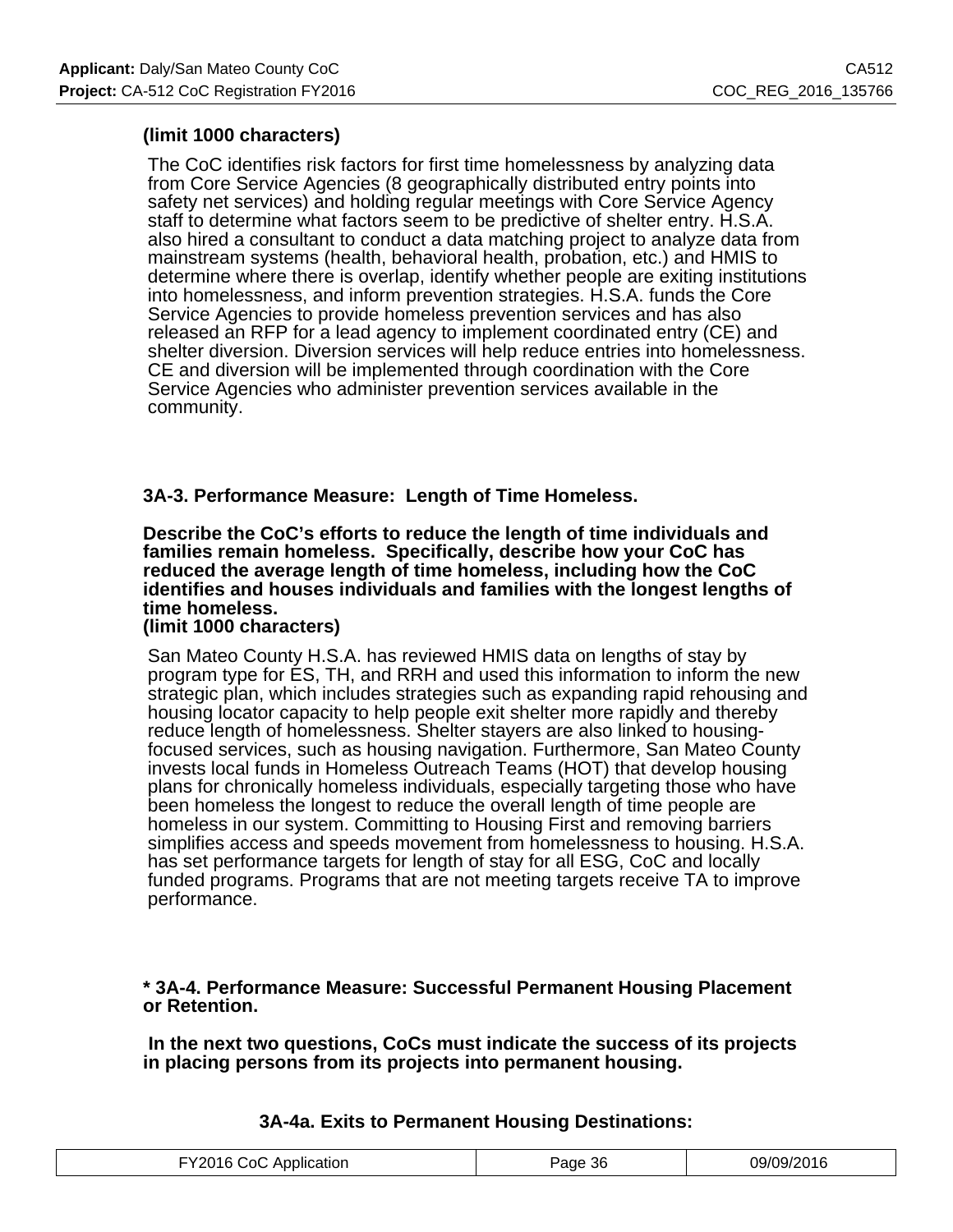**(limit 1000 characters)**

The CoC identifies risk factors for first time homelessness by analyzing data from Core Service Agencies (8 geographically distributed entry points into safety net services) and holding regular meetings with Core Service Agency staff to determine what factors seem to be predictive of shelter entry. H.S.A. also hired a consultant to conduct a data matching project to analyze data from mainstream systems (health, behavioral health, probation, etc.) and HMIS to determine where there is overlap, identify whether people are exiting institutions into homelessness, and inform prevention strategies. H.S.A. funds the Core Service Agencies to provide homeless prevention services and has also released an RFP for a lead agency to implement coordinated entry (CE) and shelter diversion. Diversion services will help reduce entries into homelessness. CE and diversion will be implemented through coordination with the Core Service Agencies who administer prevention services available in the community.

**3A-3. Performance Measure: Length of Time Homeless.**

**Describe the CoC's efforts to reduce the length of time individuals and families remain homeless. Specifically, describe how your CoC has reduced the average length of time homeless, including how the CoC identifies and houses individuals and families with the longest lengths of time homeless.**
**(limit 1000 characters)**

San Mateo County H.S.A. has reviewed HMIS data on lengths of stay by program type for ES, TH, and RRH and used this information to inform the new strategic plan, which includes strategies such as expanding rapid rehousing and housing locator capacity to help people exit shelter more rapidly and thereby reduce length of homelessness. Shelter stayers are also linked to housing-focused services, such as housing navigation. Furthermore, San Mateo County invests local funds in Homeless Outreach Teams (HOT) that develop housing plans for chronically homeless individuals, especially targeting those who have been homeless the longest to reduce the overall length of time people are homeless in our system. Committing to Housing First and removing barriers simplifies access and speeds movement from homelessness to housing. H.S.A. has set performance targets for length of stay for all ESG, CoC and locally funded programs. Programs that are not meeting targets receive TA to improve performance.

**\* 3A-4. Performance Measure: Successful Permanent Housing Placement or Retention.**

**In the next two questions, CoCs must indicate the success of its projects in placing persons from its projects into permanent housing.**

**3A-4a. Exits to Permanent Housing Destinations:**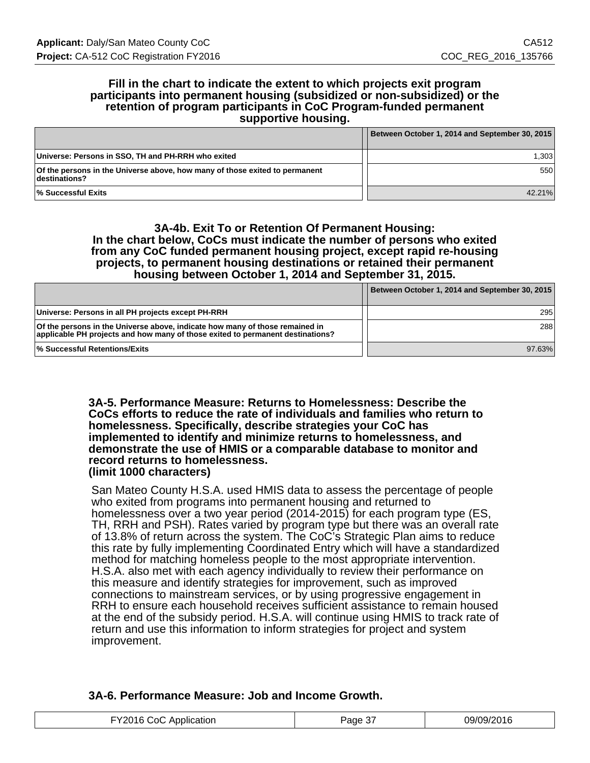**Fill in the chart to indicate the extent to which projects exit program participants into permanent housing (subsidized or non-subsidized) or the retention of program participants in CoC Program-funded permanent supportive housing.**

| | Between October 1, 2014 and September 30, 2015 |
|---|---|
| Universe: Persons in SSO, TH and PH-RRH who exited | 1,303 |
| Of the persons in the Universe above, how many of those exited to permanent destinations? | 550 |
| % Successful Exits | 42.21% |

**3A-4b. Exit To or Retention Of Permanent Housing: In the chart below, CoCs must indicate the number of persons who exited from any CoC funded permanent housing project, except rapid re-housing projects, to permanent housing destinations or retained their permanent housing between October 1, 2014 and September 31, 2015.**

| | Between October 1, 2014 and September 30, 2015 |
|---|---|
| Universe: Persons in all PH projects except PH-RRH | 295 |
| Of the persons in the Universe above, indicate how many of those remained in applicable PH projects and how many of those exited to permanent destinations? | 288 |
| % Successful Retentions/Exits | 97.63% |

**3A-5. Performance Measure: Returns to Homelessness: Describe the CoCs efforts to reduce the rate of individuals and families who return to homelessness. Specifically, describe strategies your CoC has implemented to identify and minimize returns to homelessness, and demonstrate the use of HMIS or a comparable database to monitor and record returns to homelessness.**
**(limit 1000 characters)**

San Mateo County H.S.A. used HMIS data to assess the percentage of people who exited from programs into permanent housing and returned to homelessness over a two year period (2014-2015) for each program type (ES, TH, RRH and PSH). Rates varied by program type but there was an overall rate of 13.8% of return across the system. The CoC's Strategic Plan aims to reduce this rate by fully implementing Coordinated Entry which will have a standardized method for matching homeless people to the most appropriate intervention. H.S.A. also met with each agency individually to review their performance on this measure and identify strategies for improvement, such as improved connections to mainstream services, or by using progressive engagement in RRH to ensure each household receives sufficient assistance to remain housed at the end of the subsidy period. H.S.A. will continue using HMIS to track rate of return and use this information to inform strategies for project and system improvement.

**3A-6. Performance Measure: Job and Income Growth.**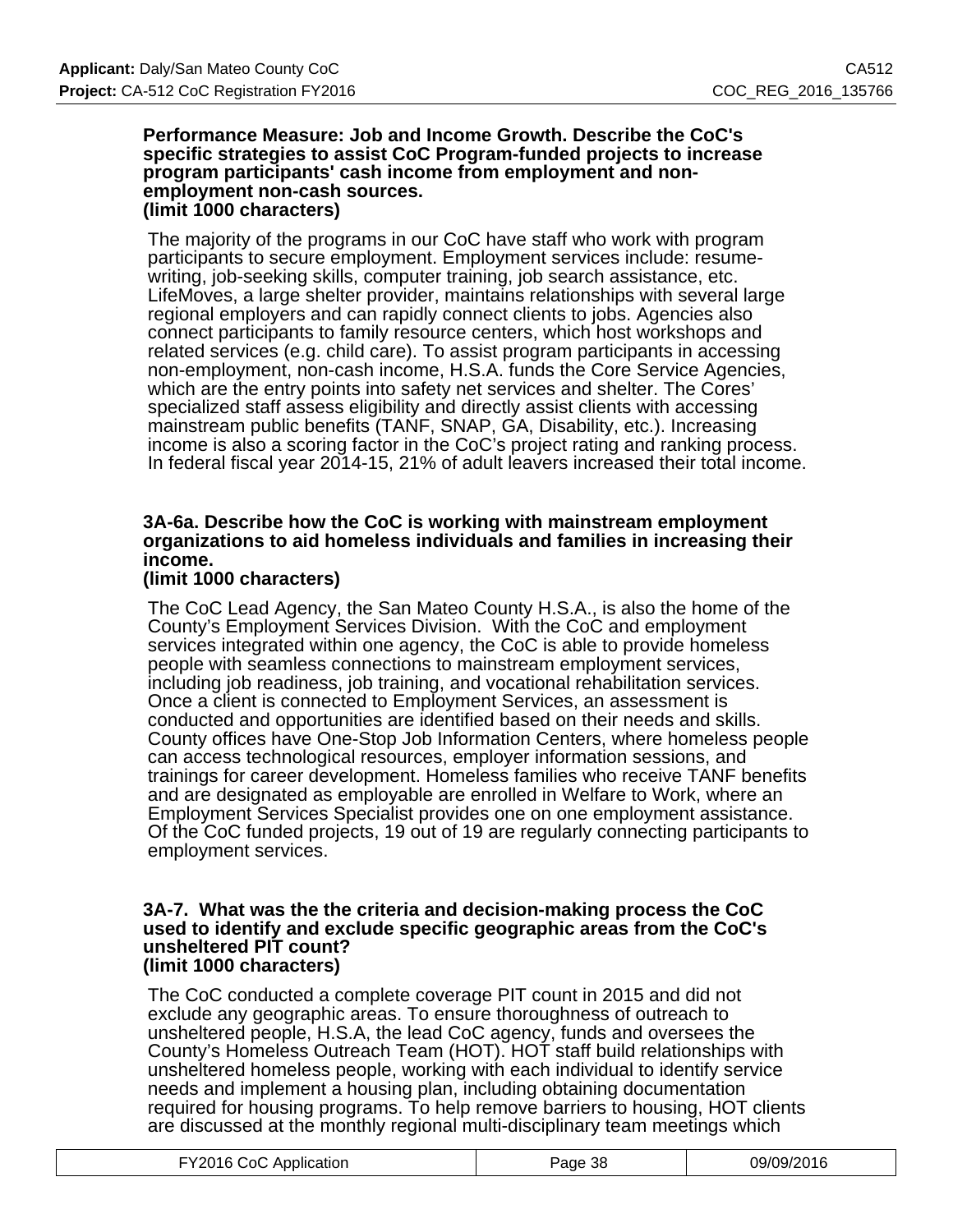**Performance Measure: Job and Income Growth. Describe the CoC's specific strategies to assist CoC Program-funded projects to increase program participants' cash income from employment and non-employment non-cash sources.**
**(limit 1000 characters)**

The majority of the programs in our CoC have staff who work with program participants to secure employment. Employment services include: resume-writing, job-seeking skills, computer training, job search assistance, etc. LifeMoves, a large shelter provider, maintains relationships with several large regional employers and can rapidly connect clients to jobs. Agencies also connect participants to family resource centers, which host workshops and related services (e.g. child care). To assist program participants in accessing non-employment, non-cash income, H.S.A. funds the Core Service Agencies, which are the entry points into safety net services and shelter. The Cores' specialized staff assess eligibility and directly assist clients with accessing mainstream public benefits (TANF, SNAP, GA, Disability, etc.). Increasing income is also a scoring factor in the CoC's project rating and ranking process. In federal fiscal year 2014-15, 21% of adult leavers increased their total income.

**3A-6a. Describe how the CoC is working with mainstream employment organizations to aid homeless individuals and families in increasing their income.**
**(limit 1000 characters)**

The CoC Lead Agency, the San Mateo County H.S.A., is also the home of the County's Employment Services Division. With the CoC and employment services integrated within one agency, the CoC is able to provide homeless people with seamless connections to mainstream employment services, including job readiness, job training, and vocational rehabilitation services. Once a client is connected to Employment Services, an assessment is conducted and opportunities are identified based on their needs and skills. County offices have One-Stop Job Information Centers, where homeless people can access technological resources, employer information sessions, and trainings for career development. Homeless families who receive TANF benefits and are designated as employable are enrolled in Welfare to Work, where an Employment Services Specialist provides one on one employment assistance. Of the CoC funded projects, 19 out of 19 are regularly connecting participants to employment services.

**3A-7. What was the the criteria and decision-making process the CoC used to identify and exclude specific geographic areas from the CoC's unsheltered PIT count?**
**(limit 1000 characters)**

The CoC conducted a complete coverage PIT count in 2015 and did not exclude any geographic areas. To ensure thoroughness of outreach to unsheltered people, H.S.A, the lead CoC agency, funds and oversees the County's Homeless Outreach Team (HOT). HOT staff build relationships with unsheltered homeless people, working with each individual to identify service needs and implement a housing plan, including obtaining documentation required for housing programs. To help remove barriers to housing, HOT clients are discussed at the monthly regional multi-disciplinary team meetings which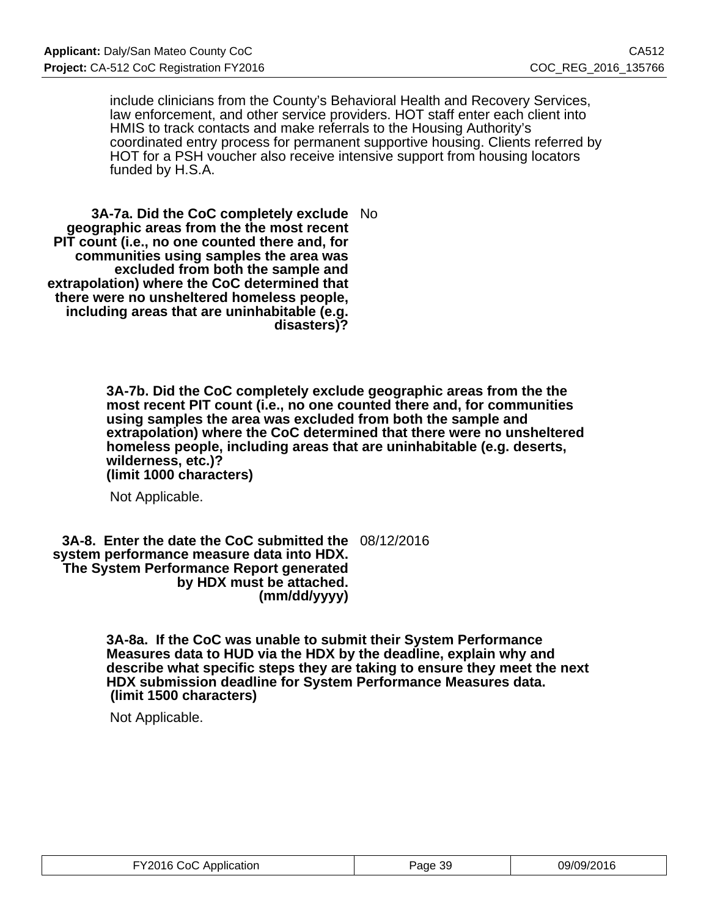include clinicians from the County's Behavioral Health and Recovery Services, law enforcement, and other service providers. HOT staff enter each client into HMIS to track contacts and make referrals to the Housing Authority's coordinated entry process for permanent supportive housing. Clients referred by HOT for a PSH voucher also receive intensive support from housing locators funded by H.S.A.

**3A-7a. Did the CoC completely exclude geographic areas from the the most recent PIT count (i.e., no one counted there and, for communities using samples the area was excluded from both the sample and extrapolation) where the CoC determined that there were no unsheltered homeless people, including areas that are uninhabitable (e.g. disasters)?**

No

**3A-7b. Did the CoC completely exclude geographic areas from the the most recent PIT count (i.e., no one counted there and, for communities using samples the area was excluded from both the sample and extrapolation) where the CoC determined that there were no unsheltered homeless people, including areas that are uninhabitable (e.g. deserts, wilderness, etc.)?**
**(limit 1000 characters)**

Not Applicable.

**3A-8. Enter the date the CoC submitted the system performance measure data into HDX. The System Performance Report generated by HDX must be attached.**
**(mm/dd/yyyy)**

08/12/2016

**3A-8a. If the CoC was unable to submit their System Performance Measures data to HUD via the HDX by the deadline, explain why and describe what specific steps they are taking to ensure they meet the next HDX submission deadline for System Performance Measures data.**
**(limit 1500 characters)**

Not Applicable.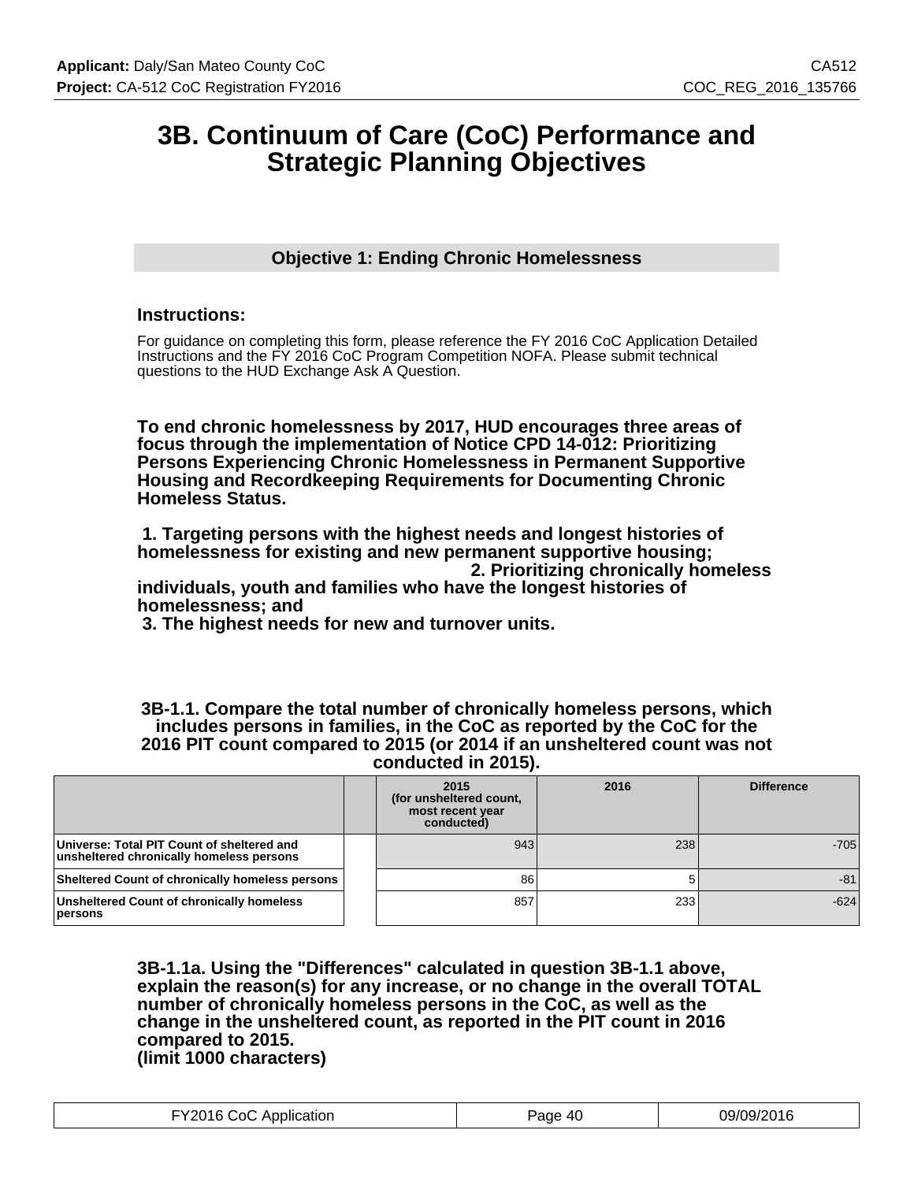# 3B. Continuum of Care (CoC) Performance and Strategic Planning Objectives

## Objective 1: Ending Chronic Homelessness

### Instructions:

For guidance on completing this form, please reference the FY 2016 CoC Application Detailed Instructions and the FY 2016 CoC Program Competition NOFA. Please submit technical questions to the HUD Exchange Ask A Question.

**To end chronic homelessness by 2017, HUD encourages three areas of focus through the implementation of Notice CPD 14-012: Prioritizing Persons Experiencing Chronic Homelessness in Permanent Supportive Housing and Recordkeeping Requirements for Documenting Chronic Homeless Status.**

**1. Targeting persons with the highest needs and longest histories of homelessness for existing and new permanent supportive housing;**
**2. Prioritizing chronically homeless individuals, youth and families who have the longest histories of homelessness; and**
**3. The highest needs for new and turnover units.**

**3B-1.1. Compare the total number of chronically homeless persons, which includes persons in families, in the CoC as reported by the CoC for the 2016 PIT count compared to 2015 (or 2014 if an unsheltered count was not conducted in 2015).**

| | 2015 (for unsheltered count, most recent year conducted) | 2016 | Difference |
|---|---|---|---|
| Universe: Total PIT Count of sheltered and unsheltered chronically homeless persons | 943 | 238 | -705 |
| Sheltered Count of chronically homeless persons | 86 | 5 | -81 |
| Unsheltered Count of chronically homeless persons | 857 | 233 | -624 |

**3B-1.1a. Using the "Differences" calculated in question 3B-1.1 above, explain the reason(s) for any increase, or no change in the overall TOTAL number of chronically homeless persons in the CoC, as well as the change in the unsheltered count, as reported in the PIT count in 2016 compared to 2015.**
**(limit 1000 characters)**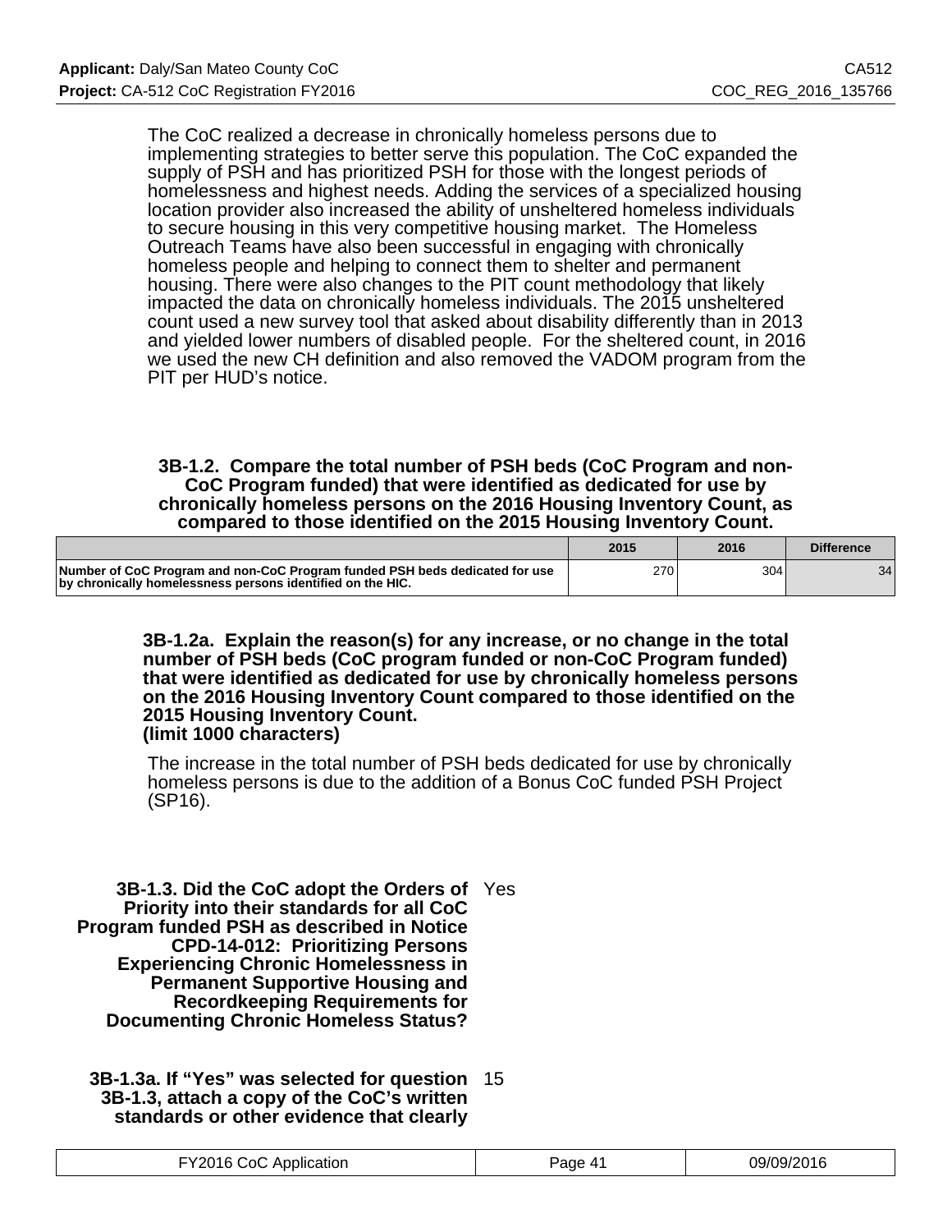The CoC realized a decrease in chronically homeless persons due to implementing strategies to better serve this population. The CoC expanded the supply of PSH and has prioritized PSH for those with the longest periods of homelessness and highest needs. Adding the services of a specialized housing location provider also increased the ability of unsheltered homeless individuals to secure housing in this very competitive housing market. The Homeless Outreach Teams have also been successful in engaging with chronically homeless people and helping to connect them to shelter and permanent housing. There were also changes to the PIT count methodology that likely impacted the data on chronically homeless individuals. The 2015 unsheltered count used a new survey tool that asked about disability differently than in 2013 and yielded lower numbers of disabled people. For the sheltered count, in 2016 we used the new CH definition and also removed the VADOM program from the PIT per HUD's notice.

**3B-1.2. Compare the total number of PSH beds (CoC Program and non-CoC Program funded) that were identified as dedicated for use by chronically homeless persons on the 2016 Housing Inventory Count, as compared to those identified on the 2015 Housing Inventory Count.**

| | 2015 | 2016 | Difference |
|---|---|---|---|
| Number of CoC Program and non-CoC Program funded PSH beds dedicated for use by chronically homelessness persons identified on the HIC. | 270 | 304 | 34 |

**3B-1.2a. Explain the reason(s) for any increase, or no change in the total number of PSH beds (CoC program funded or non-CoC Program funded) that were identified as dedicated for use by chronically homeless persons on the 2016 Housing Inventory Count compared to those identified on the 2015 Housing Inventory Count.**
**(limit 1000 characters)**

The increase in the total number of PSH beds dedicated for use by chronically homeless persons is due to the addition of a Bonus CoC funded PSH Project (SP16).

**3B-1.3. Did the CoC adopt the Orders of Priority into their standards for all CoC Program funded PSH as described in Notice CPD-14-012: Prioritizing Persons Experiencing Chronic Homelessness in Permanent Supportive Housing and Recordkeeping Requirements for Documenting Chronic Homeless Status?** Yes

**3B-1.3a. If "Yes" was selected for question 3B-1.3, attach a copy of the CoC's written standards or other evidence that clearly** 15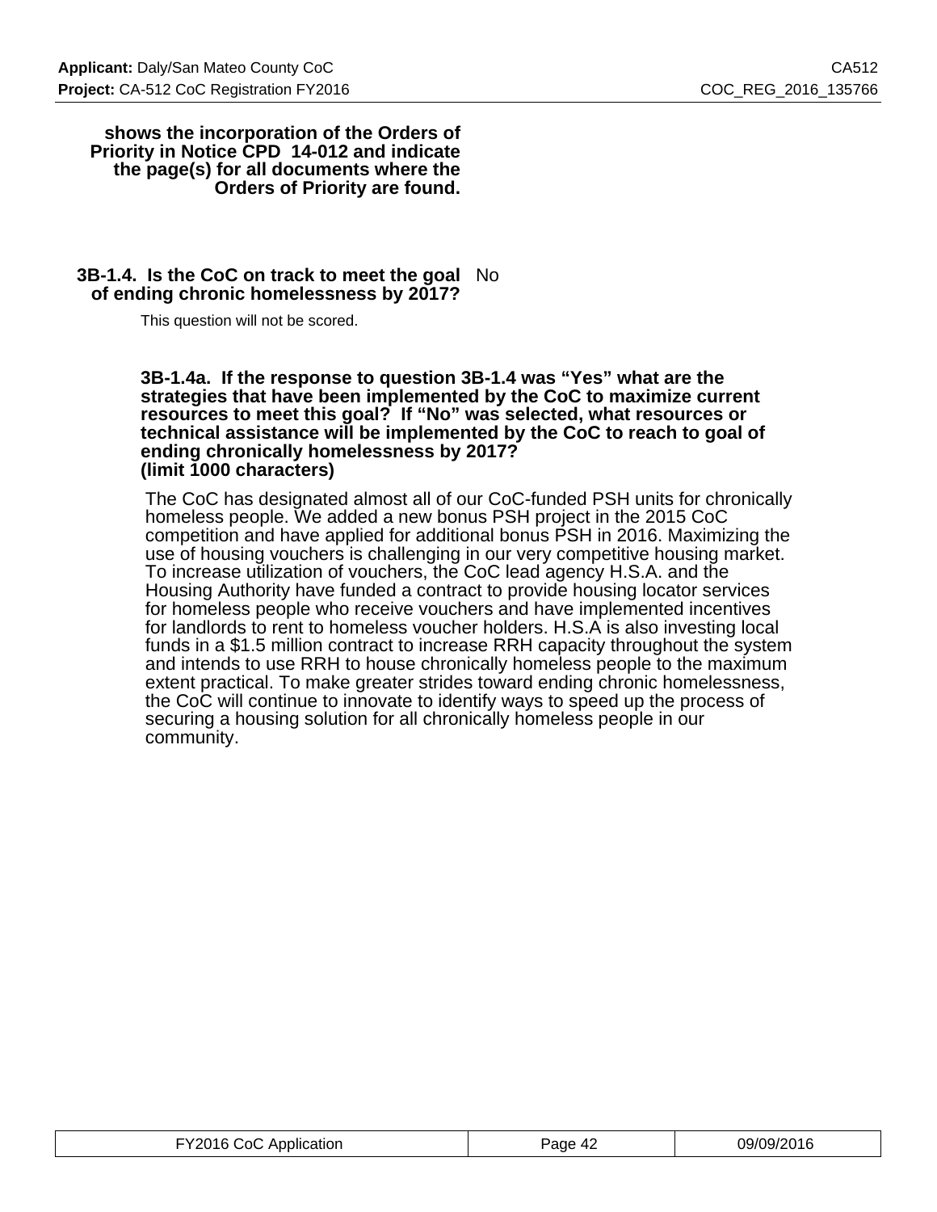**shows the incorporation of the Orders of Priority in Notice CPD 14-012 and indicate the page(s) for all documents where the Orders of Priority are found.**

**3B-1.4. Is the CoC on track to meet the goal of ending chronic homelessness by 2017?** No

This question will not be scored.

**3B-1.4a. If the response to question 3B-1.4 was "Yes" what are the strategies that have been implemented by the CoC to maximize current resources to meet this goal? If "No" was selected, what resources or technical assistance will be implemented by the CoC to reach to goal of ending chronically homelessness by 2017?**
**(limit 1000 characters)**

The CoC has designated almost all of our CoC-funded PSH units for chronically homeless people. We added a new bonus PSH project in the 2015 CoC competition and have applied for additional bonus PSH in 2016. Maximizing the use of housing vouchers is challenging in our very competitive housing market. To increase utilization of vouchers, the CoC lead agency H.S.A. and the Housing Authority have funded a contract to provide housing locator services for homeless people who receive vouchers and have implemented incentives for landlords to rent to homeless voucher holders. H.S.A is also investing local funds in a $1.5 million contract to increase RRH capacity throughout the system and intends to use RRH to house chronically homeless people to the maximum extent practical. To make greater strides toward ending chronic homelessness, the CoC will continue to innovate to identify ways to speed up the process of securing a housing solution for all chronically homeless people in our community.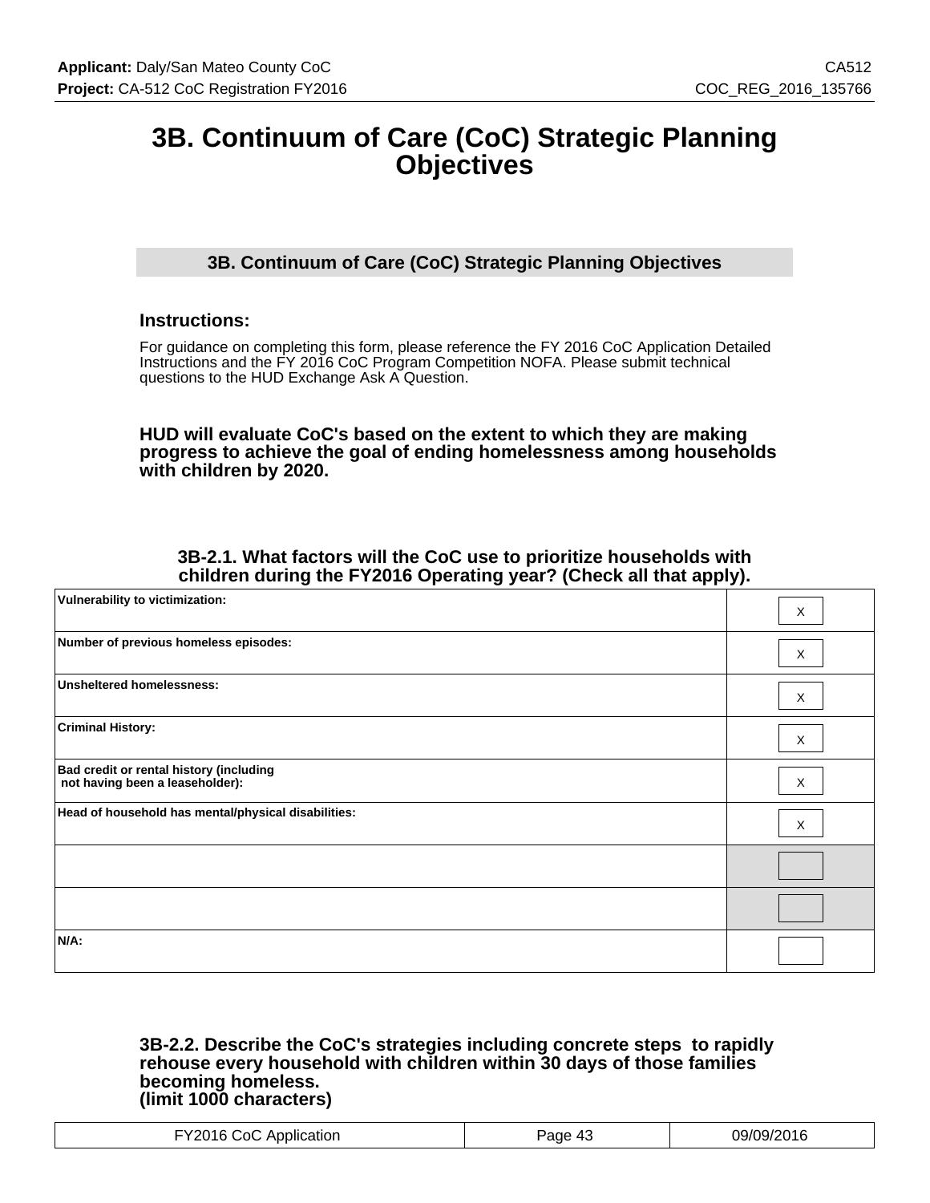# 3B. Continuum of Care (CoC) Strategic Planning Objectives

## 3B. Continuum of Care (CoC) Strategic Planning Objectives

### Instructions:

For guidance on completing this form, please reference the FY 2016 CoC Application Detailed Instructions and the FY 2016 CoC Program Competition NOFA. Please submit technical questions to the HUD Exchange Ask A Question.

**HUD will evaluate CoC's based on the extent to which they are making progress to achieve the goal of ending homelessness among households with children by 2020.**

**3B-2.1. What factors will the CoC use to prioritize households with children during the FY2016 Operating year? (Check all that apply).**

| | |
|---|---|
| **Vulnerability to victimization:** | X |
| **Number of previous homeless episodes:** | X |
| **Unsheltered homelessness:** | X |
| **Criminal History:** | X |
| **Bad credit or rental history (including not having been a leaseholder):** | X |
| **Head of household has mental/physical disabilities:** | X |
| | |
| | |
| **N/A:** | |

**3B-2.2. Describe the CoC's strategies including concrete steps to rapidly rehouse every household with children within 30 days of those families becoming homeless. (limit 1000 characters)**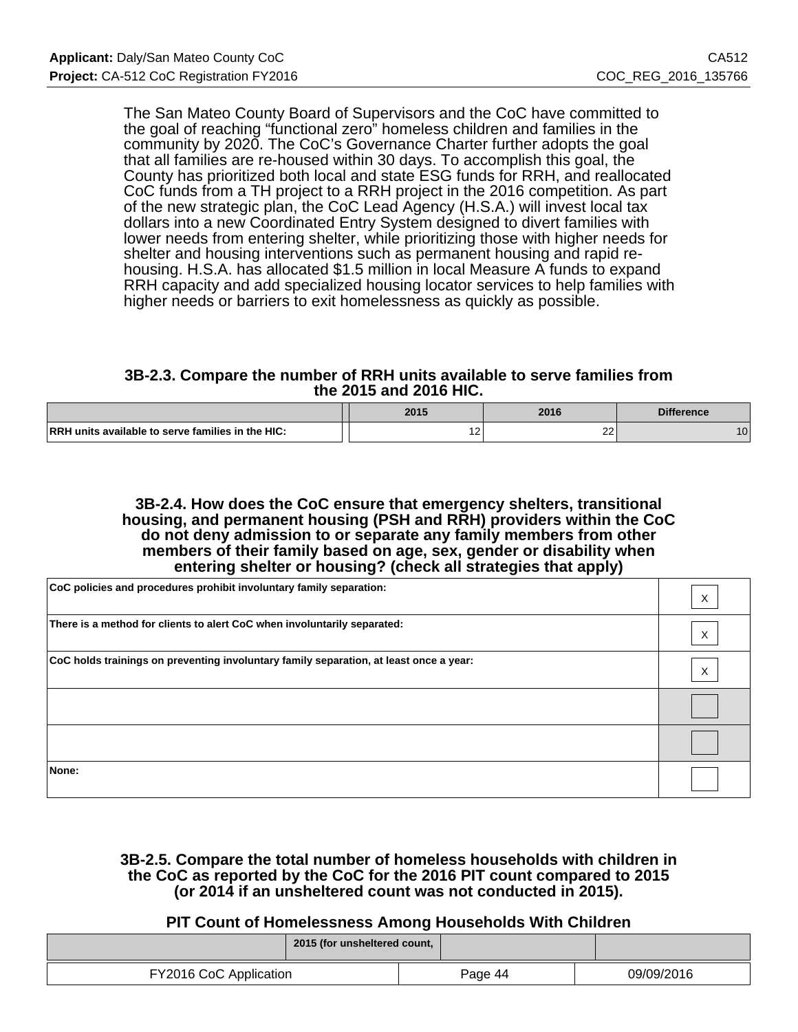The San Mateo County Board of Supervisors and the CoC have committed to the goal of reaching "functional zero" homeless children and families in the community by 2020. The CoC's Governance Charter further adopts the goal that all families are re-housed within 30 days. To accomplish this goal, the County has prioritized both local and state ESG funds for RRH, and reallocated CoC funds from a TH project to a RRH project in the 2016 competition. As part of the new strategic plan, the CoC Lead Agency (H.S.A.) will invest local tax dollars into a new Coordinated Entry System designed to divert families with lower needs from entering shelter, while prioritizing those with higher needs for shelter and housing interventions such as permanent housing and rapid re-housing. H.S.A. has allocated $1.5 million in local Measure A funds to expand RRH capacity and add specialized housing locator services to help families with higher needs or barriers to exit homelessness as quickly as possible.

### 3B-2.3. Compare the number of RRH units available to serve families from the 2015 and 2016 HIC.

| | 2015 | 2016 | Difference |
|---|---|---|---|
| **RRH units available to serve families in the HIC:** | 12 | 22 | 10 |

### 3B-2.4. How does the CoC ensure that emergency shelters, transitional housing, and permanent housing (PSH and RRH) providers within the CoC do not deny admission to or separate any family members from other members of their family based on age, sex, gender or disability when entering shelter or housing? (check all strategies that apply)

| | |
|---|---|
| **CoC policies and procedures prohibit involuntary family separation:** | X |
| **There is a method for clients to alert CoC when involuntarily separated:** | X |
| **CoC holds trainings on preventing involuntary family separation, at least once a year:** | X |
| | |
| | |
| **None:** | |

### 3B-2.5. Compare the total number of homeless households with children in the CoC as reported by the CoC for the 2016 PIT count compared to 2015 (or 2014 if an unsheltered count was not conducted in 2015).

### PIT Count of Homelessness Among Households With Children

| | 2015 (for unsheltered count, | | |
|---|---|---|---|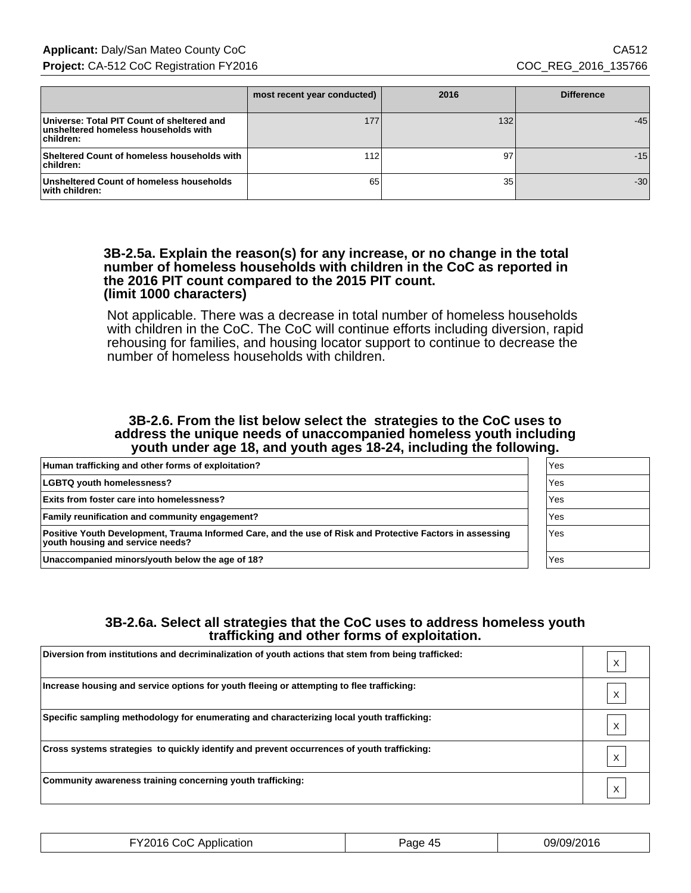| | most recent year conducted) | 2016 | Difference |
|---|---|---|---|
| Universe: Total PIT Count of sheltered and unsheltered homeless households with children: | 177 | 132 | -45 |
| Sheltered Count of homeless households with children: | 112 | 97 | -15 |
| Unsheltered Count of homeless households with children: | 65 | 35 | -30 |

**3B-2.5a. Explain the reason(s) for any increase, or no change in the total number of homeless households with children in the CoC as reported in the 2016 PIT count compared to the 2015 PIT count. (limit 1000 characters)**

Not applicable. There was a decrease in total number of homeless households with children in the CoC. The CoC will continue efforts including diversion, rapid rehousing for families, and housing locator support to continue to decrease the number of homeless households with children.

**3B-2.6. From the list below select the strategies to the CoC uses to address the unique needs of unaccompanied homeless youth including youth under age 18, and youth ages 18-24, including the following.**

| | |
|---|---|
| Human trafficking and other forms of exploitation? | Yes |
| LGBTQ youth homelessness? | Yes |
| Exits from foster care into homelessness? | Yes |
| Family reunification and community engagement? | Yes |
| Positive Youth Development, Trauma Informed Care, and the use of Risk and Protective Factors in assessing youth housing and service needs? | Yes |
| Unaccompanied minors/youth below the age of 18? | Yes |

**3B-2.6a. Select all strategies that the CoC uses to address homeless youth trafficking and other forms of exploitation.**

| | |
|---|---|
| Diversion from institutions and decriminalization of youth actions that stem from being trafficked: | X |
| Increase housing and service options for youth fleeing or attempting to flee trafficking: | X |
| Specific sampling methodology for enumerating and characterizing local youth trafficking: | X |
| Cross systems strategies to quickly identify and prevent occurrences of youth trafficking: | X |
| Community awareness training concerning youth trafficking: | X |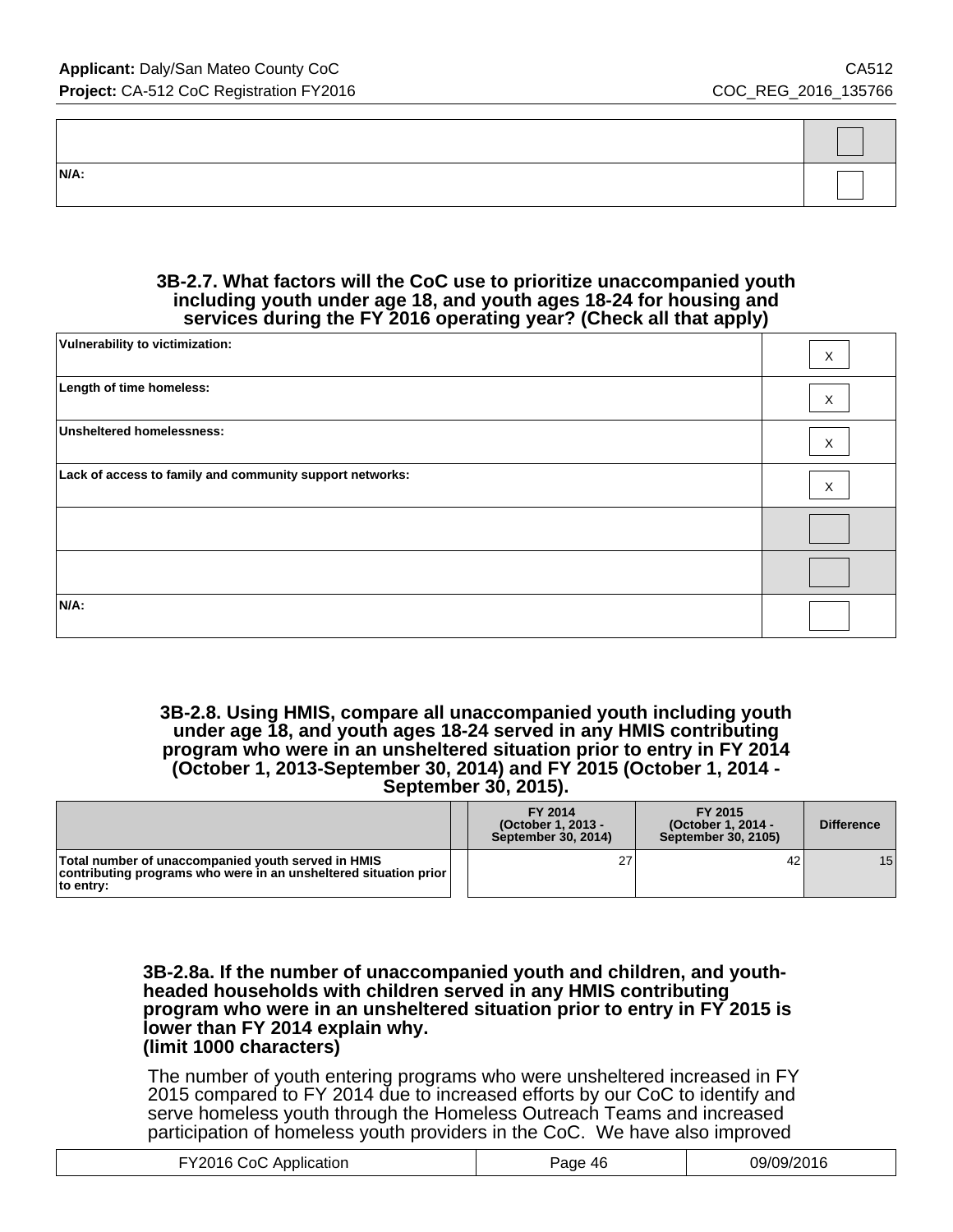| | |
|---|---|
| | |
| N/A: | |

### 3B-2.7. What factors will the CoC use to prioritize unaccompanied youth including youth under age 18, and youth ages 18-24 for housing and services during the FY 2016 operating year? (Check all that apply)

| | |
|---|---|
| Vulnerability to victimization: | X |
| Length of time homeless: | X |
| Unsheltered homelessness: | X |
| Lack of access to family and community support networks: | X |
| | |
| | |
| N/A: | |

### 3B-2.8. Using HMIS, compare all unaccompanied youth including youth under age 18, and youth ages 18-24 served in any HMIS contributing program who were in an unsheltered situation prior to entry in FY 2014 (October 1, 2013-September 30, 2014) and FY 2015 (October 1, 2014 - September 30, 2015).

| | | FY 2014 (October 1, 2013 - September 30, 2014) | FY 2015 (October 1, 2014 - September 30, 2105) | Difference |
|---|---|---|---|---|
| Total number of unaccompanied youth served in HMIS contributing programs who were in an unsheltered situation prior to entry: | | 27 | 42 | 15 |

**3B-2.8a. If the number of unaccompanied youth and children, and youth-headed households with children served in any HMIS contributing program who were in an unsheltered situation prior to entry in FY 2015 is lower than FY 2014 explain why. (limit 1000 characters)**

The number of youth entering programs who were unsheltered increased in FY 2015 compared to FY 2014 due to increased efforts by our CoC to identify and serve homeless youth through the Homeless Outreach Teams and increased participation of homeless youth providers in the CoC. We have also improved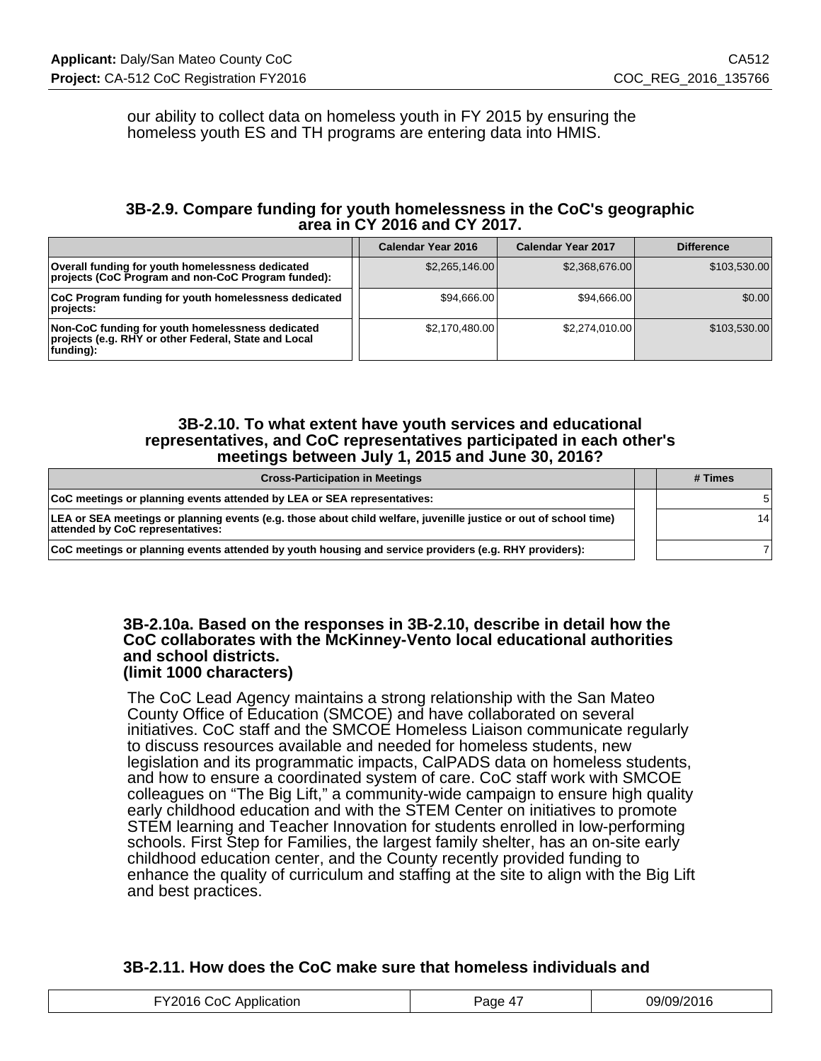our ability to collect data on homeless youth in FY 2015 by ensuring the homeless youth ES and TH programs are entering data into HMIS.

### 3B-2.9. Compare funding for youth homelessness in the CoC's geographic area in CY 2016 and CY 2017.

| | Calendar Year 2016 | Calendar Year 2017 | Difference |
|---|---|---|---|
| **Overall funding for youth homelessness dedicated projects (CoC Program and non-CoC Program funded):** | $2,265,146.00 | $2,368,676.00 | $103,530.00 |
| **CoC Program funding for youth homelessness dedicated projects:** | $94,666.00 | $94,666.00 | $0.00 |
| **Non-CoC funding for youth homelessness dedicated projects (e.g. RHY or other Federal, State and Local funding):** | $2,170,480.00 | $2,274,010.00 | $103,530.00 |

### 3B-2.10. To what extent have youth services and educational representatives, and CoC representatives participated in each other's meetings between July 1, 2015 and June 30, 2016?

| Cross-Participation in Meetings | # Times |
|---|---|
| **CoC meetings or planning events attended by LEA or SEA representatives:** | 5 |
| **LEA or SEA meetings or planning events (e.g. those about child welfare, juvenille justice or out of school time) attended by CoC representatives:** | 14 |
| **CoC meetings or planning events attended by youth housing and service providers (e.g. RHY providers):** | 7 |

### 3B-2.10a. Based on the responses in 3B-2.10, describe in detail how the CoC collaborates with the McKinney-Vento local educational authorities and school districts.
### (limit 1000 characters)

The CoC Lead Agency maintains a strong relationship with the San Mateo County Office of Education (SMCOE) and have collaborated on several initiatives. CoC staff and the SMCOE Homeless Liaison communicate regularly to discuss resources available and needed for homeless students, new legislation and its programmatic impacts, CalPADS data on homeless students, and how to ensure a coordinated system of care. CoC staff work with SMCOE colleagues on “The Big Lift,” a community-wide campaign to ensure high quality early childhood education and with the STEM Center on initiatives to promote STEM learning and Teacher Innovation for students enrolled in low-performing schools. First Step for Families, the largest family shelter, has an on-site early childhood education center, and the County recently provided funding to enhance the quality of curriculum and staffing at the site to align with the Big Lift and best practices.

### 3B-2.11. How does the CoC make sure that homeless individuals and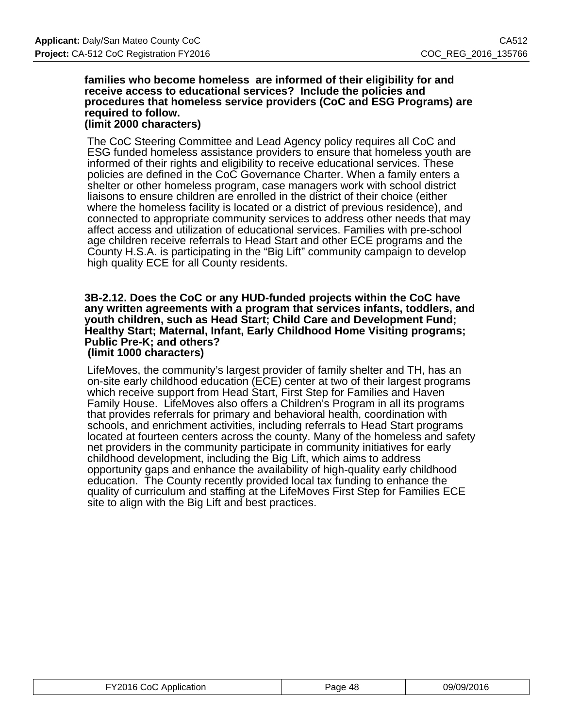**families who become homeless are informed of their eligibility for and receive access to educational services? Include the policies and procedures that homeless service providers (CoC and ESG Programs) are required to follow.**
**(limit 2000 characters)**

The CoC Steering Committee and Lead Agency policy requires all CoC and ESG funded homeless assistance providers to ensure that homeless youth are informed of their rights and eligibility to receive educational services. These policies are defined in the CoC Governance Charter. When a family enters a shelter or other homeless program, case managers work with school district liaisons to ensure children are enrolled in the district of their choice (either where the homeless facility is located or a district of previous residence), and connected to appropriate community services to address other needs that may affect access and utilization of educational services. Families with pre-school age children receive referrals to Head Start and other ECE programs and the County H.S.A. is participating in the “Big Lift” community campaign to develop high quality ECE for all County residents.

**3B-2.12. Does the CoC or any HUD-funded projects within the CoC have any written agreements with a program that services infants, toddlers, and youth children, such as Head Start; Child Care and Development Fund; Healthy Start; Maternal, Infant, Early Childhood Home Visiting programs; Public Pre-K; and others?**
**(limit 1000 characters)**

LifeMoves, the community’s largest provider of family shelter and TH, has an on-site early childhood education (ECE) center at two of their largest programs which receive support from Head Start, First Step for Families and Haven Family House. LifeMoves also offers a Children’s Program in all its programs that provides referrals for primary and behavioral health, coordination with schools, and enrichment activities, including referrals to Head Start programs located at fourteen centers across the county. Many of the homeless and safety net providers in the community participate in community initiatives for early childhood development, including the Big Lift, which aims to address opportunity gaps and enhance the availability of high-quality early childhood education. The County recently provided local tax funding to enhance the quality of curriculum and staffing at the LifeMoves First Step for Families ECE site to align with the Big Lift and best practices.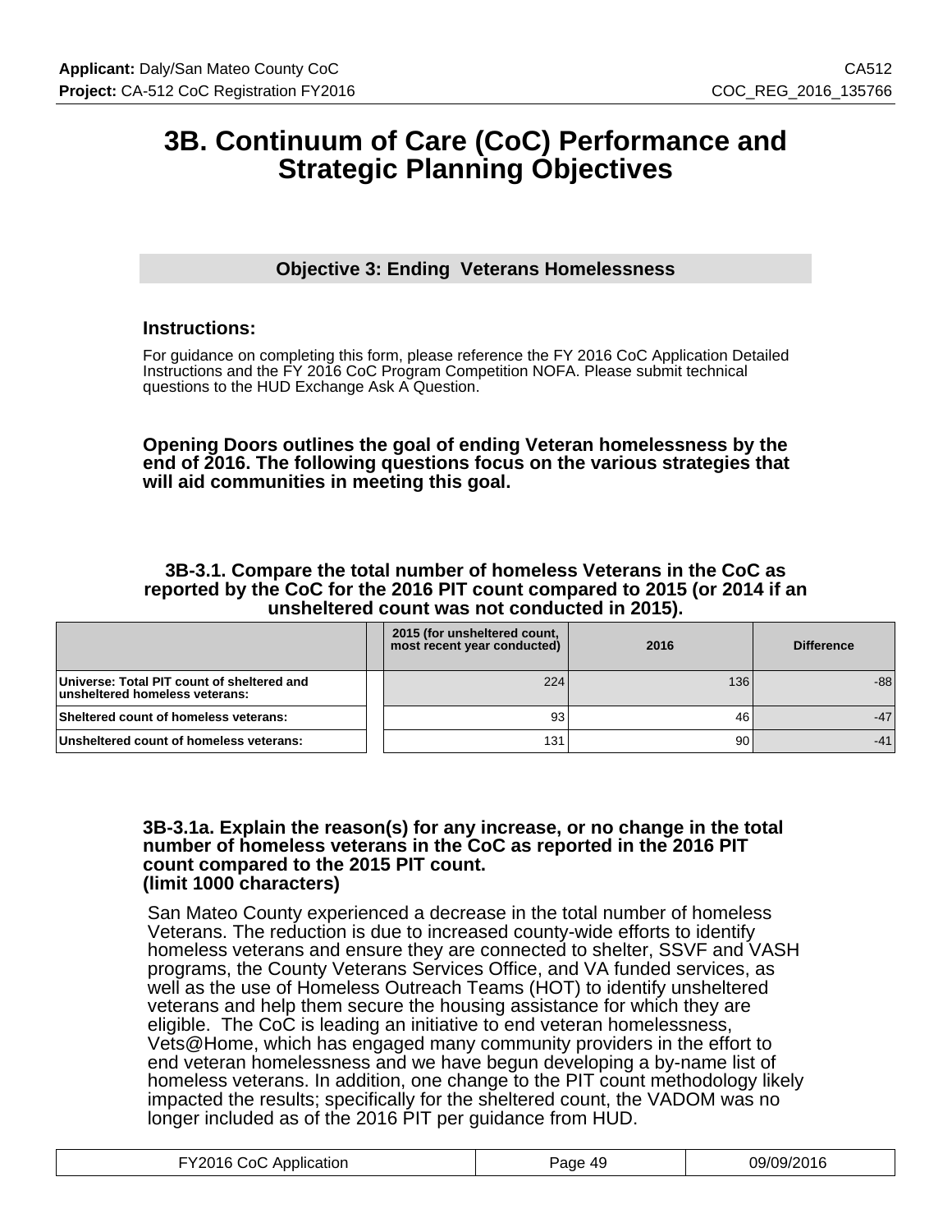# 3B. Continuum of Care (CoC) Performance and Strategic Planning Objectives

## Objective 3: Ending Veterans Homelessness

### Instructions:

For guidance on completing this form, please reference the FY 2016 CoC Application Detailed Instructions and the FY 2016 CoC Program Competition NOFA. Please submit technical questions to the HUD Exchange Ask A Question.

**Opening Doors outlines the goal of ending Veteran homelessness by the end of 2016. The following questions focus on the various strategies that will aid communities in meeting this goal.**

**3B-3.1. Compare the total number of homeless Veterans in the CoC as reported by the CoC for the 2016 PIT count compared to 2015 (or 2014 if an unsheltered count was not conducted in 2015).**

| | 2015 (for unsheltered count, most recent year conducted) | 2016 | Difference |
|---|---|---|---|
| Universe: Total PIT count of sheltered and unsheltered homeless veterans: | 224 | 136 | -88 |
| Sheltered count of homeless veterans: | 93 | 46 | -47 |
| Unsheltered count of homeless veterans: | 131 | 90 | -41 |

**3B-3.1a. Explain the reason(s) for any increase, or no change in the total number of homeless veterans in the CoC as reported in the 2016 PIT count compared to the 2015 PIT count.**
**(limit 1000 characters)**

San Mateo County experienced a decrease in the total number of homeless Veterans. The reduction is due to increased county-wide efforts to identify homeless veterans and ensure they are connected to shelter, SSVF and VASH programs, the County Veterans Services Office, and VA funded services, as well as the use of Homeless Outreach Teams (HOT) to identify unsheltered veterans and help them secure the housing assistance for which they are eligible. The CoC is leading an initiative to end veteran homelessness, Vets@Home, which has engaged many community providers in the effort to end veteran homelessness and we have begun developing a by-name list of homeless veterans. In addition, one change to the PIT count methodology likely impacted the results; specifically for the sheltered count, the VADOM was no longer included as of the 2016 PIT per guidance from HUD.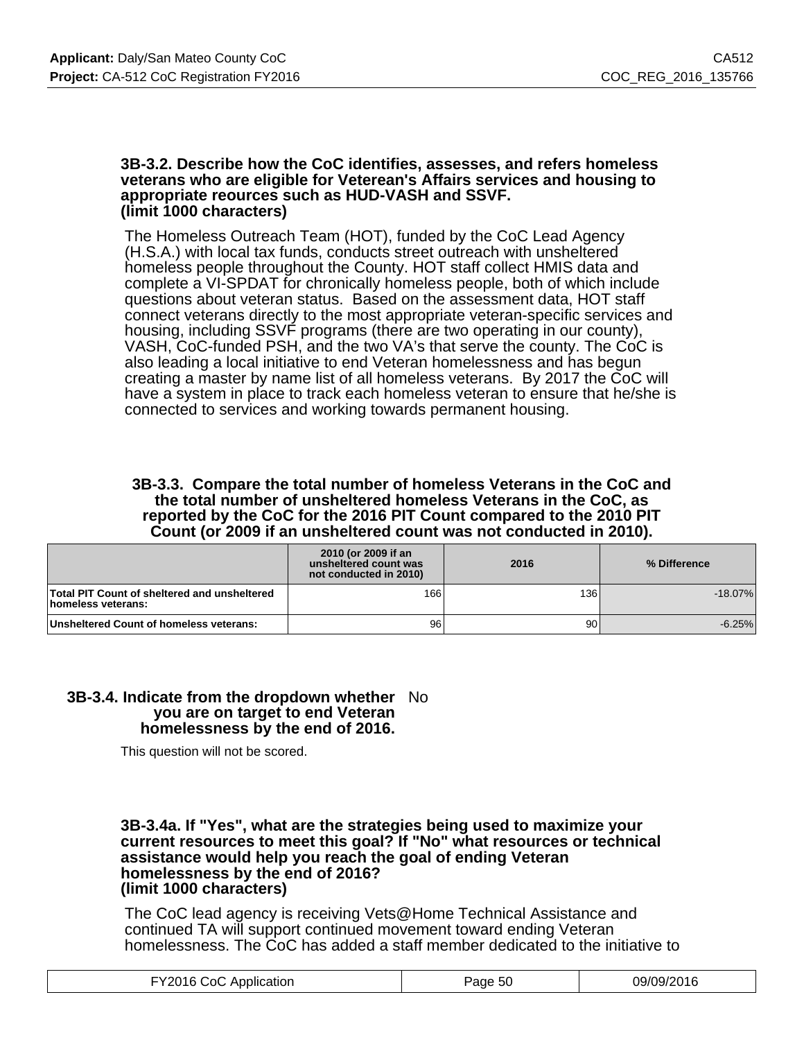### 3B-3.2. Describe how the CoC identifies, assesses, and refers homeless veterans who are eligible for Veterean's Affairs services and housing to appropriate reources such as HUD-VASH and SSVF. (limit 1000 characters)

The Homeless Outreach Team (HOT), funded by the CoC Lead Agency (H.S.A.) with local tax funds, conducts street outreach with unsheltered homeless people throughout the County. HOT staff collect HMIS data and complete a VI-SPDAT for chronically homeless people, both of which include questions about veteran status. Based on the assessment data, HOT staff connect veterans directly to the most appropriate veteran-specific services and housing, including SSVF programs (there are two operating in our county), VASH, CoC-funded PSH, and the two VA's that serve the county. The CoC is also leading a local initiative to end Veteran homelessness and has begun creating a master by name list of all homeless veterans. By 2017 the CoC will have a system in place to track each homeless veteran to ensure that he/she is connected to services and working towards permanent housing.

### 3B-3.3. Compare the total number of homeless Veterans in the CoC and the total number of unsheltered homeless Veterans in the CoC, as reported by the CoC for the 2016 PIT Count compared to the 2010 PIT Count (or 2009 if an unsheltered count was not conducted in 2010).

| | 2010 (or 2009 if an unsheltered count was not conducted in 2010) | 2016 | % Difference |
|---|---|---|---|
| Total PIT Count of sheltered and unsheltered homeless veterans: | 166 | 136 | -18.07% |
| Unsheltered Count of homeless veterans: | 96 | 90 | -6.25% |

### 3B-3.4. Indicate from the dropdown whether you are on target to end Veteran homelessness by the end of 2016.

No

This question will not be scored.

### 3B-3.4a. If "Yes", what are the strategies being used to maximize your current resources to meet this goal? If "No" what resources or technical assistance would help you reach the goal of ending Veteran homelessness by the end of 2016? (limit 1000 characters)

The CoC lead agency is receiving Vets@Home Technical Assistance and continued TA will support continued movement toward ending Veteran homelessness. The CoC has added a staff member dedicated to the initiative to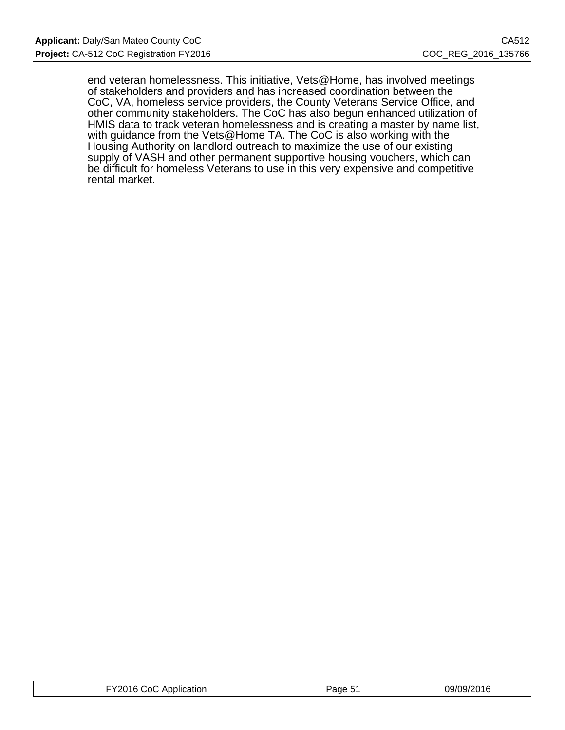end veteran homelessness. This initiative, Vets@Home, has involved meetings of stakeholders and providers and has increased coordination between the CoC, VA, homeless service providers, the County Veterans Service Office, and other community stakeholders. The CoC has also begun enhanced utilization of HMIS data to track veteran homelessness and is creating a master by name list, with guidance from the Vets@Home TA. The CoC is also working with the Housing Authority on landlord outreach to maximize the use of our existing supply of VASH and other permanent supportive housing vouchers, which can be difficult for homeless Veterans to use in this very expensive and competitive rental market.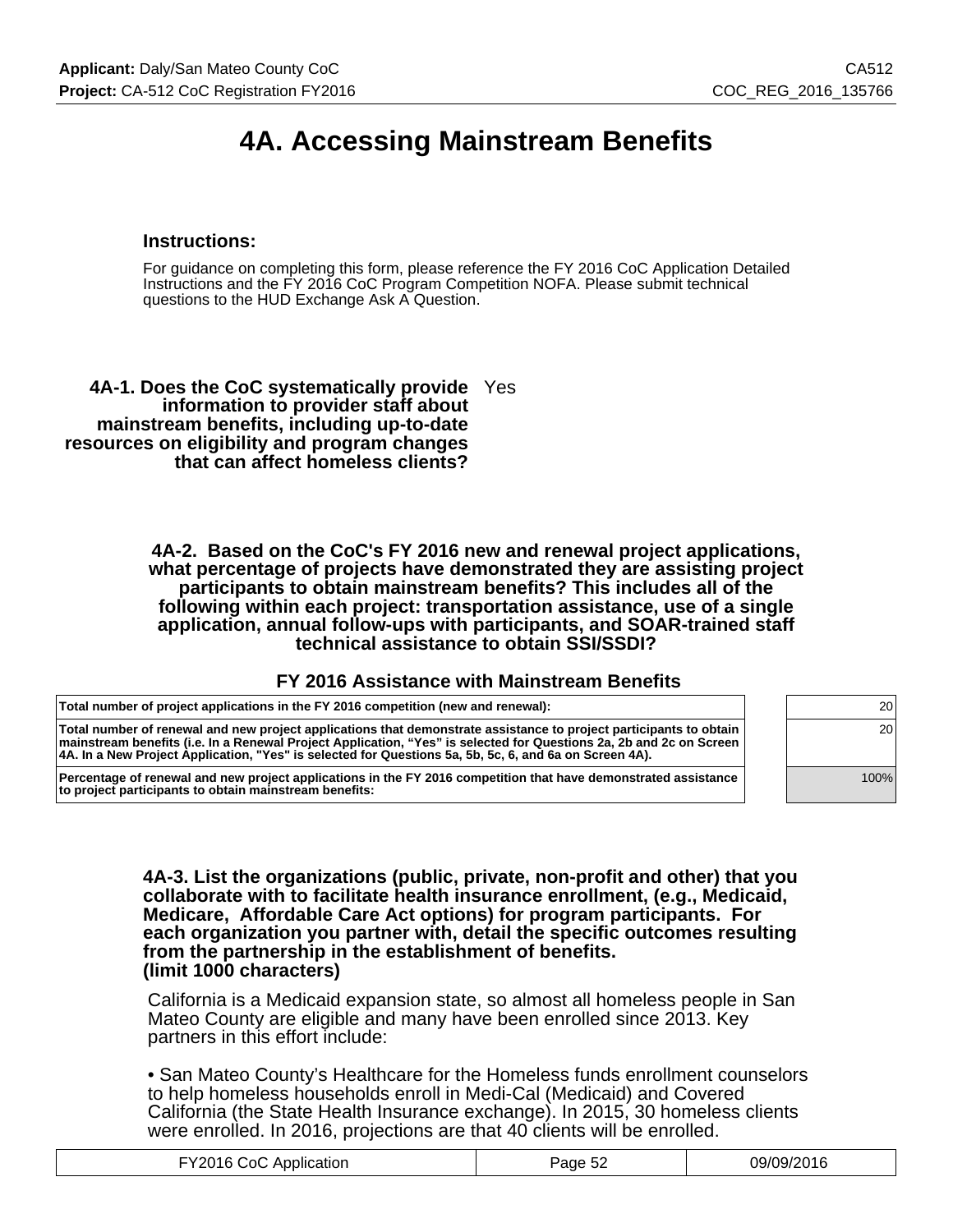# 4A. Accessing Mainstream Benefits

### Instructions:

For guidance on completing this form, please reference the FY 2016 CoC Application Detailed Instructions and the FY 2016 CoC Program Competition NOFA. Please submit technical questions to the HUD Exchange Ask A Question.

**4A-1. Does the CoC systematically provide information to provider staff about mainstream benefits, including up-to-date resources on eligibility and program changes that can affect homeless clients?** Yes

**4A-2. Based on the CoC's FY 2016 new and renewal project applications, what percentage of projects have demonstrated they are assisting project participants to obtain mainstream benefits? This includes all of the following within each project: transportation assistance, use of a single application, annual follow-ups with participants, and SOAR-trained staff technical assistance to obtain SSI/SSDI?**

**FY 2016 Assistance with Mainstream Benefits**

| | |
|---|---|
| **Total number of project applications in the FY 2016 competition (new and renewal):** | 20 |
| **Total number of renewal and new project applications that demonstrate assistance to project participants to obtain mainstream benefits (i.e. In a Renewal Project Application, "Yes" is selected for Questions 2a, 2b and 2c on Screen 4A. In a New Project Application, "Yes" is selected for Questions 5a, 5b, 5c, 6, and 6a on Screen 4A).** | 20 |
| **Percentage of renewal and new project applications in the FY 2016 competition that have demonstrated assistance to project participants to obtain mainstream benefits:** | 100% |

**4A-3. List the organizations (public, private, non-profit and other) that you collaborate with to facilitate health insurance enrollment, (e.g., Medicaid, Medicare, Affordable Care Act options) for program participants. For each organization you partner with, detail the specific outcomes resulting from the partnership in the establishment of benefits.
(limit 1000 characters)**

California is a Medicaid expansion state, so almost all homeless people in San Mateo County are eligible and many have been enrolled since 2013. Key partners in this effort include:

• San Mateo County's Healthcare for the Homeless funds enrollment counselors to help homeless households enroll in Medi-Cal (Medicaid) and Covered California (the State Health Insurance exchange). In 2015, 30 homeless clients were enrolled. In 2016, projections are that 40 clients will be enrolled.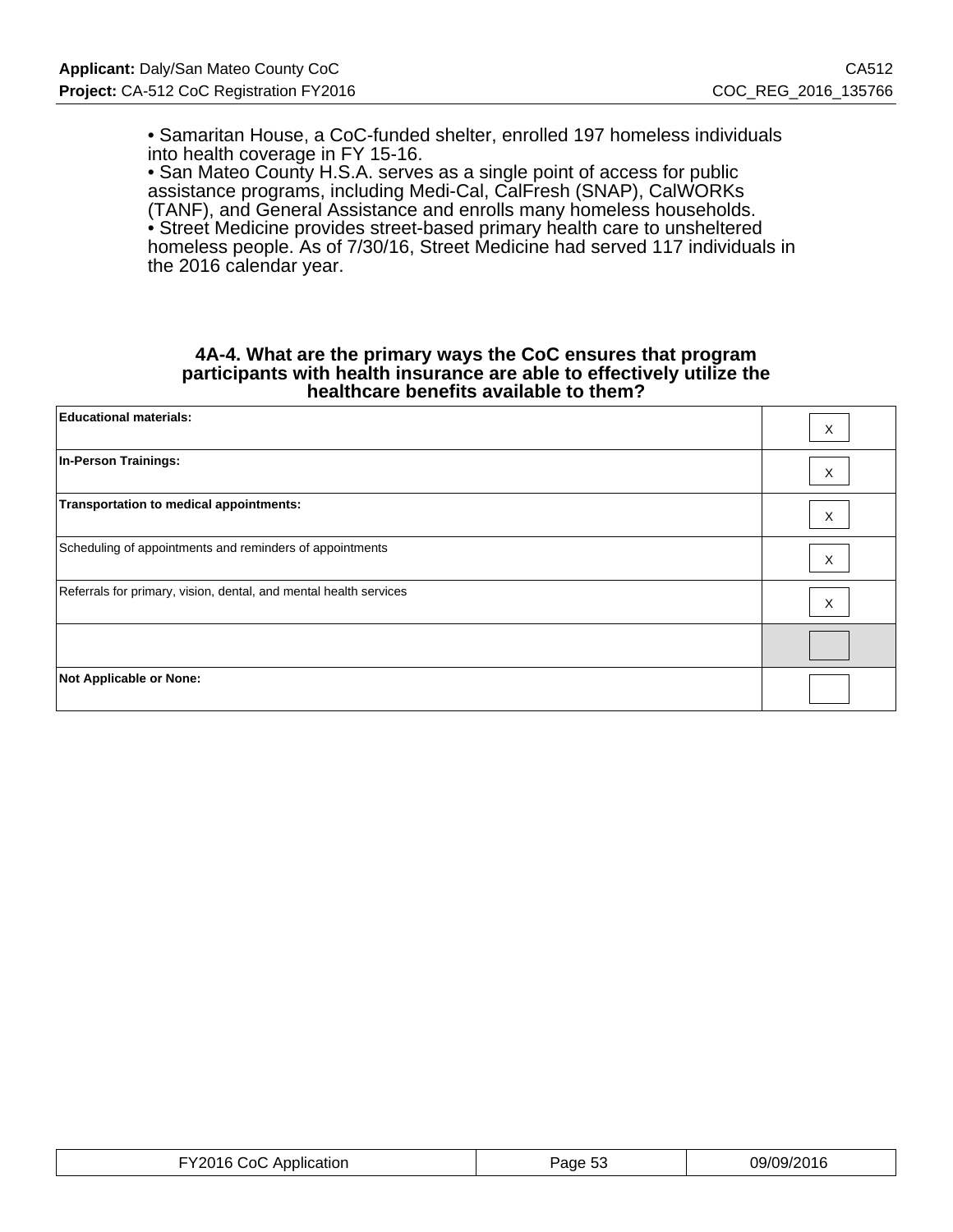• Samaritan House, a CoC-funded shelter, enrolled 197 homeless individuals into health coverage in FY 15-16.
• San Mateo County H.S.A. serves as a single point of access for public assistance programs, including Medi-Cal, CalFresh (SNAP), CalWORKs (TANF), and General Assistance and enrolls many homeless households.
• Street Medicine provides street-based primary health care to unsheltered homeless people. As of 7/30/16, Street Medicine had served 117 individuals in the 2016 calendar year.

### 4A-4. What are the primary ways the CoC ensures that program participants with health insurance are able to effectively utilize the healthcare benefits available to them?

| | |
|---|---|
| **Educational materials:** | X |
| **In-Person Trainings:** | X |
| **Transportation to medical appointments:** | X |
| Scheduling of appointments and reminders of appointments | X |
| Referrals for primary, vision, dental, and mental health services | X |
| | |
| **Not Applicable or None:** | |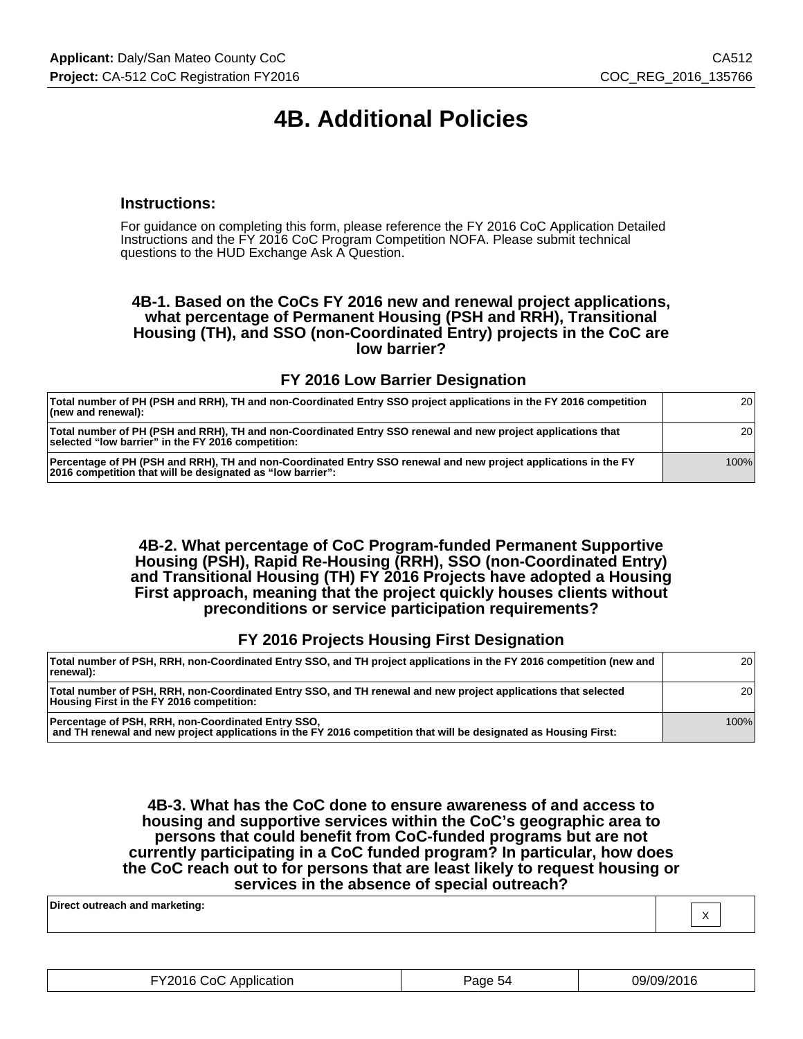# 4B. Additional Policies

### Instructions:

For guidance on completing this form, please reference the FY 2016 CoC Application Detailed Instructions and the FY 2016 CoC Program Competition NOFA. Please submit technical questions to the HUD Exchange Ask A Question.

### 4B-1. Based on the CoCs FY 2016 new and renewal project applications, what percentage of Permanent Housing (PSH and RRH), Transitional Housing (TH), and SSO (non-Coordinated Entry) projects in the CoC are low barrier?

#### FY 2016 Low Barrier Designation

| | |
|---|---|
| **Total number of PH (PSH and RRH), TH and non-Coordinated Entry SSO project applications in the FY 2016 competition (new and renewal):** | 20 |
| **Total number of PH (PSH and RRH), TH and non-Coordinated Entry SSO renewal and new project applications that selected "low barrier" in the FY 2016 competition:** | 20 |
| **Percentage of PH (PSH and RRH), TH and non-Coordinated Entry SSO renewal and new project applications in the FY 2016 competition that will be designated as "low barrier":** | 100% |

### 4B-2. What percentage of CoC Program-funded Permanent Supportive Housing (PSH), Rapid Re-Housing (RRH), SSO (non-Coordinated Entry) and Transitional Housing (TH) FY 2016 Projects have adopted a Housing First approach, meaning that the project quickly houses clients without preconditions or service participation requirements?

#### FY 2016 Projects Housing First Designation

| | |
|---|---|
| **Total number of PSH, RRH, non-Coordinated Entry SSO, and TH project applications in the FY 2016 competition (new and renewal):** | 20 |
| **Total number of PSH, RRH, non-Coordinated Entry SSO, and TH renewal and new project applications that selected Housing First in the FY 2016 competition:** | 20 |
| **Percentage of PSH, RRH, non-Coordinated Entry SSO, and TH renewal and new project applications in the FY 2016 competition that will be designated as Housing First:** | 100% |

### 4B-3. What has the CoC done to ensure awareness of and access to housing and supportive services within the CoC's geographic area to persons that could benefit from CoC-funded programs but are not currently participating in a CoC funded program? In particular, how does the CoC reach out to for persons that are least likely to request housing or services in the absence of special outreach?

| | |
|---|---|
| **Direct outreach and marketing:** | X |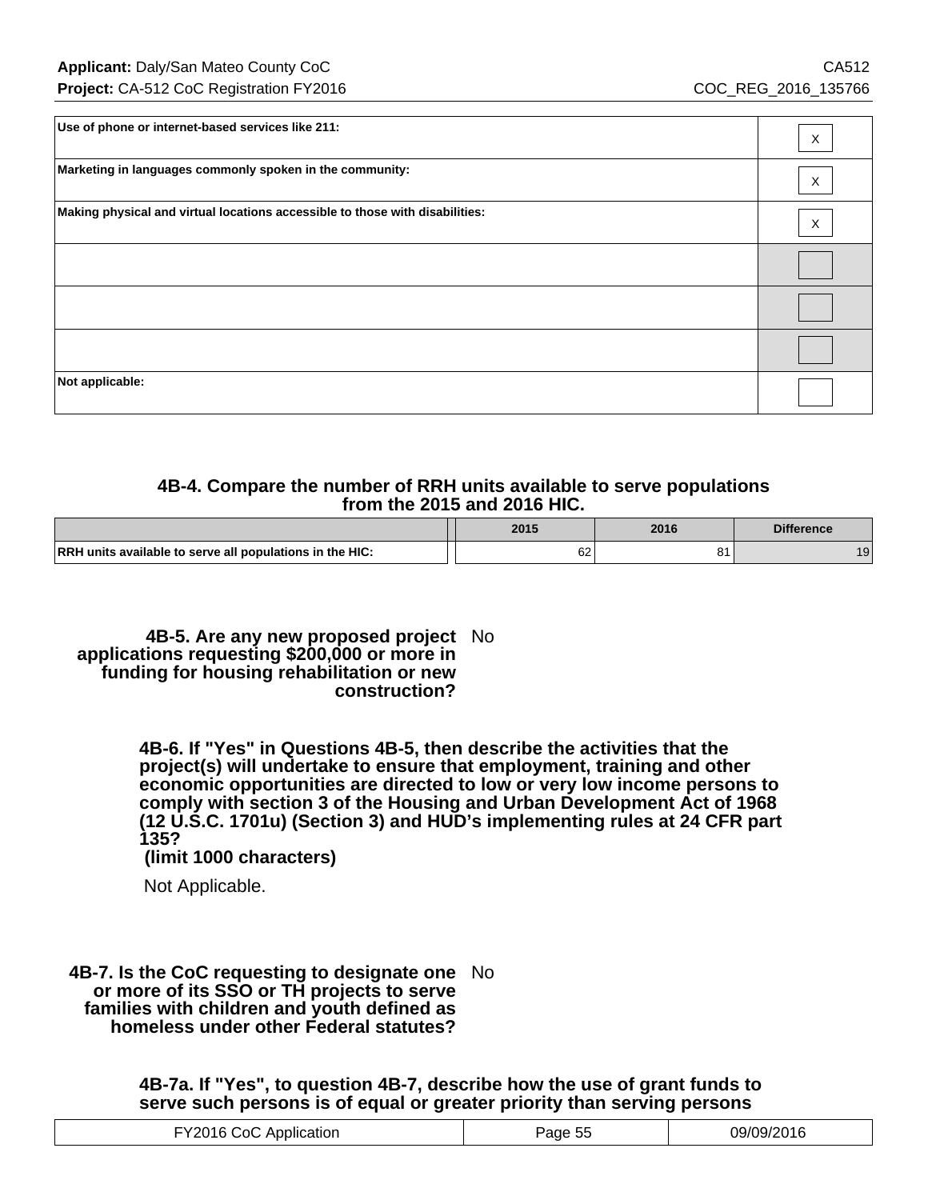| | |
|---|---|
| Use of phone or internet-based services like 211: | X |
| Marketing in languages commonly spoken in the community: | X |
| Making physical and virtual locations accessible to those with disabilities: | X |
| | |
| | |
| | |
| Not applicable: | |

### 4B-4. Compare the number of RRH units available to serve populations from the 2015 and 2016 HIC.

| | 2015 | 2016 | Difference |
|---|---|---|---|
| RRH units available to serve all populations in the HIC: | 62 | 81 | 19 |

**4B-5. Are any new proposed project applications requesting $200,000 or more in funding for housing rehabilitation or new construction?** No

**4B-6. If "Yes" in Questions 4B-5, then describe the activities that the project(s) will undertake to ensure that employment, training and other economic opportunities are directed to low or very low income persons to comply with section 3 of the Housing and Urban Development Act of 1968 (12 U.S.C. 1701u) (Section 3) and HUD's implementing rules at 24 CFR part 135?**
**(limit 1000 characters)**

Not Applicable.

**4B-7. Is the CoC requesting to designate one or more of its SSO or TH projects to serve families with children and youth defined as homeless under other Federal statutes?** No

**4B-7a. If "Yes", to question 4B-7, describe how the use of grant funds to serve such persons is of equal or greater priority than serving persons**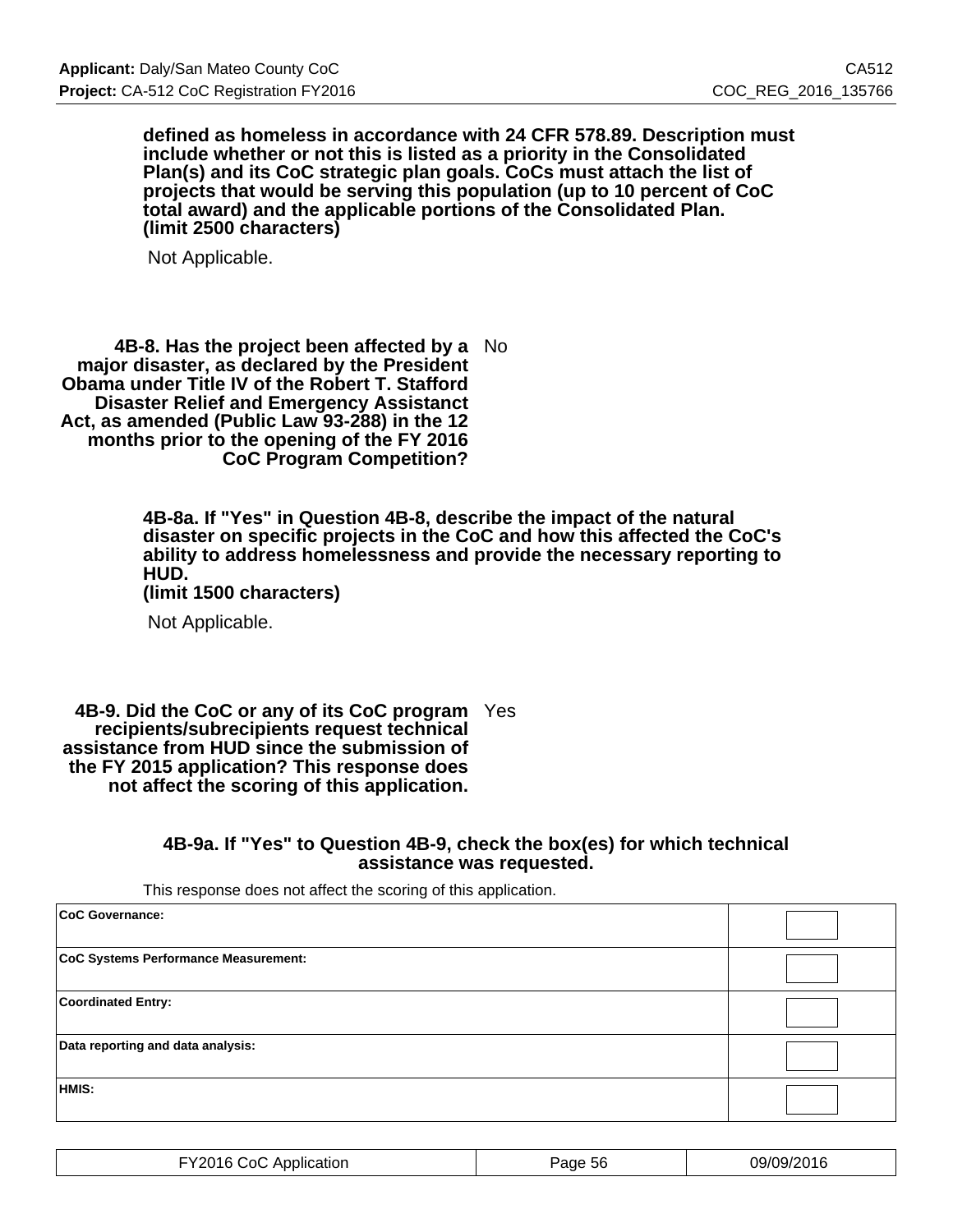**defined as homeless in accordance with 24 CFR 578.89. Description must include whether or not this is listed as a priority in the Consolidated Plan(s) and its CoC strategic plan goals. CoCs must attach the list of projects that would be serving this population (up to 10 percent of CoC total award) and the applicable portions of the Consolidated Plan. (limit 2500 characters)**

Not Applicable.

**4B-8. Has the project been affected by a major disaster, as declared by the President Obama under Title IV of the Robert T. Stafford Disaster Relief and Emergency Assistanct Act, as amended (Public Law 93-288) in the 12 months prior to the opening of the FY 2016 CoC Program Competition?** No

**4B-8a. If "Yes" in Question 4B-8, describe the impact of the natural disaster on specific projects in the CoC and how this affected the CoC's ability to address homelessness and provide the necessary reporting to HUD. (limit 1500 characters)**

Not Applicable.

**4B-9. Did the CoC or any of its CoC program recipients/subrecipients request technical assistance from HUD since the submission of the FY 2015 application? This response does not affect the scoring of this application.** Yes

**4B-9a. If "Yes" to Question 4B-9, check the box(es) for which technical assistance was requested.**

This response does not affect the scoring of this application.

| | |
|---|---|
| **CoC Governance:** | |
| **CoC Systems Performance Measurement:** | |
| **Coordinated Entry:** | |
| **Data reporting and data analysis:** | |
| **HMIS:** | |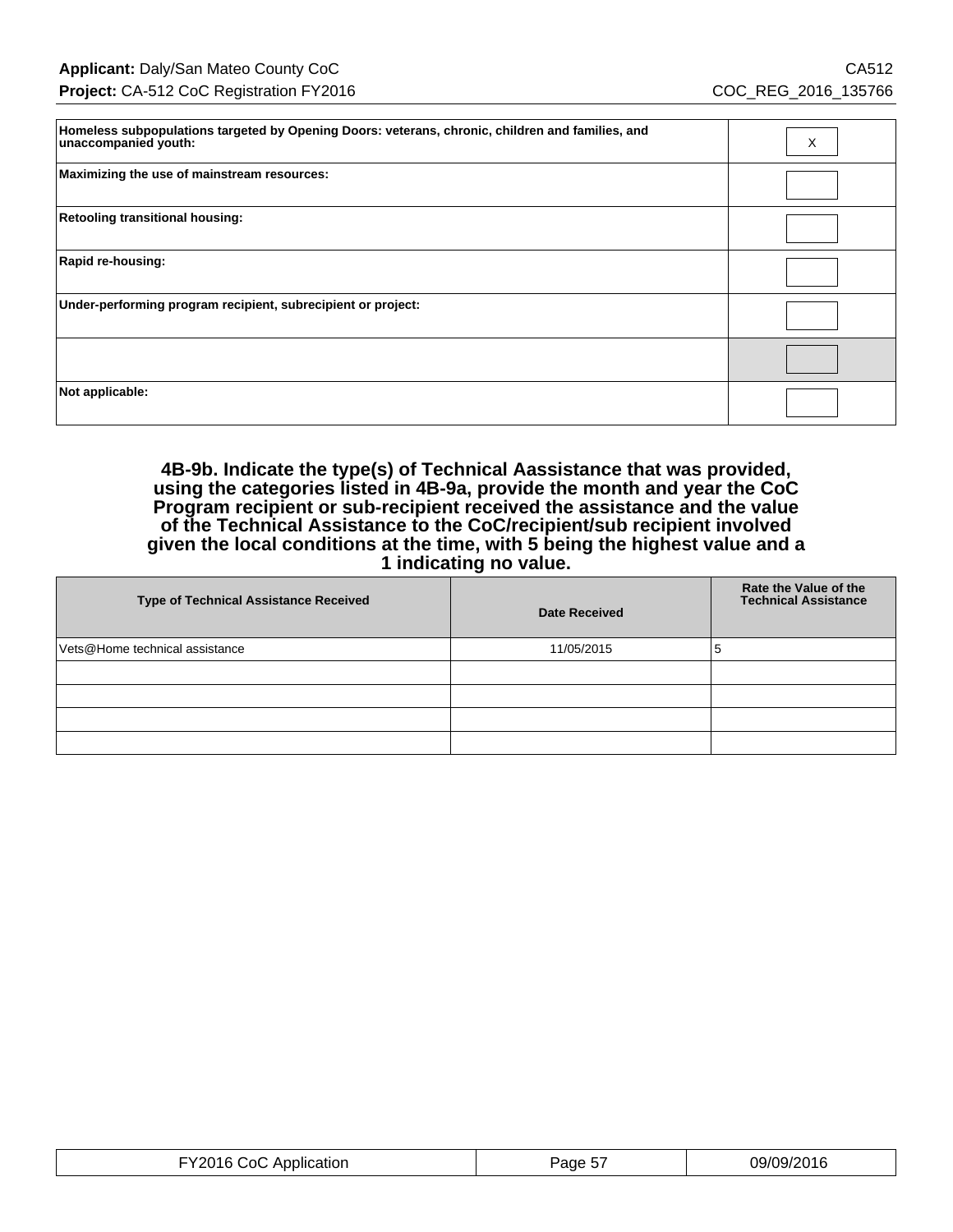| | |
|---|---|
| **Homeless subpopulations targeted by Opening Doors: veterans, chronic, children and families, and unaccompanied youth:** | X |
| **Maximizing the use of mainstream resources:** | |
| **Retooling transitional housing:** | |
| **Rapid re-housing:** | |
| **Under-performing program recipient, subrecipient or project:** | |
| | |
| **Not applicable:** | |

### 4B-9b. Indicate the type(s) of Technical Aassistance that was provided, using the categories listed in 4B-9a, provide the month and year the CoC Program recipient or sub-recipient received the assistance and the value of the Technical Assistance to the CoC/recipient/sub recipient involved given the local conditions at the time, with 5 being the highest value and a 1 indicating no value.

| Type of Technical Assistance Received | Date Received | Rate the Value of the Technical Assistance |
|---|---|---|
| Vets@Home technical assistance | 11/05/2015 | 5 |
| | | |
| | | |
| | | |
| | | |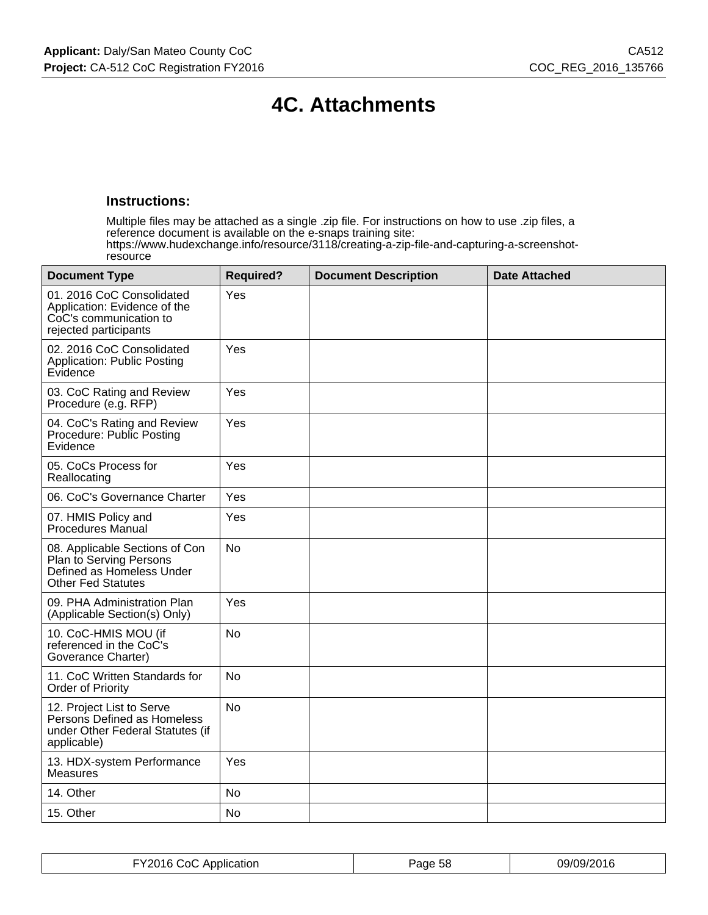# 4C. Attachments

### Instructions:

Multiple files may be attached as a single .zip file. For instructions on how to use .zip files, a reference document is available on the e-snaps training site: https://www.hudexchange.info/resource/3118/creating-a-zip-file-and-capturing-a-screenshot-resource

| Document Type | Required? | Document Description | Date Attached |
|---|---|---|---|
| 01. 2016 CoC Consolidated Application: Evidence of the CoC's communication to rejected participants | Yes | | |
| 02. 2016 CoC Consolidated Application: Public Posting Evidence | Yes | | |
| 03. CoC Rating and Review Procedure (e.g. RFP) | Yes | | |
| 04. CoC's Rating and Review Procedure: Public Posting Evidence | Yes | | |
| 05. CoCs Process for Reallocating | Yes | | |
| 06. CoC's Governance Charter | Yes | | |
| 07. HMIS Policy and Procedures Manual | Yes | | |
| 08. Applicable Sections of Con Plan to Serving Persons Defined as Homeless Under Other Fed Statutes | No | | |
| 09. PHA Administration Plan (Applicable Section(s) Only) | Yes | | |
| 10. CoC-HMIS MOU (if referenced in the CoC's Goverance Charter) | No | | |
| 11. CoC Written Standards for Order of Priority | No | | |
| 12. Project List to Serve Persons Defined as Homeless under Other Federal Statutes (if applicable) | No | | |
| 13. HDX-system Performance Measures | Yes | | |
| 14. Other | No | | |
| 15. Other | No | | |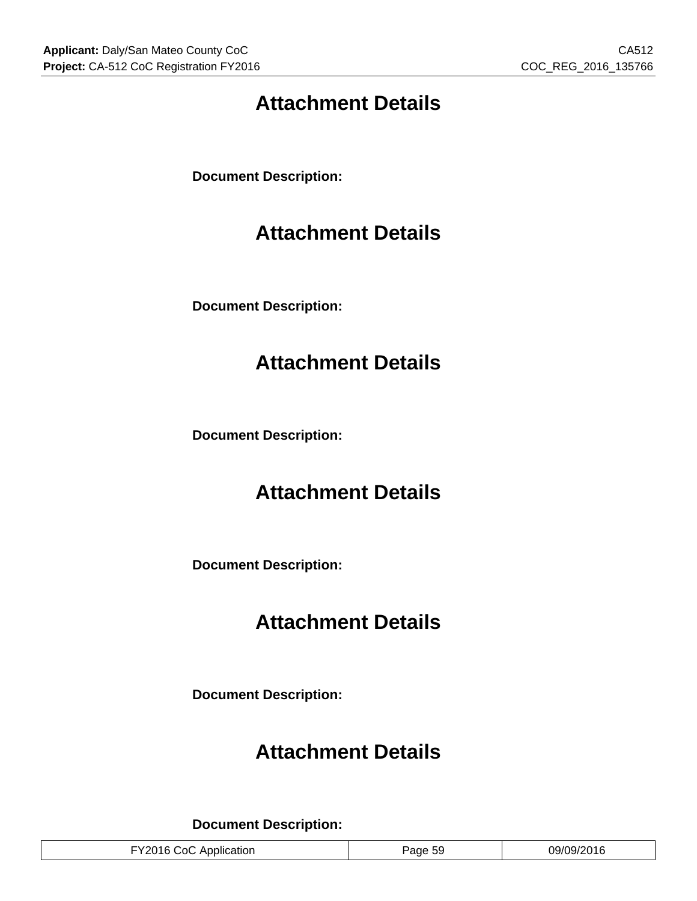# Attachment Details

**Document Description:**

# Attachment Details

**Document Description:**

# Attachment Details

**Document Description:**

# Attachment Details

**Document Description:**

# Attachment Details

**Document Description:**

# Attachment Details

**Document Description:**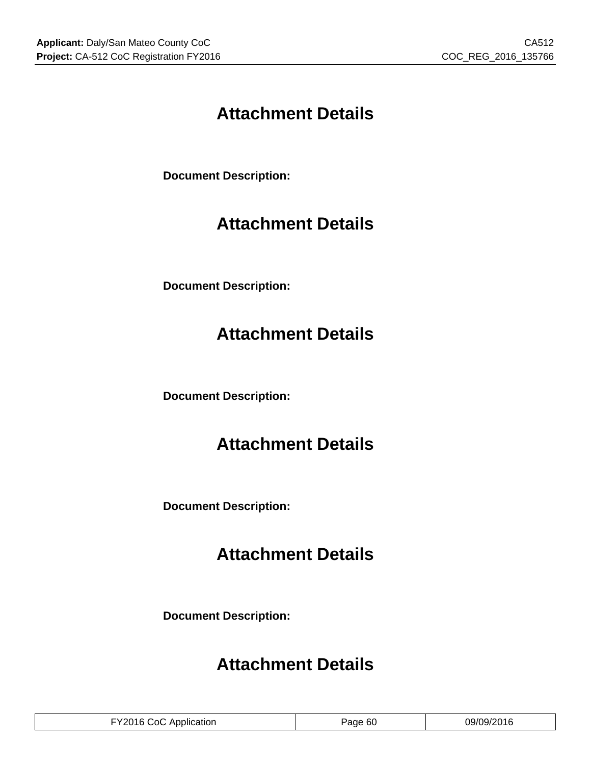# Attachment Details

**Document Description:**

# Attachment Details

**Document Description:**

# Attachment Details

**Document Description:**

# Attachment Details

**Document Description:**

# Attachment Details

**Document Description:**

# Attachment Details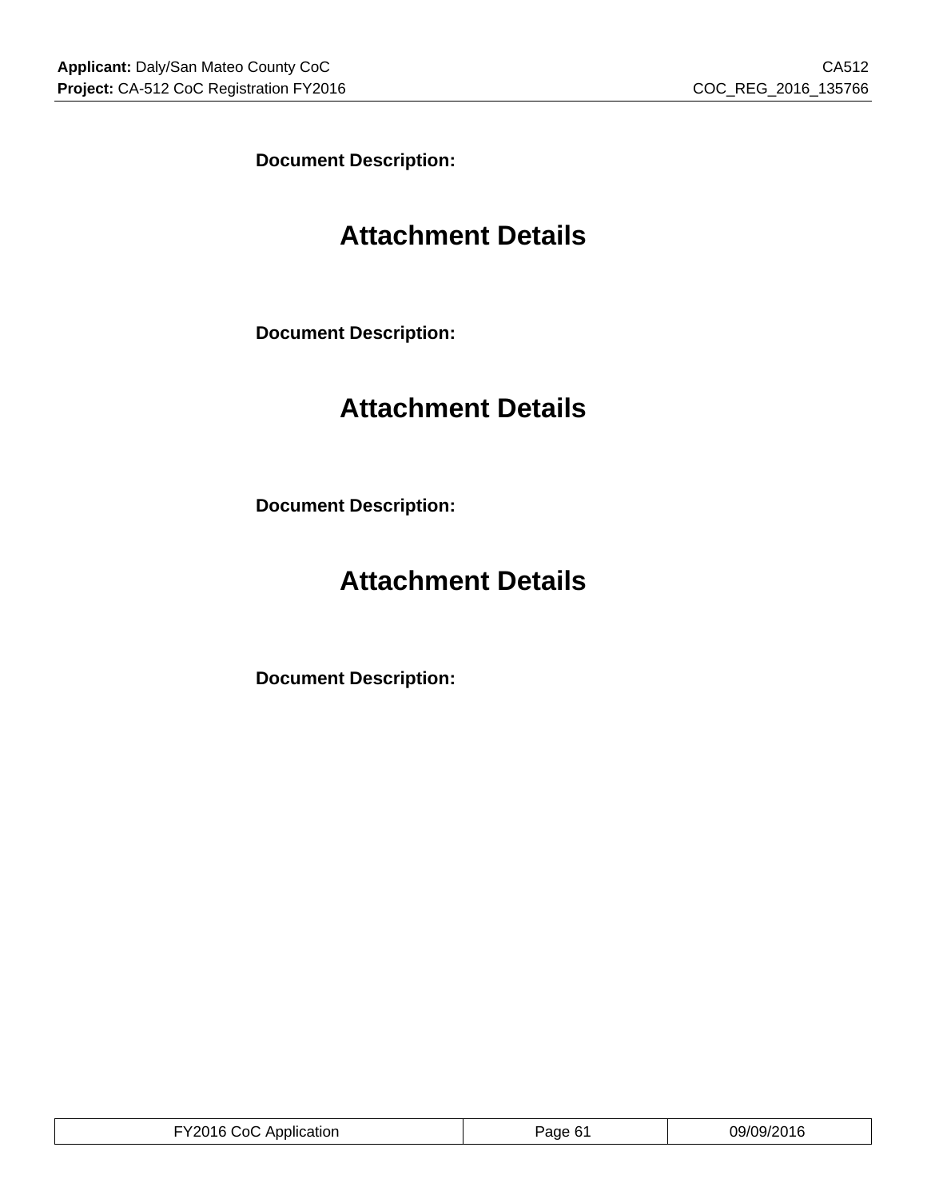**Document Description:**

# Attachment Details

**Document Description:**

# Attachment Details

**Document Description:**

# Attachment Details

**Document Description:**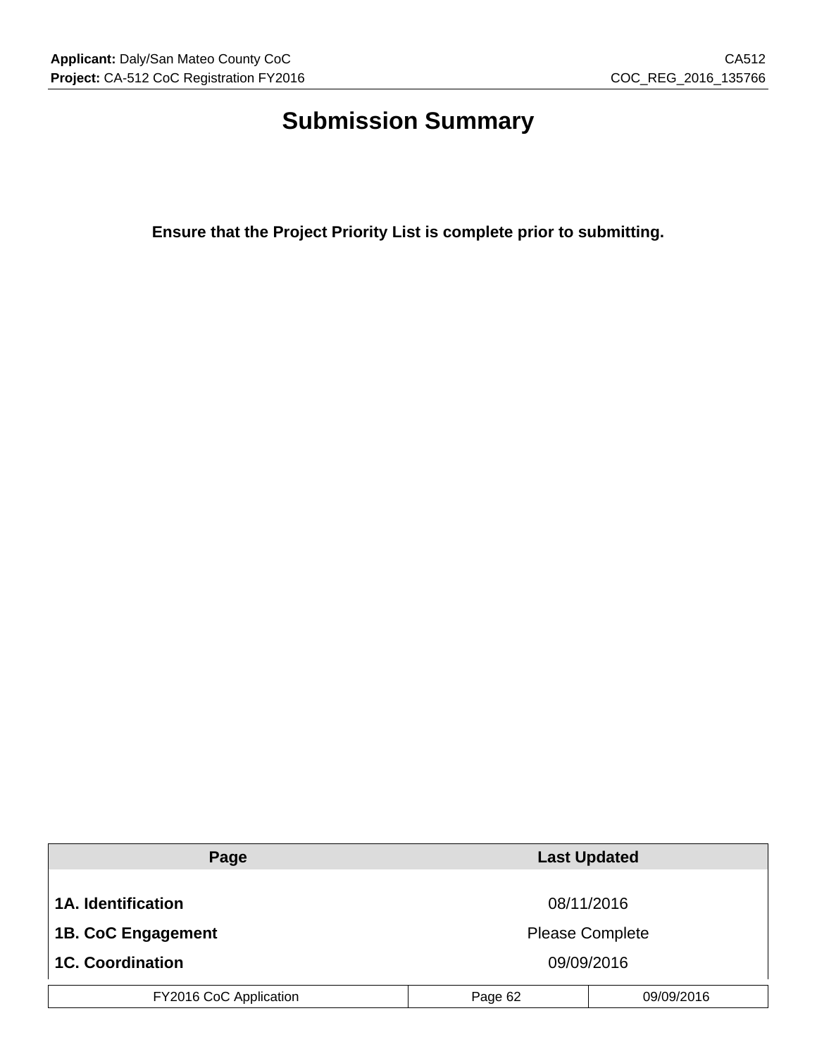# Submission Summary

**Ensure that the Project Priority List is complete prior to submitting.**

| Page | Last Updated |
|---|---|
| **1A. Identification** | 08/11/2016 |
| **1B. CoC Engagement** | Please Complete |
| **1C. Coordination** | 09/09/2016 |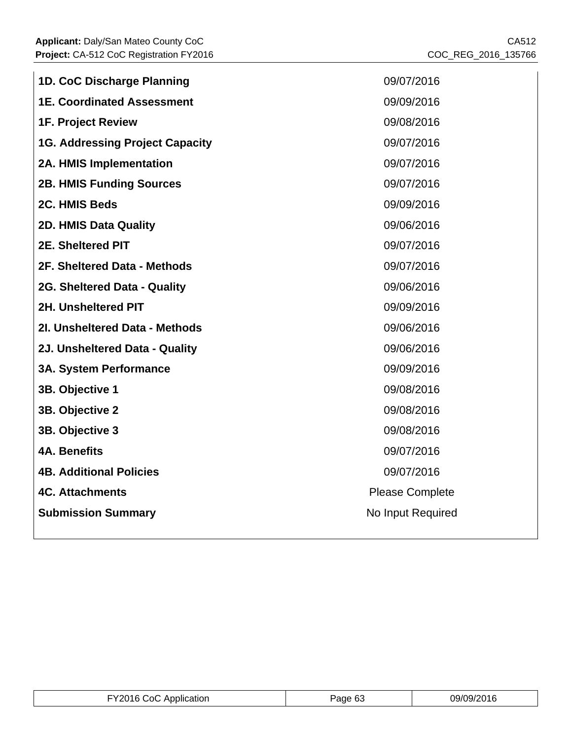| | |
|---|---|
| **1D. CoC Discharge Planning** | 09/07/2016 |
| **1E. Coordinated Assessment** | 09/09/2016 |
| **1F. Project Review** | 09/08/2016 |
| **1G. Addressing Project Capacity** | 09/07/2016 |
| **2A. HMIS Implementation** | 09/07/2016 |
| **2B. HMIS Funding Sources** | 09/07/2016 |
| **2C. HMIS Beds** | 09/09/2016 |
| **2D. HMIS Data Quality** | 09/06/2016 |
| **2E. Sheltered PIT** | 09/07/2016 |
| **2F. Sheltered Data - Methods** | 09/07/2016 |
| **2G. Sheltered Data - Quality** | 09/06/2016 |
| **2H. Unsheltered PIT** | 09/09/2016 |
| **2I. Unsheltered Data - Methods** | 09/06/2016 |
| **2J. Unsheltered Data - Quality** | 09/06/2016 |
| **3A. System Performance** | 09/09/2016 |
| **3B. Objective 1** | 09/08/2016 |
| **3B. Objective 2** | 09/08/2016 |
| **3B. Objective 3** | 09/08/2016 |
| **4A. Benefits** | 09/07/2016 |
| **4B. Additional Policies** | 09/07/2016 |
| **4C. Attachments** | Please Complete |
| **Submission Summary** | No Input Required |